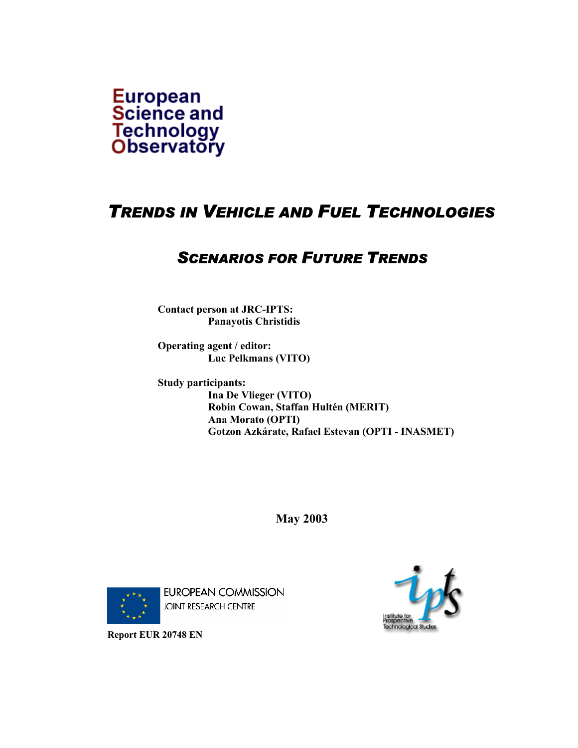European
Science and
Technology
Observatory

# TRENDS IN VEHICLE AND FUEL TECHNOLOGIES

## SCENARIOS FOR FUTURE TRENDS

**Contact person at JRC-IPTS:**
**Panayotis Christidis**

**Operating agent / editor:**
**Luc Pelkmans (VITO)**

**Study participants:**
**Ina De Vlieger (VITO)**
**Robin Cowan, Staffan Hultén (MERIT)**
**Ana Morato (OPTI)**
**Gotzon Azkárate, Rafael Estevan (OPTI - INASMET)**

**May 2003**

EUROPEAN COMMISSION
JOINT RESEARCH CENTRE

**Report EUR 20748 EN**

Institute for Prospective Technological Studies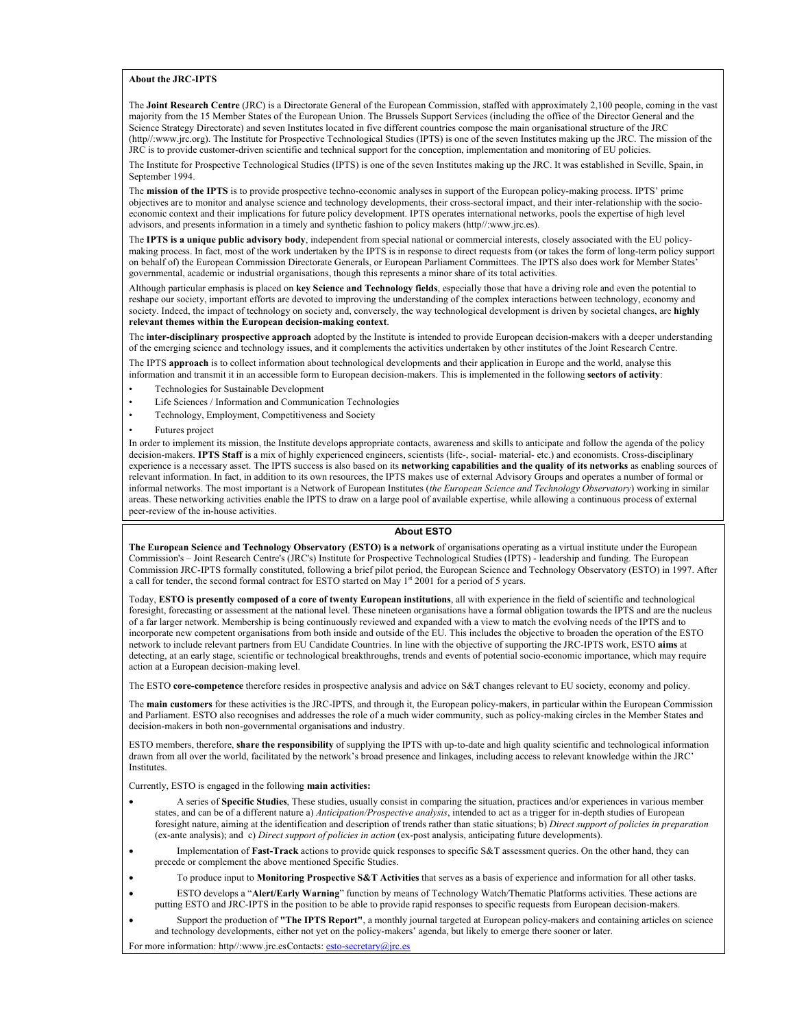**About the JRC-IPTS**

The **Joint Research Centre** (JRC) is a Directorate General of the European Commission, staffed with approximately 2,100 people, coming in the vast majority from the 15 Member States of the European Union. The Brussels Support Services (including the office of the Director General and the Science Strategy Directorate) and seven Institutes located in five different countries compose the main organisational structure of the JRC (http//:www.jrc.org). The Institute for Prospective Technological Studies (IPTS) is one of the seven Institutes making up the JRC. The mission of the JRC is to provide customer-driven scientific and technical support for the conception, implementation and monitoring of EU policies.

The Institute for Prospective Technological Studies (IPTS) is one of the seven Institutes making up the JRC. It was established in Seville, Spain, in September 1994.

The **mission of the IPTS** is to provide prospective techno-economic analyses in support of the European policy-making process. IPTS' prime objectives are to monitor and analyse science and technology developments, their cross-sectoral impact, and their inter-relationship with the socio-economic context and their implications for future policy development. IPTS operates international networks, pools the expertise of high level advisors, and presents information in a timely and synthetic fashion to policy makers (http//:www.jrc.es).

The **IPTS is a unique public advisory body**, independent from special national or commercial interests, closely associated with the EU policy-making process. In fact, most of the work undertaken by the IPTS is in response to direct requests from (or takes the form of long-term policy support on behalf of) the European Commission Directorate Generals, or European Parliament Committees. The IPTS also does work for Member States' governmental, academic or industrial organisations, though this represents a minor share of its total activities.

Although particular emphasis is placed on **key Science and Technology fields**, especially those that have a driving role and even the potential to reshape our society, important efforts are devoted to improving the understanding of the complex interactions between technology, economy and society. Indeed, the impact of technology on society and, conversely, the way technological development is driven by societal changes, are **highly relevant themes within the European decision-making context**.

The **inter-disciplinary prospective approach** adopted by the Institute is intended to provide European decision-makers with a deeper understanding of the emerging science and technology issues, and it complements the activities undertaken by other institutes of the Joint Research Centre.

The IPTS **approach** is to collect information about technological developments and their application in Europe and the world, analyse this information and transmit it in an accessible form to European decision-makers. This is implemented in the following **sectors of activity**:

- Technologies for Sustainable Development
- Life Sciences / Information and Communication Technologies
- Technology, Employment, Competitiveness and Society
- Futures project

In order to implement its mission, the Institute develops appropriate contacts, awareness and skills to anticipate and follow the agenda of the policy decision-makers. **IPTS Staff** is a mix of highly experienced engineers, scientists (life-, social- material- etc.) and economists. Cross-disciplinary experience is a necessary asset. The IPTS success is also based on its **networking capabilities and the quality of its networks** as enabling sources of relevant information. In fact, in addition to its own resources, the IPTS makes use of external Advisory Groups and operates a number of formal or informal networks. The most important is a Network of European Institutes (*the European Science and Technology Observatory*) working in similar areas. These networking activities enable the IPTS to draw on a large pool of available expertise, while allowing a continuous process of external peer-review of the in-house activities.

## About ESTO

**The European Science and Technology Observatory (ESTO) is a network** of organisations operating as a virtual institute under the European Commission's – Joint Research Centre's (JRC's) Institute for Prospective Technological Studies (IPTS) - leadership and funding. The European Commission JRC-IPTS formally constituted, following a brief pilot period, the European Science and Technology Observatory (ESTO) in 1997. After a call for tender, the second formal contract for ESTO started on May 1st 2001 for a period of 5 years.

Today, **ESTO is presently composed of a core of twenty European institutions**, all with experience in the field of scientific and technological foresight, forecasting or assessment at the national level. These nineteen organisations have a formal obligation towards the IPTS and are the nucleus of a far larger network. Membership is being continuously reviewed and expanded with a view to match the evolving needs of the IPTS and to incorporate new competent organisations from both inside and outside of the EU. This includes the objective to broaden the operation of the ESTO network to include relevant partners from EU Candidate Countries. In line with the objective of supporting the JRC-IPTS work, ESTO **aims** at detecting, at an early stage, scientific or technological breakthroughs, trends and events of potential socio-economic importance, which may require action at a European decision-making level.

The ESTO **core-competence** therefore resides in prospective analysis and advice on S&T changes relevant to EU society, economy and policy.

The **main customers** for these activities is the JRC-IPTS, and through it, the European policy-makers, in particular within the European Commission and Parliament. ESTO also recognises and addresses the role of a much wider community, such as policy-making circles in the Member States and decision-makers in both non-governmental organisations and industry.

ESTO members, therefore, **share the responsibility** of supplying the IPTS with up-to-date and high quality scientific and technological information drawn from all over the world, facilitated by the network's broad presence and linkages, including access to relevant knowledge within the JRC' Institutes.

Currently, ESTO is engaged in the following **main activities:**

- A series of **Specific Studies**, These studies, usually consist in comparing the situation, practices and/or experiences in various member states, and can be of a different nature a) *Anticipation/Prospective analysis*, intended to act as a trigger for in-depth studies of European foresight nature, aiming at the identification and description of trends rather than static situations; b) *Direct support of policies in preparation* (ex-ante analysis); and c) *Direct support of policies in action* (ex-post analysis, anticipating future developments).
- Implementation of **Fast-Track** actions to provide quick responses to specific S&T assessment queries. On the other hand, they can precede or complement the above mentioned Specific Studies.
- To produce input to **Monitoring Prospective S&T Activities** that serves as a basis of experience and information for all other tasks.
- ESTO develops a "**Alert/Early Warning**" function by means of Technology Watch/Thematic Platforms activities. These actions are putting ESTO and JRC-IPTS in the position to be able to provide rapid responses to specific requests from European decision-makers.
- Support the production of **"The IPTS Report"**, a monthly journal targeted at European policy-makers and containing articles on science and technology developments, either not yet on the policy-makers' agenda, but likely to emerge there sooner or later.

For more information: http//:www.jrc.esContacts: esto-secretary@jrc.es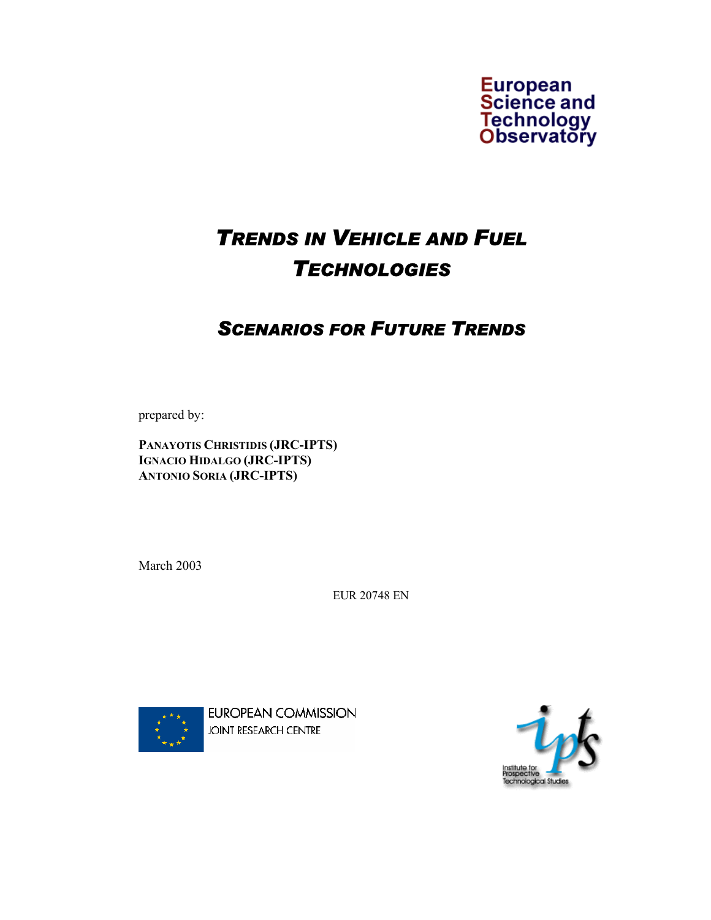European Science and Technology Observatory

# *TRENDS IN VEHICLE AND FUEL TECHNOLOGIES*

## *SCENARIOS FOR FUTURE TRENDS*

prepared by:

**PANAYOTIS CHRISTIDIS (JRC-IPTS)**
**IGNACIO HIDALGO (JRC-IPTS)**
**ANTONIO SORIA (JRC-IPTS)**

March 2003

EUR 20748 EN

EUROPEAN COMMISSION
JOINT RESEARCH CENTRE

Institute for Prospective Technological Studies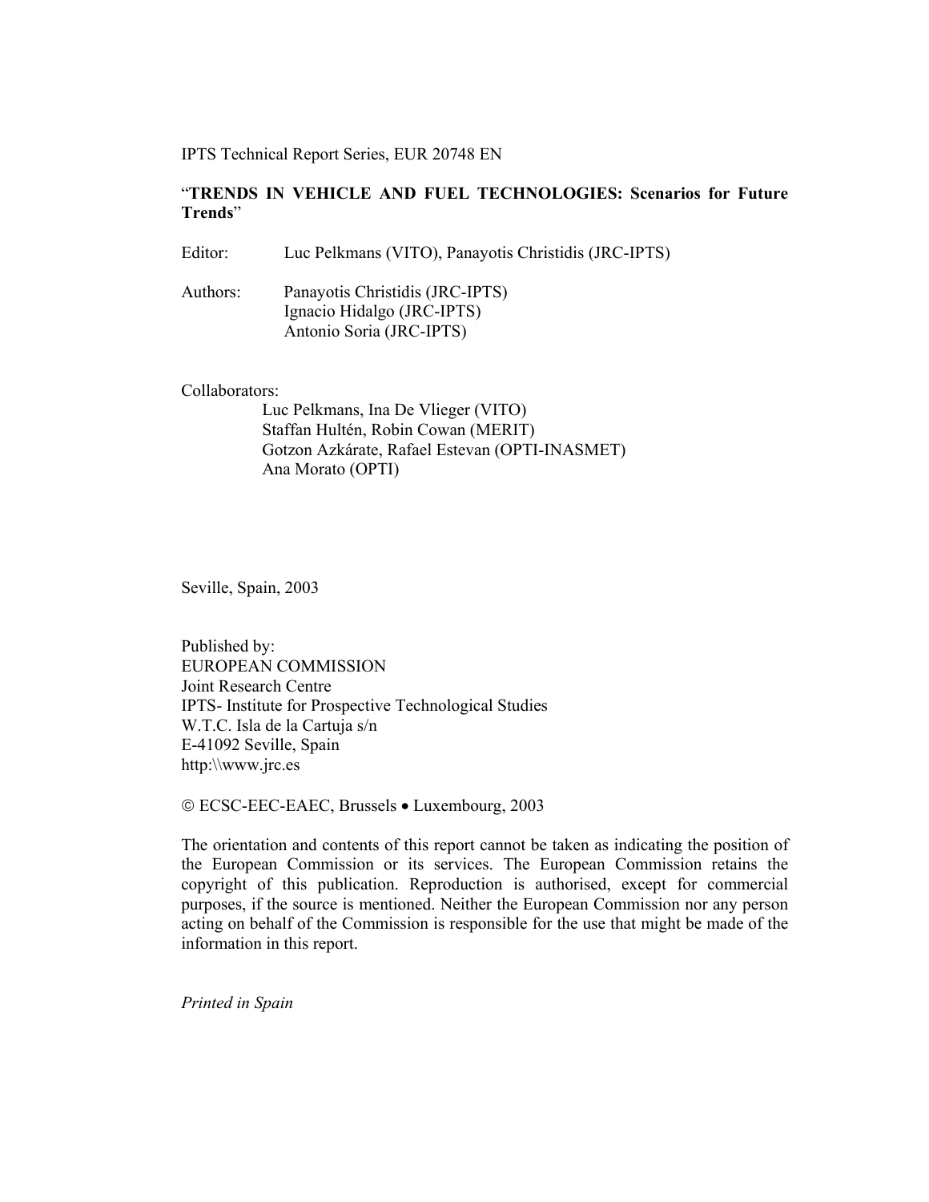IPTS Technical Report Series, EUR 20748 EN

"**TRENDS IN VEHICLE AND FUEL TECHNOLOGIES: Scenarios for Future Trends**"

Editor: Luc Pelkmans (VITO), Panayotis Christidis (JRC-IPTS)

Authors: Panayotis Christidis (JRC-IPTS)
Ignacio Hidalgo (JRC-IPTS)
Antonio Soria (JRC-IPTS)

Collaborators:
Luc Pelkmans, Ina De Vlieger (VITO)
Staffan Hultén, Robin Cowan (MERIT)
Gotzon Azkárate, Rafael Estevan (OPTI-INASMET)
Ana Morato (OPTI)

Seville, Spain, 2003

Published by:
EUROPEAN COMMISSION
Joint Research Centre
IPTS- Institute for Prospective Technological Studies
W.T.C. Isla de la Cartuja s/n
E-41092 Seville, Spain
http:\\www.jrc.es

© ECSC-EEC-EAEC, Brussels • Luxembourg, 2003

The orientation and contents of this report cannot be taken as indicating the position of the European Commission or its services. The European Commission retains the copyright of this publication. Reproduction is authorised, except for commercial purposes, if the source is mentioned. Neither the European Commission nor any person acting on behalf of the Commission is responsible for the use that might be made of the information in this report.

*Printed in Spain*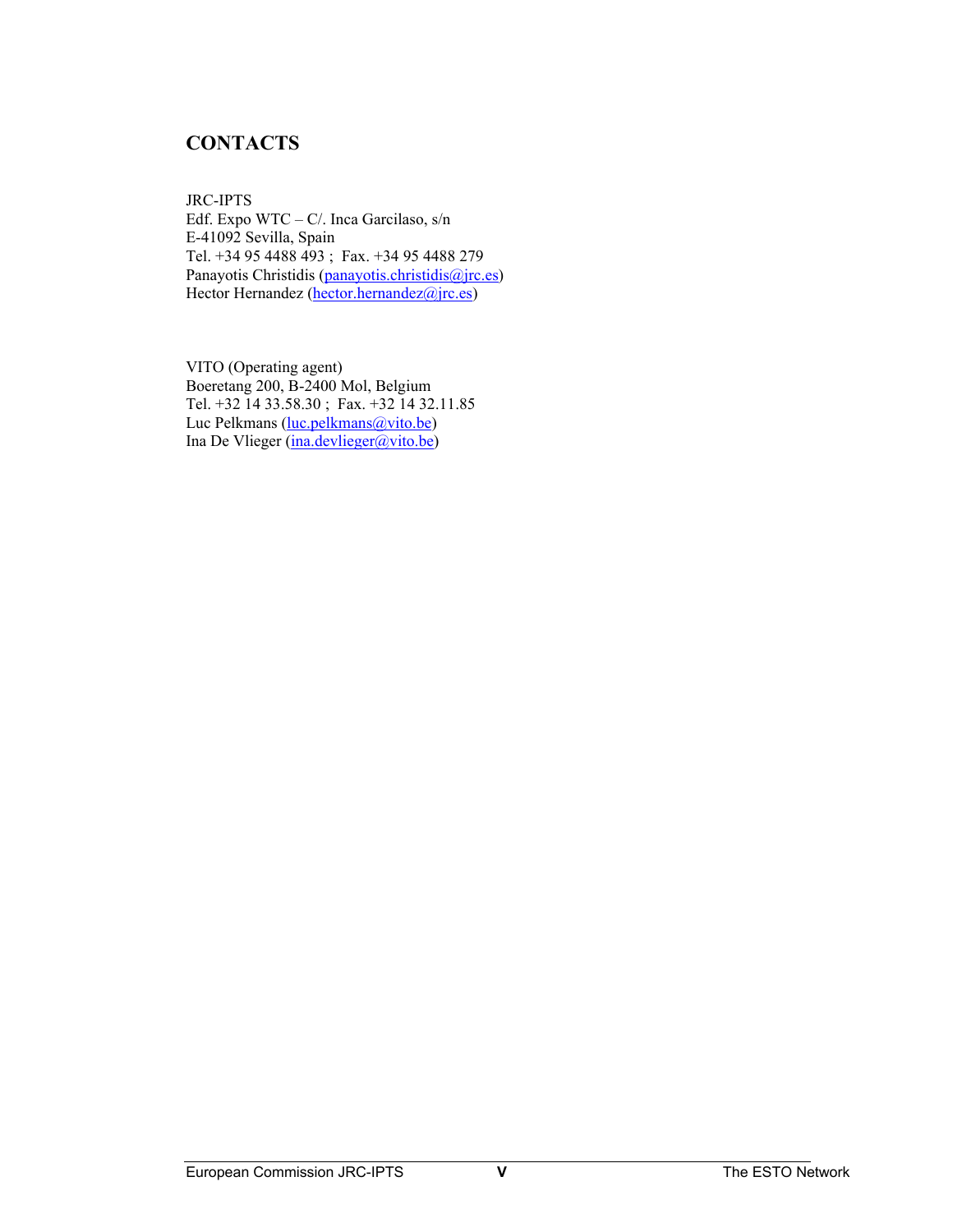# CONTACTS

JRC-IPTS
Edf. Expo WTC – C/. Inca Garcilaso, s/n
E-41092 Sevilla, Spain
Tel. +34 95 4488 493 ; Fax. +34 95 4488 279
Panayotis Christidis (panayotis.christidis@jrc.es)
Hector Hernandez (hector.hernandez@jrc.es)

VITO (Operating agent)
Boeretang 200, B-2400 Mol, Belgium
Tel. +32 14 33.58.30 ; Fax. +32 14 32.11.85
Luc Pelkmans (luc.pelkmans@vito.be)
Ina De Vlieger (ina.devlieger@vito.be)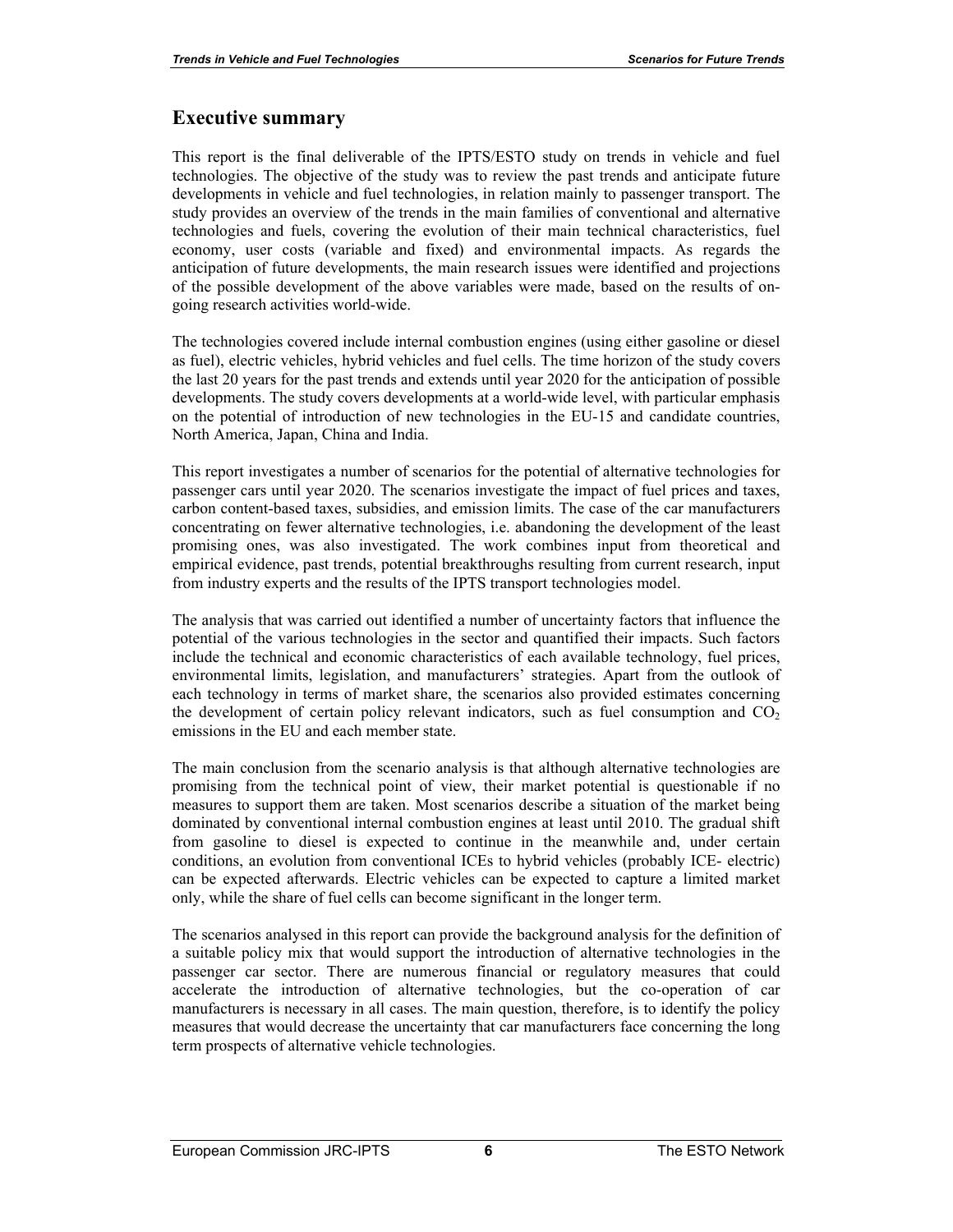## Executive summary

This report is the final deliverable of the IPTS/ESTO study on trends in vehicle and fuel technologies. The objective of the study was to review the past trends and anticipate future developments in vehicle and fuel technologies, in relation mainly to passenger transport. The study provides an overview of the trends in the main families of conventional and alternative technologies and fuels, covering the evolution of their main technical characteristics, fuel economy, user costs (variable and fixed) and environmental impacts. As regards the anticipation of future developments, the main research issues were identified and projections of the possible development of the above variables were made, based on the results of on-going research activities world-wide.

The technologies covered include internal combustion engines (using either gasoline or diesel as fuel), electric vehicles, hybrid vehicles and fuel cells. The time horizon of the study covers the last 20 years for the past trends and extends until year 2020 for the anticipation of possible developments. The study covers developments at a world-wide level, with particular emphasis on the potential of introduction of new technologies in the EU-15 and candidate countries, North America, Japan, China and India.

This report investigates a number of scenarios for the potential of alternative technologies for passenger cars until year 2020. The scenarios investigate the impact of fuel prices and taxes, carbon content-based taxes, subsidies, and emission limits. The case of the car manufacturers concentrating on fewer alternative technologies, i.e. abandoning the development of the least promising ones, was also investigated. The work combines input from theoretical and empirical evidence, past trends, potential breakthroughs resulting from current research, input from industry experts and the results of the IPTS transport technologies model.

The analysis that was carried out identified a number of uncertainty factors that influence the potential of the various technologies in the sector and quantified their impacts. Such factors include the technical and economic characteristics of each available technology, fuel prices, environmental limits, legislation, and manufacturers' strategies. Apart from the outlook of each technology in terms of market share, the scenarios also provided estimates concerning the development of certain policy relevant indicators, such as fuel consumption and $CO_2$ emissions in the EU and each member state.

The main conclusion from the scenario analysis is that although alternative technologies are promising from the technical point of view, their market potential is questionable if no measures to support them are taken. Most scenarios describe a situation of the market being dominated by conventional internal combustion engines at least until 2010. The gradual shift from gasoline to diesel is expected to continue in the meanwhile and, under certain conditions, an evolution from conventional ICEs to hybrid vehicles (probably ICE- electric) can be expected afterwards. Electric vehicles can be expected to capture a limited market only, while the share of fuel cells can become significant in the longer term.

The scenarios analysed in this report can provide the background analysis for the definition of a suitable policy mix that would support the introduction of alternative technologies in the passenger car sector. There are numerous financial or regulatory measures that could accelerate the introduction of alternative technologies, but the co-operation of car manufacturers is necessary in all cases. The main question, therefore, is to identify the policy measures that would decrease the uncertainty that car manufacturers face concerning the long term prospects of alternative vehicle technologies.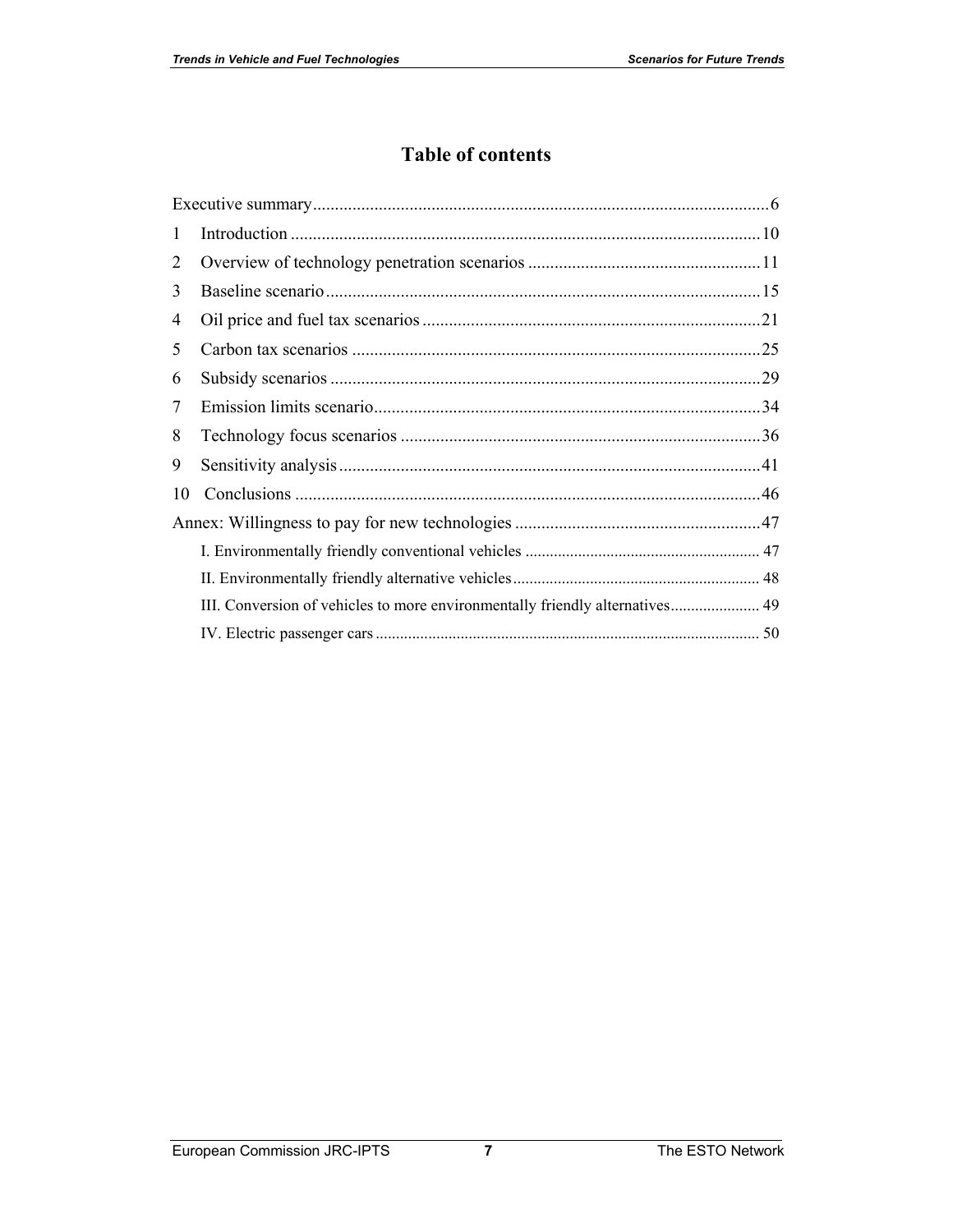# Table of contents

Executive summary.......................................................................................................6

1 Introduction ..........................................................................................................10

2 Overview of technology penetration scenarios ....................................................11

3 Baseline scenario..................................................................................................15

4 Oil price and fuel tax scenarios ............................................................................21

5 Carbon tax scenarios ............................................................................................25

6 Subsidy scenarios .................................................................................................29

7 Emission limits scenario........................................................................................34

8 Technology focus scenarios .................................................................................36

9 Sensitivity analysis................................................................................................41

10 Conclusions .........................................................................................................46

Annex: Willingness to pay for new technologies ........................................................47

I. Environmentally friendly conventional vehicles .......................................................... 47

II. Environmentally friendly alternative vehicles............................................................. 48

III. Conversion of vehicles to more environmentally friendly alternatives...................... 49

IV. Electric passenger cars ............................................................................................. 50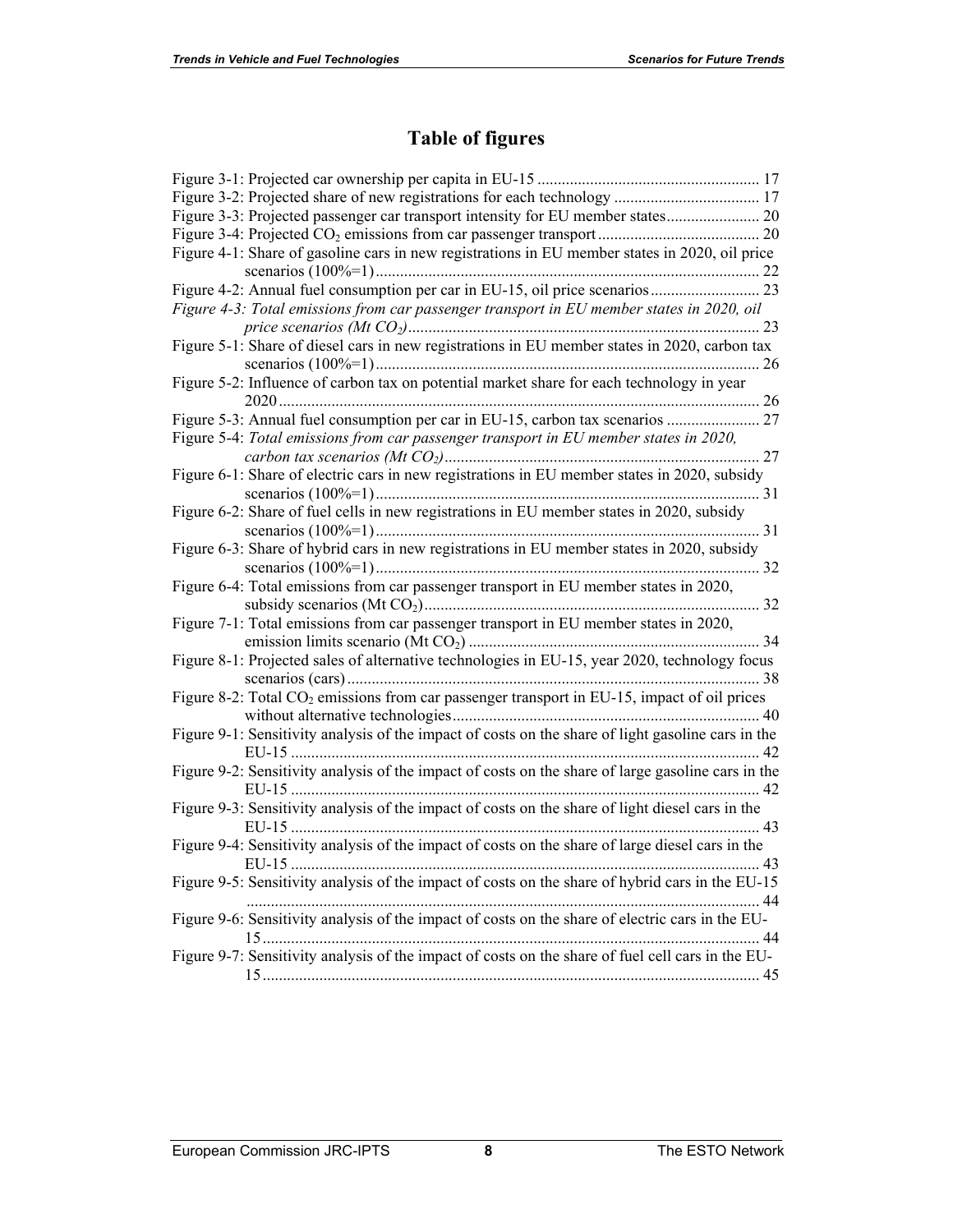# Table of figures

Figure 3-1: Projected car ownership per capita in EU-15 ....................................................... 17

Figure 3-2: Projected share of new registrations for each technology .................................... 17

Figure 3-3: Projected passenger car transport intensity for EU member states....................... 20

Figure 3-4: Projected $CO_2$ emissions from car passenger transport ........................................ 20

Figure 4-1: Share of gasoline cars in new registrations in EU member states in 2020, oil price scenarios (100%=1) .............................................................................................. 22

Figure 4-2: Annual fuel consumption per car in EU-15, oil price scenarios ........................... 23

*Figure 4-3: Total emissions from car passenger transport in EU member states in 2020, oil price scenarios (Mt $CO_2$)*....................................................................................... 23

Figure 5-1: Share of diesel cars in new registrations in EU member states in 2020, carbon tax scenarios (100%=1) .............................................................................................. 26

Figure 5-2: Influence of carbon tax on potential market share for each technology in year 2020 ...................................................................................................................... 26

Figure 5-3: Annual fuel consumption per car in EU-15, carbon tax scenarios ....................... 27

Figure 5-4: *Total emissions from car passenger transport in EU member states in 2020, carbon tax scenarios (Mt $CO_2$)*.............................................................................. 27

Figure 6-1: Share of electric cars in new registrations in EU member states in 2020, subsidy scenarios (100%=1) .............................................................................................. 31

Figure 6-2: Share of fuel cells in new registrations in EU member states in 2020, subsidy scenarios (100%=1) .............................................................................................. 31

Figure 6-3: Share of hybrid cars in new registrations in EU member states in 2020, subsidy scenarios (100%=1) .............................................................................................. 32

Figure 6-4: Total emissions from car passenger transport in EU member states in 2020, subsidy scenarios (Mt $CO_2$)................................................................................... 32

Figure 7-1: Total emissions from car passenger transport in EU member states in 2020, emission limits scenario (Mt $CO_2$) ........................................................................ 34

Figure 8-1: Projected sales of alternative technologies in EU-15, year 2020, technology focus scenarios (cars) ..................................................................................................... 38

Figure 8-2: Total $CO_2$ emissions from car passenger transport in EU-15, impact of oil prices without alternative technologies ........................................................................... 40

Figure 9-1: Sensitivity analysis of the impact of costs on the share of light gasoline cars in the EU-15 ................................................................................................................... 42

Figure 9-2: Sensitivity analysis of the impact of costs on the share of large gasoline cars in the EU-15 ................................................................................................................... 42

Figure 9-3: Sensitivity analysis of the impact of costs on the share of light diesel cars in the EU-15 ................................................................................................................... 43

Figure 9-4: Sensitivity analysis of the impact of costs on the share of large diesel cars in the EU-15 ................................................................................................................... 43

Figure 9-5: Sensitivity analysis of the impact of costs on the share of hybrid cars in the EU-15 .............................................................................................................................. 44

Figure 9-6: Sensitivity analysis of the impact of costs on the share of electric cars in the EU-15.......................................................................................................................... 44

Figure 9-7: Sensitivity analysis of the impact of costs on the share of fuel cell cars in the EU-15.......................................................................................................................... 45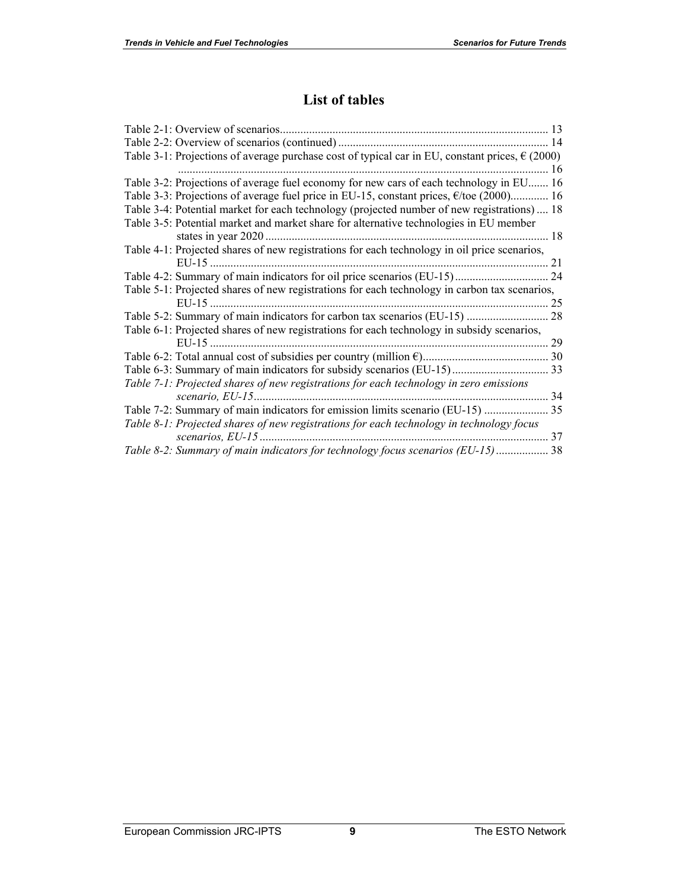# List of tables

Table 2-1: Overview of scenarios........................................................................................... 13
Table 2-2: Overview of scenarios (continued) ........................................................................ 14
Table 3-1: Projections of average purchase cost of typical car in EU, constant prices, € (2000) ................................................................................................................................ 16
Table 3-2: Projections of average fuel economy for new cars of each technology in EU....... 16
Table 3-3: Projections of average fuel price in EU-15, constant prices, €/toe (2000)............. 16
Table 3-4: Potential market for each technology (projected number of new registrations) .... 18
Table 3-5: Potential market and market share for alternative technologies in EU member states in year 2020 ................................................................................................ 18
Table 4-1: Projected shares of new registrations for each technology in oil price scenarios, EU-15 ................................................................................................................... 21
Table 4-2: Summary of main indicators for oil price scenarios (EU-15) ................................ 24
Table 5-1: Projected shares of new registrations for each technology in carbon tax scenarios, EU-15 ................................................................................................................... 25
Table 5-2: Summary of main indicators for carbon tax scenarios (EU-15) ............................ 28
Table 6-1: Projected shares of new registrations for each technology in subsidy scenarios, EU-15 ................................................................................................................... 29
Table 6-2: Total annual cost of subsidies per country (million €)........................................... 30
Table 6-3: Summary of main indicators for subsidy scenarios (EU-15) ................................. 33
*Table 7-1: Projected shares of new registrations for each technology in zero emissions scenario, EU-15*..................................................................................................... 34
Table 7-2: Summary of main indicators for emission limits scenario (EU-15) ...................... 35
*Table 8-1: Projected shares of new registrations for each technology in technology focus scenarios, EU-15*................................................................................................... 37
*Table 8-2: Summary of main indicators for technology focus scenarios (EU-15)* .................. 38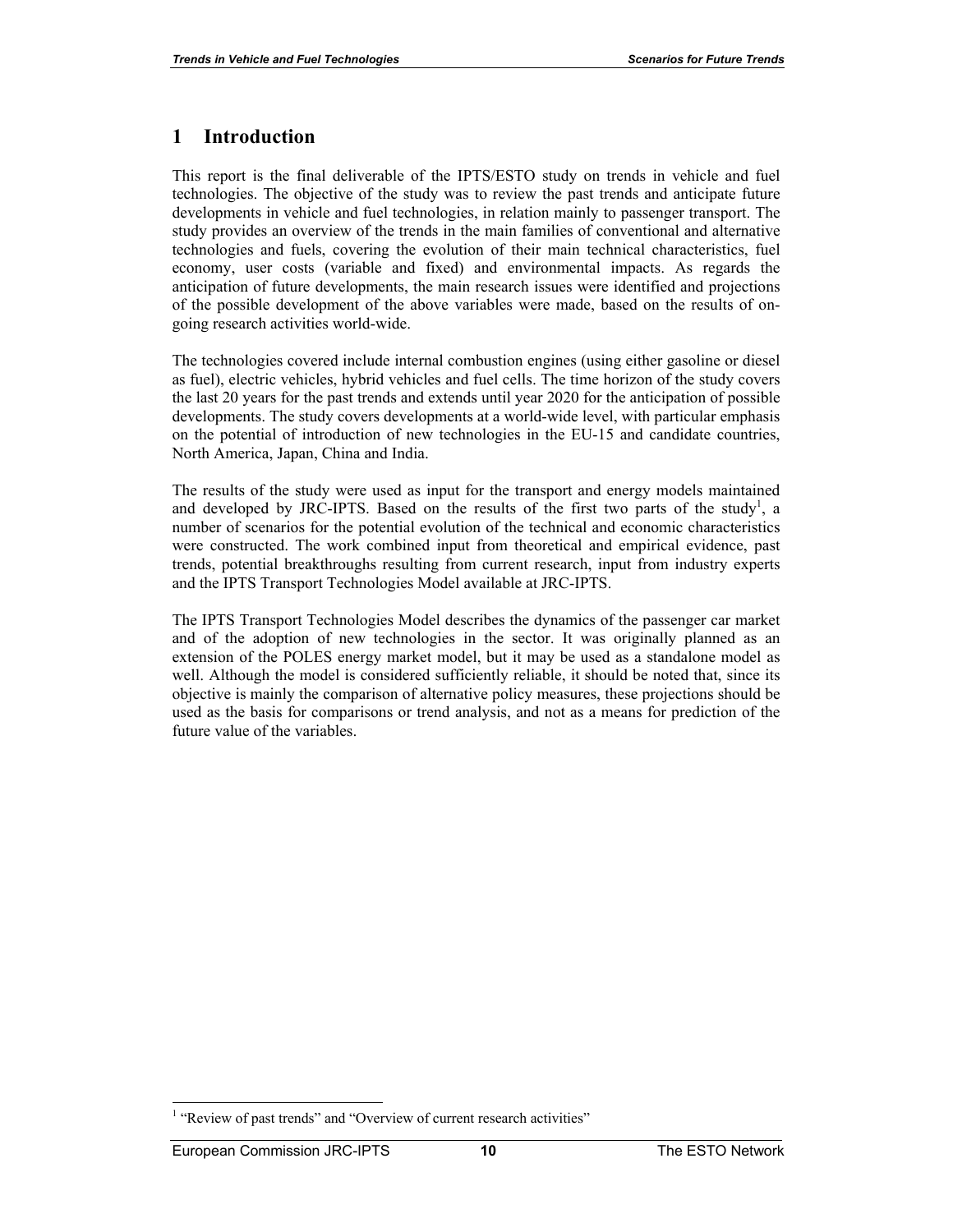# 1 Introduction

This report is the final deliverable of the IPTS/ESTO study on trends in vehicle and fuel technologies. The objective of the study was to review the past trends and anticipate future developments in vehicle and fuel technologies, in relation mainly to passenger transport. The study provides an overview of the trends in the main families of conventional and alternative technologies and fuels, covering the evolution of their main technical characteristics, fuel economy, user costs (variable and fixed) and environmental impacts. As regards the anticipation of future developments, the main research issues were identified and projections of the possible development of the above variables were made, based on the results of on-going research activities world-wide.

The technologies covered include internal combustion engines (using either gasoline or diesel as fuel), electric vehicles, hybrid vehicles and fuel cells. The time horizon of the study covers the last 20 years for the past trends and extends until year 2020 for the anticipation of possible developments. The study covers developments at a world-wide level, with particular emphasis on the potential of introduction of new technologies in the EU-15 and candidate countries, North America, Japan, China and India.

The results of the study were used as input for the transport and energy models maintained and developed by JRC-IPTS. Based on the results of the first two parts of the study[1], a number of scenarios for the potential evolution of the technical and economic characteristics were constructed. The work combined input from theoretical and empirical evidence, past trends, potential breakthroughs resulting from current research, input from industry experts and the IPTS Transport Technologies Model available at JRC-IPTS.

The IPTS Transport Technologies Model describes the dynamics of the passenger car market and of the adoption of new technologies in the sector. It was originally planned as an extension of the POLES energy market model, but it may be used as a standalone model as well. Although the model is considered sufficiently reliable, it should be noted that, since its objective is mainly the comparison of alternative policy measures, these projections should be used as the basis for comparisons or trend analysis, and not as a means for prediction of the future value of the variables.

[1] "Review of past trends" and "Overview of current research activities"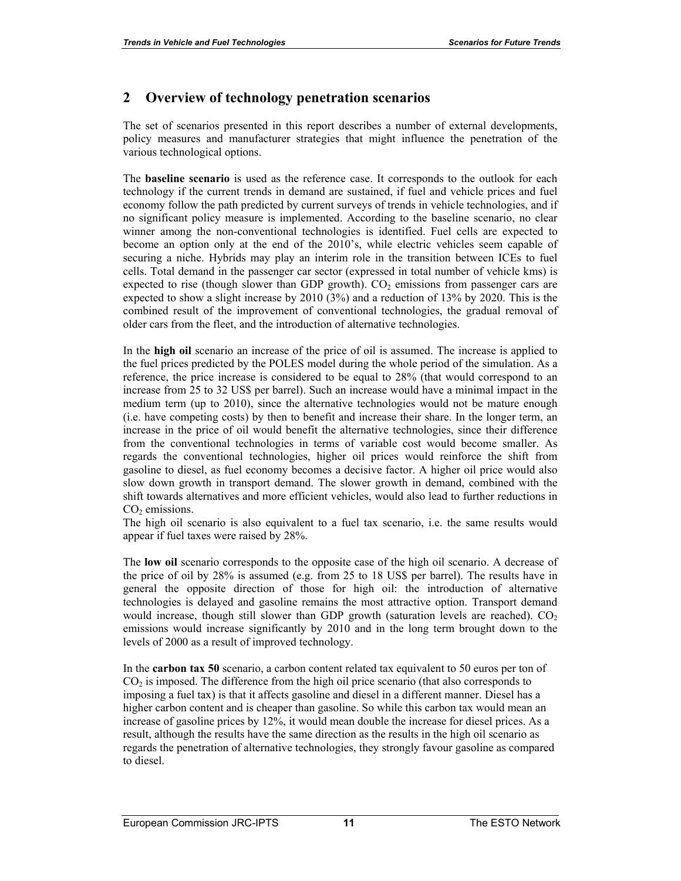## 2 Overview of technology penetration scenarios

The set of scenarios presented in this report describes a number of external developments, policy measures and manufacturer strategies that might influence the penetration of the various technological options.

The **baseline scenario** is used as the reference case. It corresponds to the outlook for each technology if the current trends in demand are sustained, if fuel and vehicle prices and fuel economy follow the path predicted by current surveys of trends in vehicle technologies, and if no significant policy measure is implemented. According to the baseline scenario, no clear winner among the non-conventional technologies is identified. Fuel cells are expected to become an option only at the end of the 2010's, while electric vehicles seem capable of securing a niche. Hybrids may play an interim role in the transition between ICEs to fuel cells. Total demand in the passenger car sector (expressed in total number of vehicle kms) is expected to rise (though slower than GDP growth). $CO_2$ emissions from passenger cars are expected to show a slight increase by 2010 (3%) and a reduction of 13% by 2020. This is the combined result of the improvement of conventional technologies, the gradual removal of older cars from the fleet, and the introduction of alternative technologies.

In the **high oil** scenario an increase of the price of oil is assumed. The increase is applied to the fuel prices predicted by the POLES model during the whole period of the simulation. As a reference, the price increase is considered to be equal to 28% (that would correspond to an increase from 25 to 32 US$ per barrel). Such an increase would have a minimal impact in the medium term (up to 2010), since the alternative technologies would not be mature enough (i.e. have competing costs) by then to benefit and increase their share. In the longer term, an increase in the price of oil would benefit the alternative technologies, since their difference from the conventional technologies in terms of variable cost would become smaller. As regards the conventional technologies, higher oil prices would reinforce the shift from gasoline to diesel, as fuel economy becomes a decisive factor. A higher oil price would also slow down growth in transport demand. The slower growth in demand, combined with the shift towards alternatives and more efficient vehicles, would also lead to further reductions in $CO_2$ emissions.

The high oil scenario is also equivalent to a fuel tax scenario, i.e. the same results would appear if fuel taxes were raised by 28%.

The **low oil** scenario corresponds to the opposite case of the high oil scenario. A decrease of the price of oil by 28% is assumed (e.g. from 25 to 18 US$ per barrel). The results have in general the opposite direction of those for high oil: the introduction of alternative technologies is delayed and gasoline remains the most attractive option. Transport demand would increase, though still slower than GDP growth (saturation levels are reached). $CO_2$ emissions would increase significantly by 2010 and in the long term brought down to the levels of 2000 as a result of improved technology.

In the **carbon tax 50** scenario, a carbon content related tax equivalent to 50 euros per ton of $CO_2$ is imposed. The difference from the high oil price scenario (that also corresponds to imposing a fuel tax) is that it affects gasoline and diesel in a different manner. Diesel has a higher carbon content and is cheaper than gasoline. So while this carbon tax would mean an increase of gasoline prices by 12%, it would mean double the increase for diesel prices. As a result, although the results have the same direction as the results in the high oil scenario as regards the penetration of alternative technologies, they strongly favour gasoline as compared to diesel.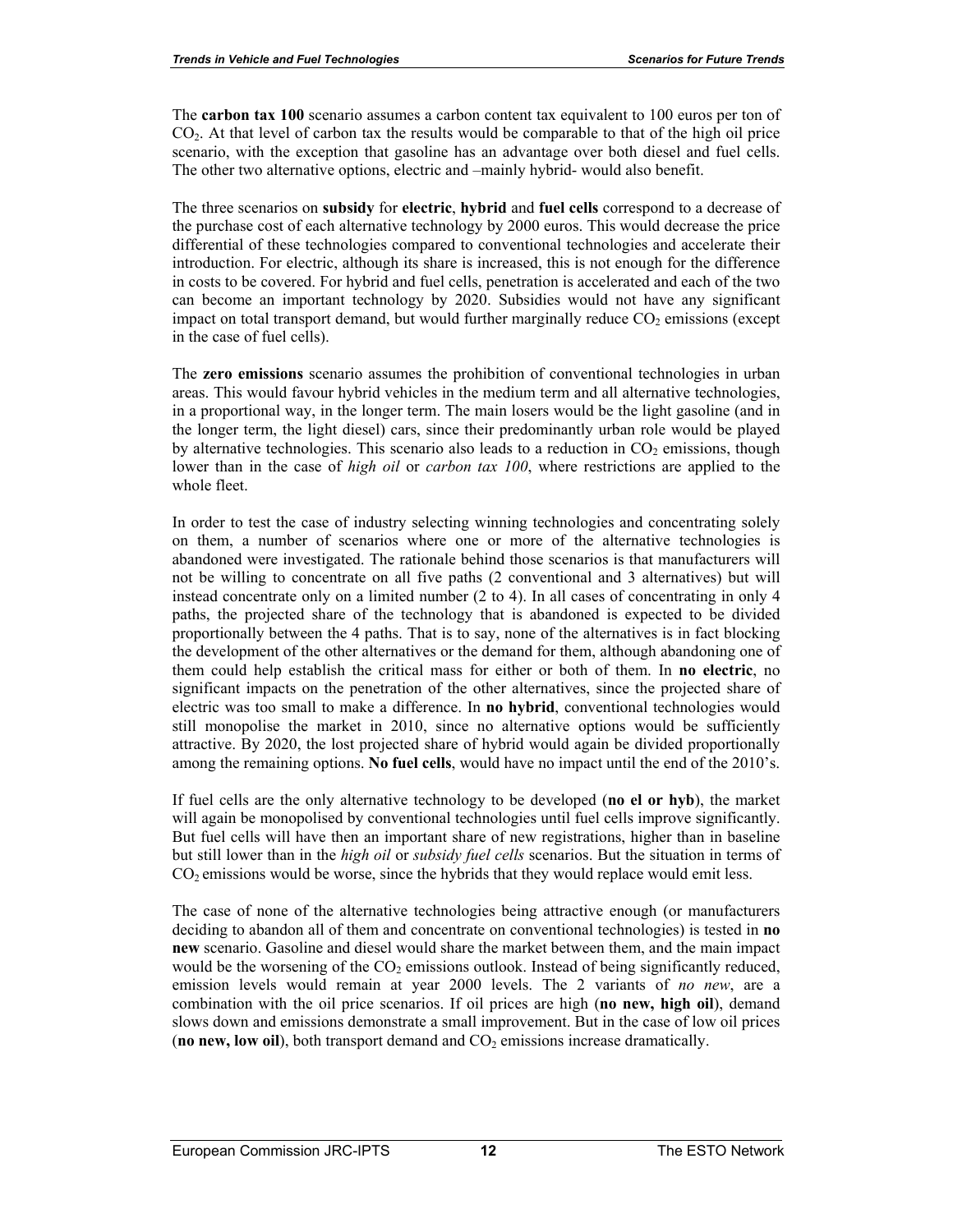The **carbon tax 100** scenario assumes a carbon content tax equivalent to 100 euros per ton of $CO_2$. At that level of carbon tax the results would be comparable to that of the high oil price scenario, with the exception that gasoline has an advantage over both diesel and fuel cells. The other two alternative options, electric and –mainly hybrid- would also benefit.

The three scenarios on **subsidy** for **electric**, **hybrid** and **fuel cells** correspond to a decrease of the purchase cost of each alternative technology by 2000 euros. This would decrease the price differential of these technologies compared to conventional technologies and accelerate their introduction. For electric, although its share is increased, this is not enough for the difference in costs to be covered. For hybrid and fuel cells, penetration is accelerated and each of the two can become an important technology by 2020. Subsidies would not have any significant impact on total transport demand, but would further marginally reduce $CO_2$ emissions (except in the case of fuel cells).

The **zero emissions** scenario assumes the prohibition of conventional technologies in urban areas. This would favour hybrid vehicles in the medium term and all alternative technologies, in a proportional way, in the longer term. The main losers would be the light gasoline (and in the longer term, the light diesel) cars, since their predominantly urban role would be played by alternative technologies. This scenario also leads to a reduction in $CO_2$ emissions, though lower than in the case of *high oil* or *carbon tax 100*, where restrictions are applied to the whole fleet.

In order to test the case of industry selecting winning technologies and concentrating solely on them, a number of scenarios where one or more of the alternative technologies is abandoned were investigated. The rationale behind those scenarios is that manufacturers will not be willing to concentrate on all five paths (2 conventional and 3 alternatives) but will instead concentrate only on a limited number (2 to 4). In all cases of concentrating in only 4 paths, the projected share of the technology that is abandoned is expected to be divided proportionally between the 4 paths. That is to say, none of the alternatives is in fact blocking the development of the other alternatives or the demand for them, although abandoning one of them could help establish the critical mass for either or both of them. In **no electric**, no significant impacts on the penetration of the other alternatives, since the projected share of electric was too small to make a difference. In **no hybrid**, conventional technologies would still monopolise the market in 2010, since no alternative options would be sufficiently attractive. By 2020, the lost projected share of hybrid would again be divided proportionally among the remaining options. **No fuel cells**, would have no impact until the end of the 2010's.

If fuel cells are the only alternative technology to be developed (**no el or hyb**), the market will again be monopolised by conventional technologies until fuel cells improve significantly. But fuel cells will have then an important share of new registrations, higher than in baseline but still lower than in the *high oil* or *subsidy fuel cells* scenarios. But the situation in terms of $CO_2$ emissions would be worse, since the hybrids that they would replace would emit less.

The case of none of the alternative technologies being attractive enough (or manufacturers deciding to abandon all of them and concentrate on conventional technologies) is tested in **no new** scenario. Gasoline and diesel would share the market between them, and the main impact would be the worsening of the $CO_2$ emissions outlook. Instead of being significantly reduced, emission levels would remain at year 2000 levels. The 2 variants of *no new*, are a combination with the oil price scenarios. If oil prices are high (**no new, high oil**), demand slows down and emissions demonstrate a small improvement. But in the case of low oil prices (**no new, low oil**), both transport demand and $CO_2$ emissions increase dramatically.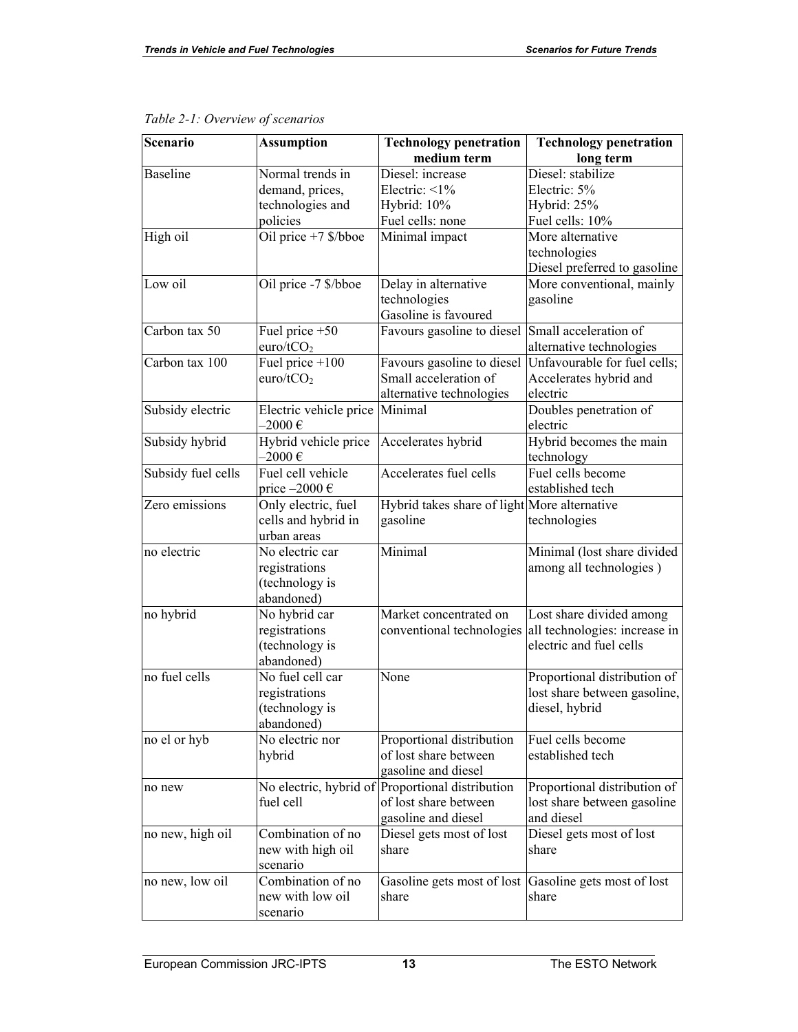*Table 2-1: Overview of scenarios*

| Scenario | Assumption | Technology penetration medium term | Technology penetration long term |
|---|---|---|---|
| Baseline | Normal trends in demand, prices, technologies and policies | Diesel: increase<br>Electric: <1%<br>Hybrid: 10%<br>Fuel cells: none | Diesel: stabilize<br>Electric: 5%<br>Hybrid: 25%<br>Fuel cells: 10% |
| High oil | Oil price +7 $/bboe | Minimal impact | More alternative technologies<br>Diesel preferred to gasoline |
| Low oil | Oil price -7 $/bboe | Delay in alternative technologies<br>Gasoline is favoured | More conventional, mainly gasoline |
| Carbon tax 50 | Fuel price +50 euro/t$CO_2$ | Favours gasoline to diesel | Small acceleration of alternative technologies |
| Carbon tax 100 | Fuel price +100 euro/t$CO_2$ | Favours gasoline to diesel<br>Small acceleration of alternative technologies | Unfavourable for fuel cells; Accelerates hybrid and electric |
| Subsidy electric | Electric vehicle price –2000 € | Minimal | Doubles penetration of electric |
| Subsidy hybrid | Hybrid vehicle price –2000 € | Accelerates hybrid | Hybrid becomes the main technology |
| Subsidy fuel cells | Fuel cell vehicle price –2000 € | Accelerates fuel cells | Fuel cells become established tech |
| Zero emissions | Only electric, fuel cells and hybrid in urban areas | Hybrid takes share of light gasoline | More alternative technologies |
| no electric | No electric car registrations (technology is abandoned) | Minimal | Minimal (lost share divided among all technologies ) |
| no hybrid | No hybrid car registrations (technology is abandoned) | Market concentrated on conventional technologies | Lost share divided among all technologies: increase in electric and fuel cells |
| no fuel cells | No fuel cell car registrations (technology is abandoned) | None | Proportional distribution of lost share between gasoline, diesel, hybrid |
| no el or hyb | No electric nor hybrid | Proportional distribution of lost share between gasoline and diesel | Fuel cells become established tech |
| no new | No electric, hybrid of fuel cell | Proportional distribution of lost share between gasoline and diesel | Proportional distribution of lost share between gasoline and diesel |
| no new, high oil | Combination of no new with high oil scenario | Diesel gets most of lost share | Diesel gets most of lost share |
| no new, low oil | Combination of no new with low oil scenario | Gasoline gets most of lost share | Gasoline gets most of lost share |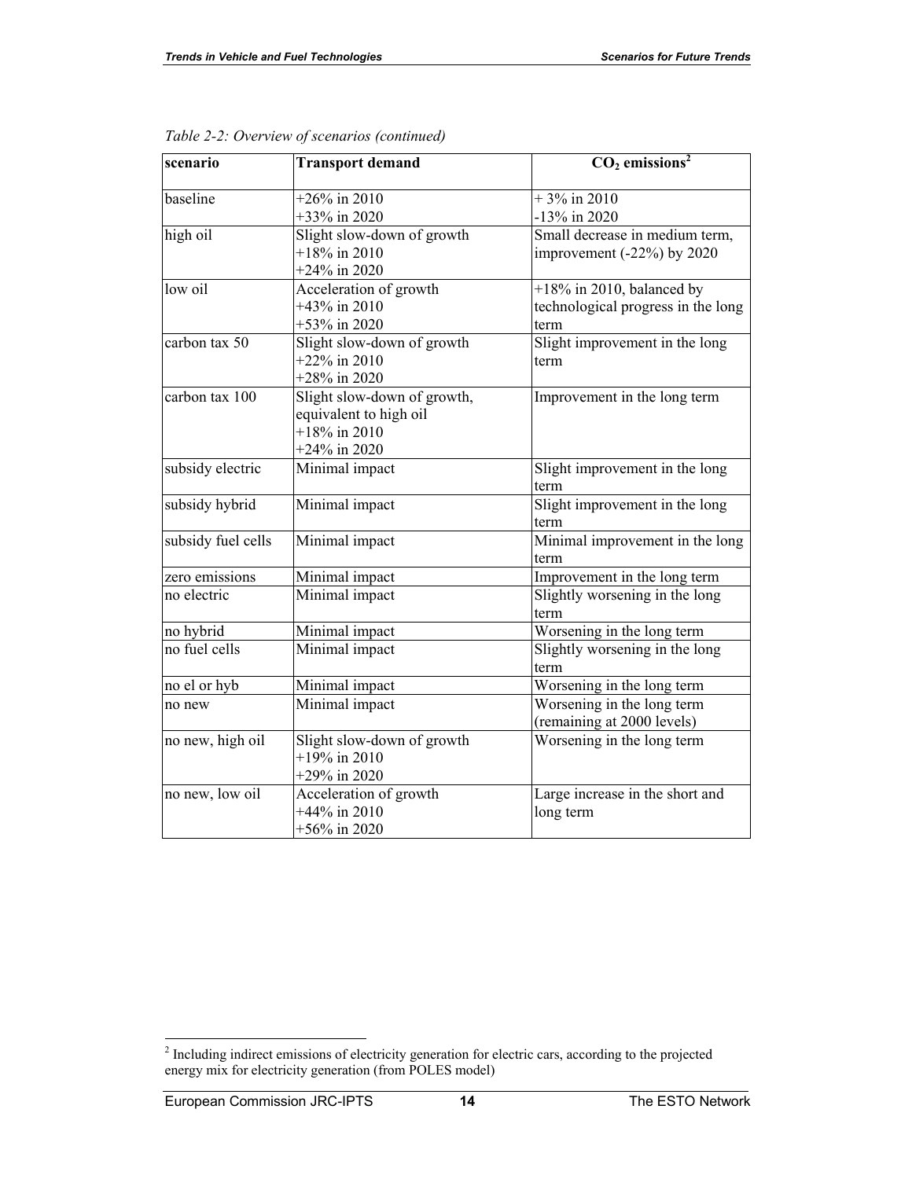*Table 2-2: Overview of scenarios (continued)*

| scenario | Transport demand | $CO_2$ emissions[2] |
|---|---|---|
| baseline | +26% in 2010<br>+33% in 2020 | + 3% in 2010<br>-13% in 2020 |
| high oil | Slight slow-down of growth<br>+18% in 2010<br>+24% in 2020 | Small decrease in medium term, improvement (-22%) by 2020 |
| low oil | Acceleration of growth<br>+43% in 2010<br>+53% in 2020 | +18% in 2010, balanced by technological progress in the long term |
| carbon tax 50 | Slight slow-down of growth<br>+22% in 2010<br>+28% in 2020 | Slight improvement in the long term |
| carbon tax 100 | Slight slow-down of growth, equivalent to high oil<br>+18% in 2010<br>+24% in 2020 | Improvement in the long term |
| subsidy electric | Minimal impact | Slight improvement in the long term |
| subsidy hybrid | Minimal impact | Slight improvement in the long term |
| subsidy fuel cells | Minimal impact | Minimal improvement in the long term |
| zero emissions | Minimal impact | Improvement in the long term |
| no electric | Minimal impact | Slightly worsening in the long term |
| no hybrid | Minimal impact | Worsening in the long term |
| no fuel cells | Minimal impact | Slightly worsening in the long term |
| no el or hyb | Minimal impact | Worsening in the long term |
| no new | Minimal impact | Worsening in the long term (remaining at 2000 levels) |
| no new, high oil | Slight slow-down of growth<br>+19% in 2010<br>+29% in 2020 | Worsening in the long term |
| no new, low oil | Acceleration of growth<br>+44% in 2010<br>+56% in 2020 | Large increase in the short and long term |

[2] Including indirect emissions of electricity generation for electric cars, according to the projected energy mix for electricity generation (from POLES model)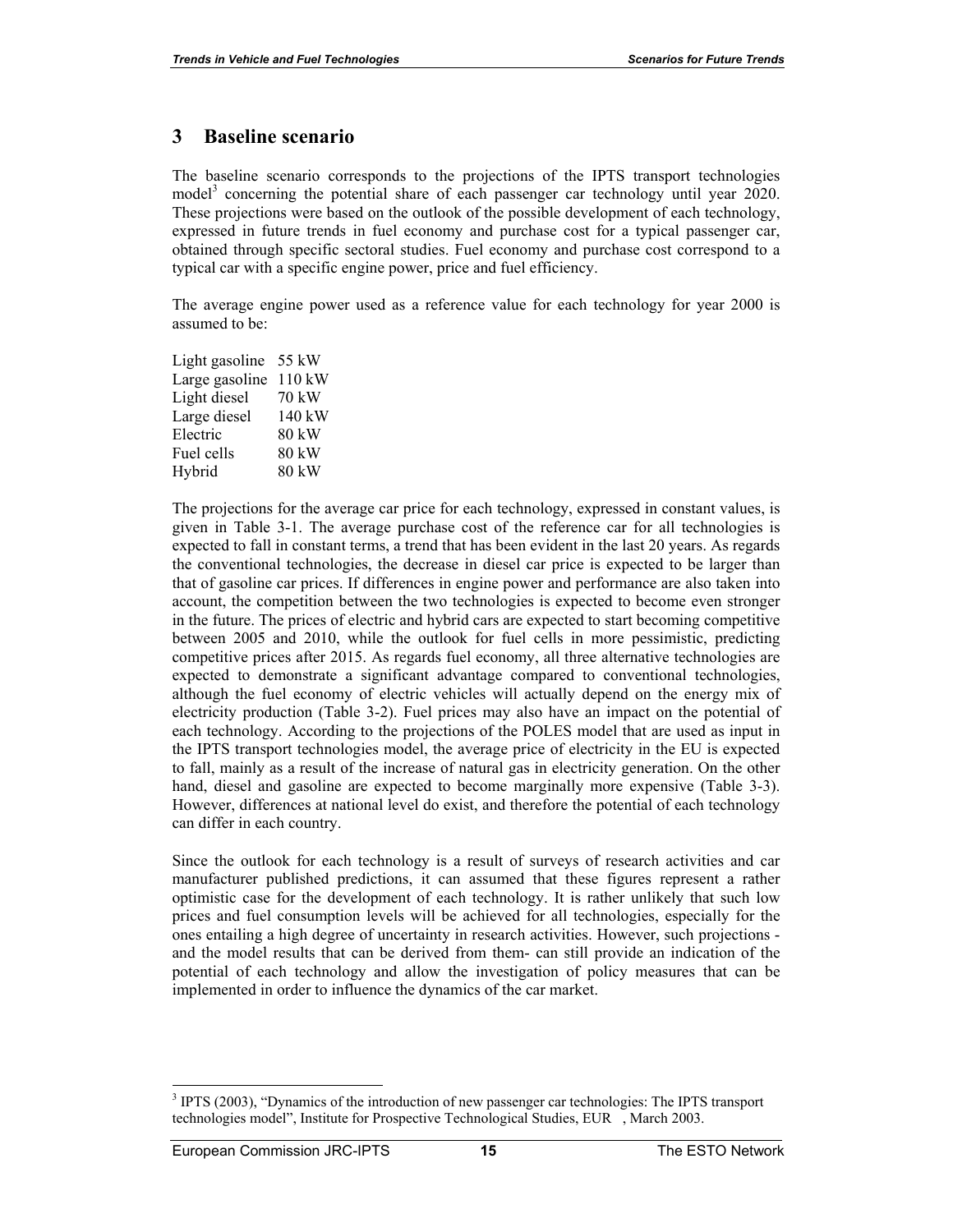# 3 Baseline scenario

The baseline scenario corresponds to the projections of the IPTS transport technologies model[3] concerning the potential share of each passenger car technology until year 2020. These projections were based on the outlook of the possible development of each technology, expressed in future trends in fuel economy and purchase cost for a typical passenger car, obtained through specific sectoral studies. Fuel economy and purchase cost correspond to a typical car with a specific engine power, price and fuel efficiency.

The average engine power used as a reference value for each technology for year 2000 is assumed to be:

| | |
|---|---|
| Light gasoline | 55 kW |
| Large gasoline | 110 kW |
| Light diesel | 70 kW |
| Large diesel | 140 kW |
| Electric | 80 kW |
| Fuel cells | 80 kW |
| Hybrid | 80 kW |

The projections for the average car price for each technology, expressed in constant values, is given in Table 3-1. The average purchase cost of the reference car for all technologies is expected to fall in constant terms, a trend that has been evident in the last 20 years. As regards the conventional technologies, the decrease in diesel car price is expected to be larger than that of gasoline car prices. If differences in engine power and performance are also taken into account, the competition between the two technologies is expected to become even stronger in the future. The prices of electric and hybrid cars are expected to start becoming competitive between 2005 and 2010, while the outlook for fuel cells in more pessimistic, predicting competitive prices after 2015. As regards fuel economy, all three alternative technologies are expected to demonstrate a significant advantage compared to conventional technologies, although the fuel economy of electric vehicles will actually depend on the energy mix of electricity production (Table 3-2). Fuel prices may also have an impact on the potential of each technology. According to the projections of the POLES model that are used as input in the IPTS transport technologies model, the average price of electricity in the EU is expected to fall, mainly as a result of the increase of natural gas in electricity generation. On the other hand, diesel and gasoline are expected to become marginally more expensive (Table 3-3). However, differences at national level do exist, and therefore the potential of each technology can differ in each country.

Since the outlook for each technology is a result of surveys of research activities and car manufacturer published predictions, it can assumed that these figures represent a rather optimistic case for the development of each technology. It is rather unlikely that such low prices and fuel consumption levels will be achieved for all technologies, especially for the ones entailing a high degree of uncertainty in research activities. However, such projections - and the model results that can be derived from them- can still provide an indication of the potential of each technology and allow the investigation of policy measures that can be implemented in order to influence the dynamics of the car market.

---

[3] IPTS (2003), "Dynamics of the introduction of new passenger car technologies: The IPTS transport technologies model", Institute for Prospective Technological Studies, EUR , March 2003.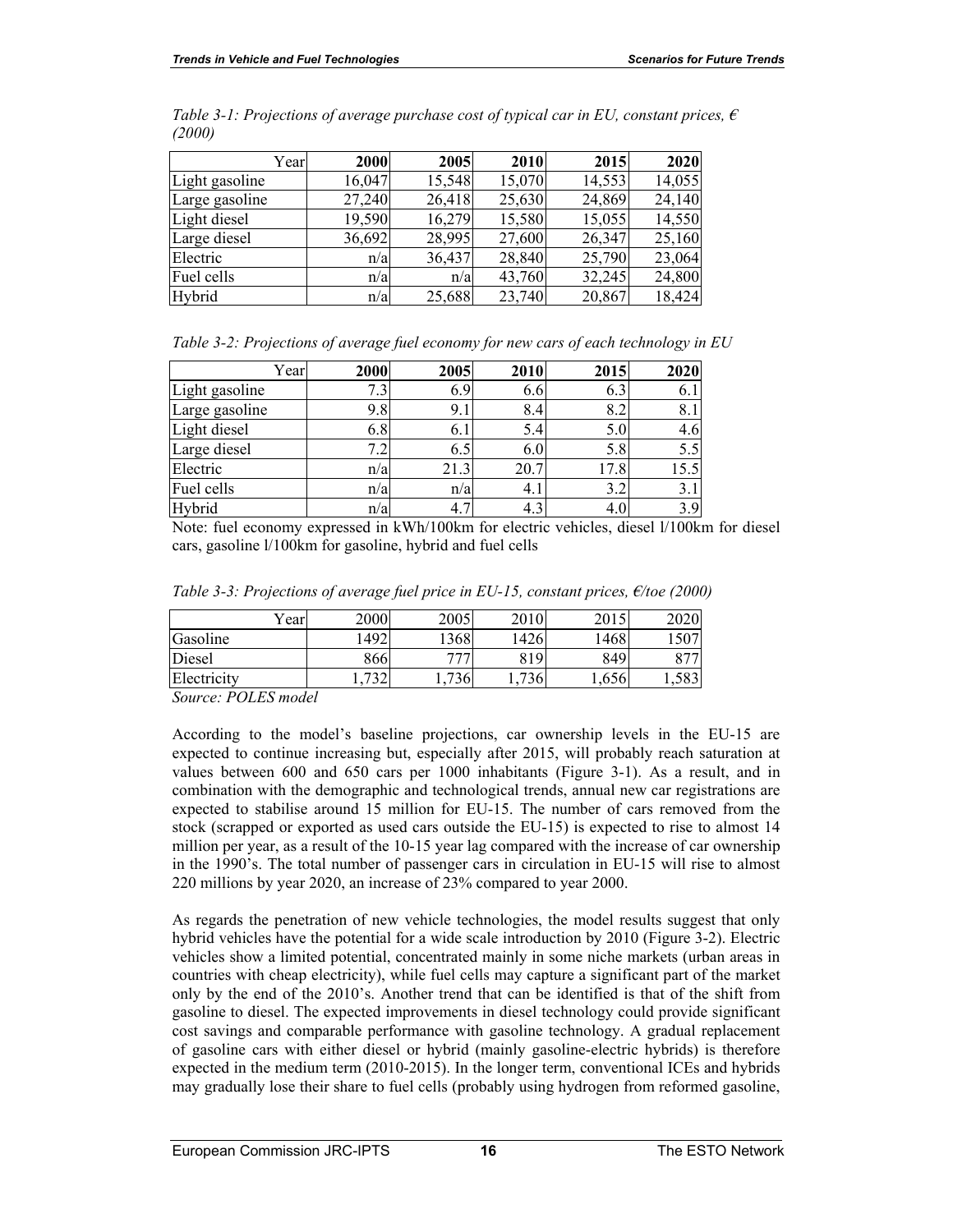*Table 3-1: Projections of average purchase cost of typical car in EU, constant prices, € (2000)*

| Year | 2000 | 2005 | 2010 | 2015 | 2020 |
|---|---|---|---|---|---|
| Light gasoline | 16,047 | 15,548 | 15,070 | 14,553 | 14,055 |
| Large gasoline | 27,240 | 26,418 | 25,630 | 24,869 | 24,140 |
| Light diesel | 19,590 | 16,279 | 15,580 | 15,055 | 14,550 |
| Large diesel | 36,692 | 28,995 | 27,600 | 26,347 | 25,160 |
| Electric | n/a | 36,437 | 28,840 | 25,790 | 23,064 |
| Fuel cells | n/a | n/a | 43,760 | 32,245 | 24,800 |
| Hybrid | n/a | 25,688 | 23,740 | 20,867 | 18,424 |

*Table 3-2: Projections of average fuel economy for new cars of each technology in EU*

| Year | 2000 | 2005 | 2010 | 2015 | 2020 |
|---|---|---|---|---|---|
| Light gasoline | 7.3 | 6.9 | 6.6 | 6.3 | 6.1 |
| Large gasoline | 9.8 | 9.1 | 8.4 | 8.2 | 8.1 |
| Light diesel | 6.8 | 6.1 | 5.4 | 5.0 | 4.6 |
| Large diesel | 7.2 | 6.5 | 6.0 | 5.8 | 5.5 |
| Electric | n/a | 21.3 | 20.7 | 17.8 | 15.5 |
| Fuel cells | n/a | n/a | 4.1 | 3.2 | 3.1 |
| Hybrid | n/a | 4.7 | 4.3 | 4.0 | 3.9 |

Note: fuel economy expressed in kWh/100km for electric vehicles, diesel l/100km for diesel cars, gasoline l/100km for gasoline, hybrid and fuel cells

*Table 3-3: Projections of average fuel price in EU-15, constant prices, €/toe (2000)*

| Year | 2000 | 2005 | 2010 | 2015 | 2020 |
|---|---|---|---|---|---|
| Gasoline | 1492 | 1368 | 1426 | 1468 | 1507 |
| Diesel | 866 | 777 | 819 | 849 | 877 |
| Electricity | 1,732 | 1,736 | 1,736 | 1,656 | 1,583 |

*Source: POLES model*

According to the model's baseline projections, car ownership levels in the EU-15 are expected to continue increasing but, especially after 2015, will probably reach saturation at values between 600 and 650 cars per 1000 inhabitants (Figure 3-1). As a result, and in combination with the demographic and technological trends, annual new car registrations are expected to stabilise around 15 million for EU-15. The number of cars removed from the stock (scrapped or exported as used cars outside the EU-15) is expected to rise to almost 14 million per year, as a result of the 10-15 year lag compared with the increase of car ownership in the 1990's. The total number of passenger cars in circulation in EU-15 will rise to almost 220 millions by year 2020, an increase of 23% compared to year 2000.

As regards the penetration of new vehicle technologies, the model results suggest that only hybrid vehicles have the potential for a wide scale introduction by 2010 (Figure 3-2). Electric vehicles show a limited potential, concentrated mainly in some niche markets (urban areas in countries with cheap electricity), while fuel cells may capture a significant part of the market only by the end of the 2010's. Another trend that can be identified is that of the shift from gasoline to diesel. The expected improvements in diesel technology could provide significant cost savings and comparable performance with gasoline technology. A gradual replacement of gasoline cars with either diesel or hybrid (mainly gasoline-electric hybrids) is therefore expected in the medium term (2010-2015). In the longer term, conventional ICEs and hybrids may gradually lose their share to fuel cells (probably using hydrogen from reformed gasoline,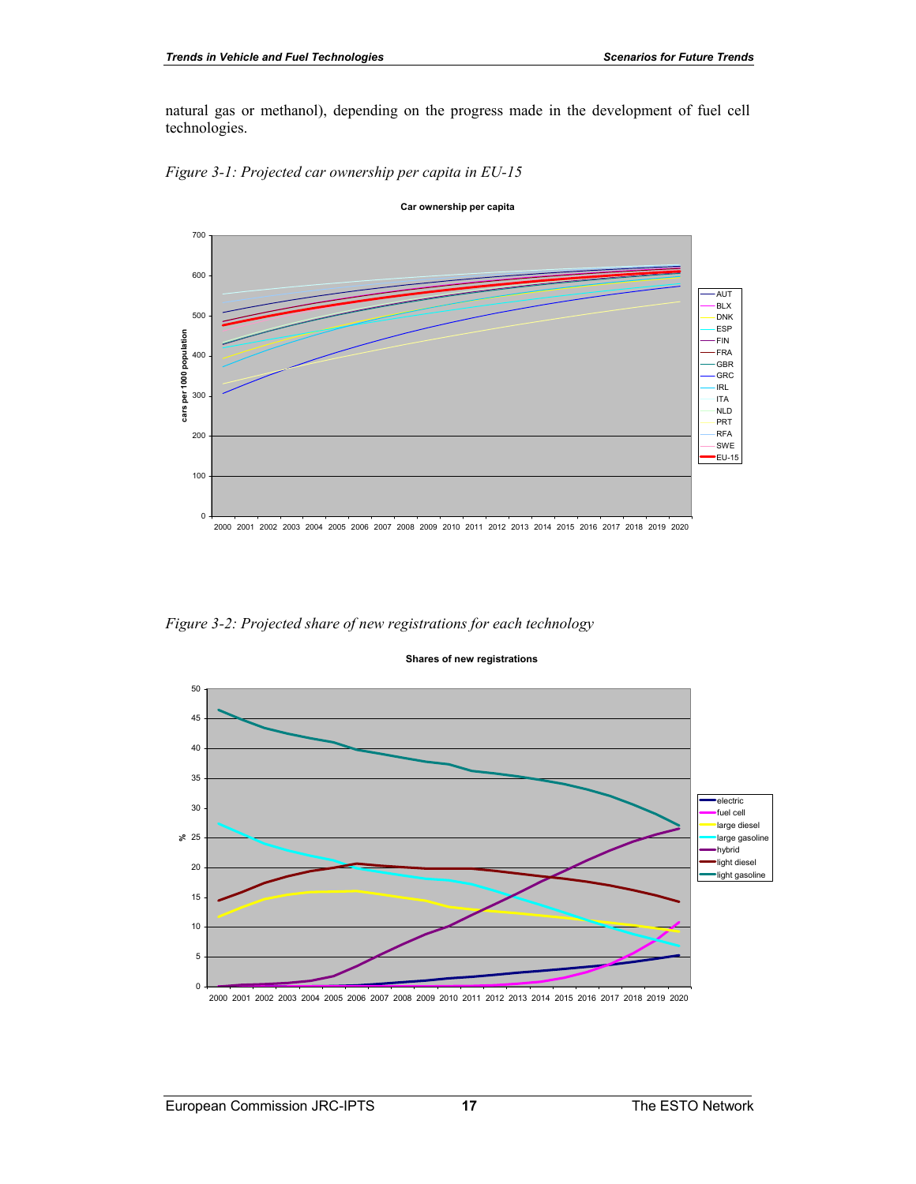natural gas or methanol), depending on the progress made in the development of fuel cell technologies.

*Figure 3-1: Projected car ownership per capita in EU-15*

*Figure 3-2: Projected share of new registrations for each technology*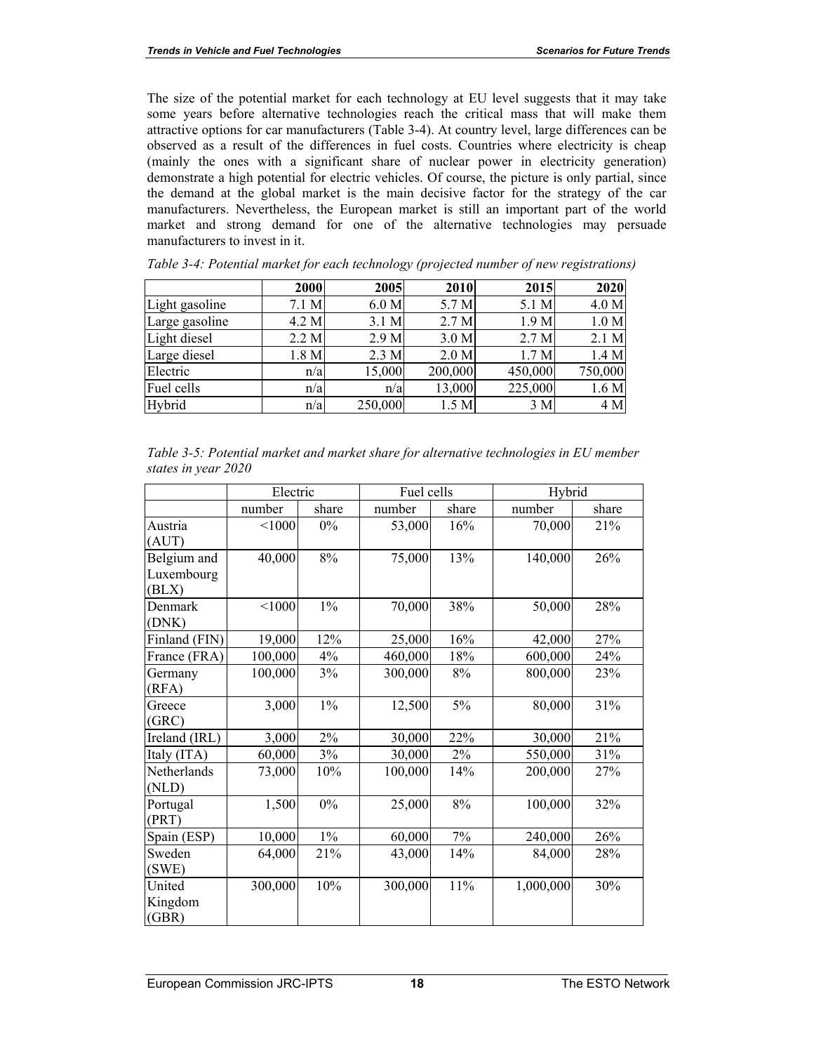The size of the potential market for each technology at EU level suggests that it may take some years before alternative technologies reach the critical mass that will make them attractive options for car manufacturers (Table 3-4). At country level, large differences can be observed as a result of the differences in fuel costs. Countries where electricity is cheap (mainly the ones with a significant share of nuclear power in electricity generation) demonstrate a high potential for electric vehicles. Of course, the picture is only partial, since the demand at the global market is the main decisive factor for the strategy of the car manufacturers. Nevertheless, the European market is still an important part of the world market and strong demand for one of the alternative technologies may persuade manufacturers to invest in it.

*Table 3-4: Potential market for each technology (projected number of new registrations)*

| | 2000 | 2005 | 2010 | 2015 | 2020 |
|---|---|---|---|---|---|
| Light gasoline | 7.1 M | 6.0 M | 5.7 M | 5.1 M | 4.0 M |
| Large gasoline | 4.2 M | 3.1 M | 2.7 M | 1.9 M | 1.0 M |
| Light diesel | 2.2 M | 2.9 M | 3.0 M | 2.7 M | 2.1 M |
| Large diesel | 1.8 M | 2.3 M | 2.0 M | 1.7 M | 1.4 M |
| Electric | n/a | 15,000 | 200,000 | 450,000 | 750,000 |
| Fuel cells | n/a | n/a | 13,000 | 225,000 | 1.6 M |
| Hybrid | n/a | 250,000 | 1.5 M | 3 M | 4 M |

*Table 3-5: Potential market and market share for alternative technologies in EU member states in year 2020*

| | Electric | | Fuel cells | | Hybrid | |
|---|---|---|---|---|---|---|
| | number | share | number | share | number | share |
| Austria (AUT) | <1000 | 0% | 53,000 | 16% | 70,000 | 21% |
| Belgium and Luxembourg (BLX) | 40,000 | 8% | 75,000 | 13% | 140,000 | 26% |
| Denmark (DNK) | <1000 | 1% | 70,000 | 38% | 50,000 | 28% |
| Finland (FIN) | 19,000 | 12% | 25,000 | 16% | 42,000 | 27% |
| France (FRA) | 100,000 | 4% | 460,000 | 18% | 600,000 | 24% |
| Germany (RFA) | 100,000 | 3% | 300,000 | 8% | 800,000 | 23% |
| Greece (GRC) | 3,000 | 1% | 12,500 | 5% | 80,000 | 31% |
| Ireland (IRL) | 3,000 | 2% | 30,000 | 22% | 30,000 | 21% |
| Italy (ITA) | 60,000 | 3% | 30,000 | 2% | 550,000 | 31% |
| Netherlands (NLD) | 73,000 | 10% | 100,000 | 14% | 200,000 | 27% |
| Portugal (PRT) | 1,500 | 0% | 25,000 | 8% | 100,000 | 32% |
| Spain (ESP) | 10,000 | 1% | 60,000 | 7% | 240,000 | 26% |
| Sweden (SWE) | 64,000 | 21% | 43,000 | 14% | 84,000 | 28% |
| United Kingdom (GBR) | 300,000 | 10% | 300,000 | 11% | 1,000,000 | 30% |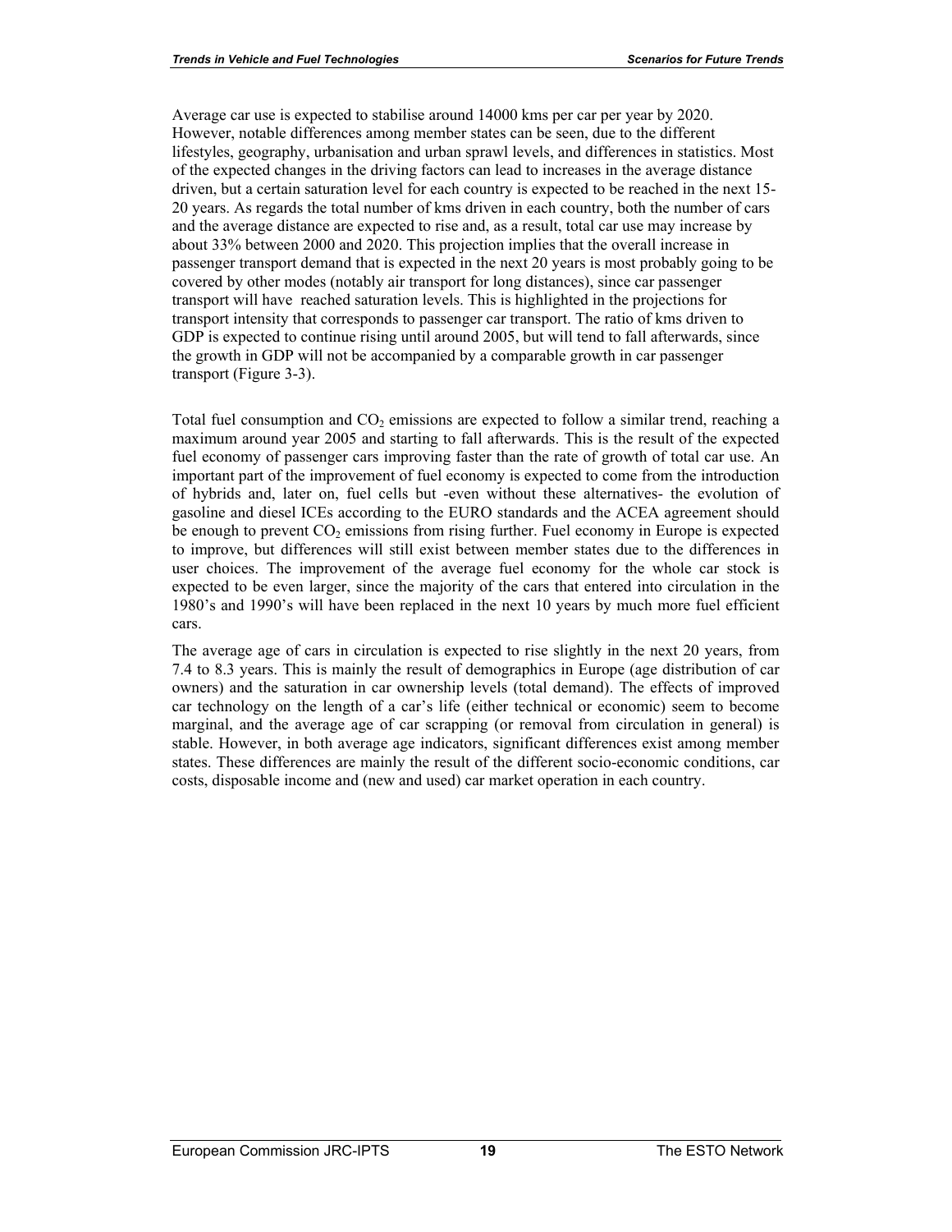Average car use is expected to stabilise around 14000 kms per car per year by 2020. However, notable differences among member states can be seen, due to the different lifestyles, geography, urbanisation and urban sprawl levels, and differences in statistics. Most of the expected changes in the driving factors can lead to increases in the average distance driven, but a certain saturation level for each country is expected to be reached in the next 15-20 years. As regards the total number of kms driven in each country, both the number of cars and the average distance are expected to rise and, as a result, total car use may increase by about 33% between 2000 and 2020. This projection implies that the overall increase in passenger transport demand that is expected in the next 20 years is most probably going to be covered by other modes (notably air transport for long distances), since car passenger transport will have reached saturation levels. This is highlighted in the projections for transport intensity that corresponds to passenger car transport. The ratio of kms driven to GDP is expected to continue rising until around 2005, but will tend to fall afterwards, since the growth in GDP will not be accompanied by a comparable growth in car passenger transport (Figure 3-3).

Total fuel consumption and $CO_2$ emissions are expected to follow a similar trend, reaching a maximum around year 2005 and starting to fall afterwards. This is the result of the expected fuel economy of passenger cars improving faster than the rate of growth of total car use. An important part of the improvement of fuel economy is expected to come from the introduction of hybrids and, later on, fuel cells but -even without these alternatives- the evolution of gasoline and diesel ICEs according to the EURO standards and the ACEA agreement should be enough to prevent $CO_2$ emissions from rising further. Fuel economy in Europe is expected to improve, but differences will still exist between member states due to the differences in user choices. The improvement of the average fuel economy for the whole car stock is expected to be even larger, since the majority of the cars that entered into circulation in the 1980's and 1990's will have been replaced in the next 10 years by much more fuel efficient cars.

The average age of cars in circulation is expected to rise slightly in the next 20 years, from 7.4 to 8.3 years. This is mainly the result of demographics in Europe (age distribution of car owners) and the saturation in car ownership levels (total demand). The effects of improved car technology on the length of a car's life (either technical or economic) seem to become marginal, and the average age of car scrapping (or removal from circulation in general) is stable. However, in both average age indicators, significant differences exist among member states. These differences are mainly the result of the different socio-economic conditions, car costs, disposable income and (new and used) car market operation in each country.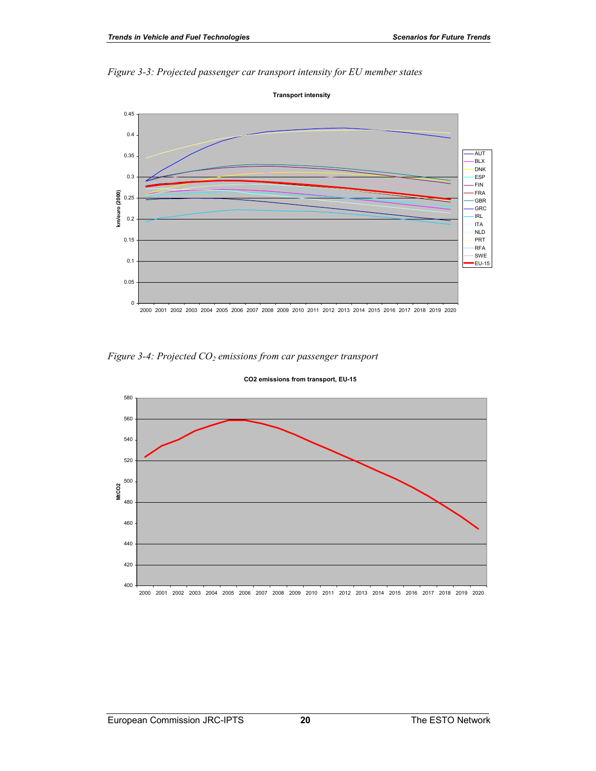*Figure 3-3: Projected passenger car transport intensity for EU member states*

*Figure 3-4: Projected $CO_2$ emissions from car passenger transport*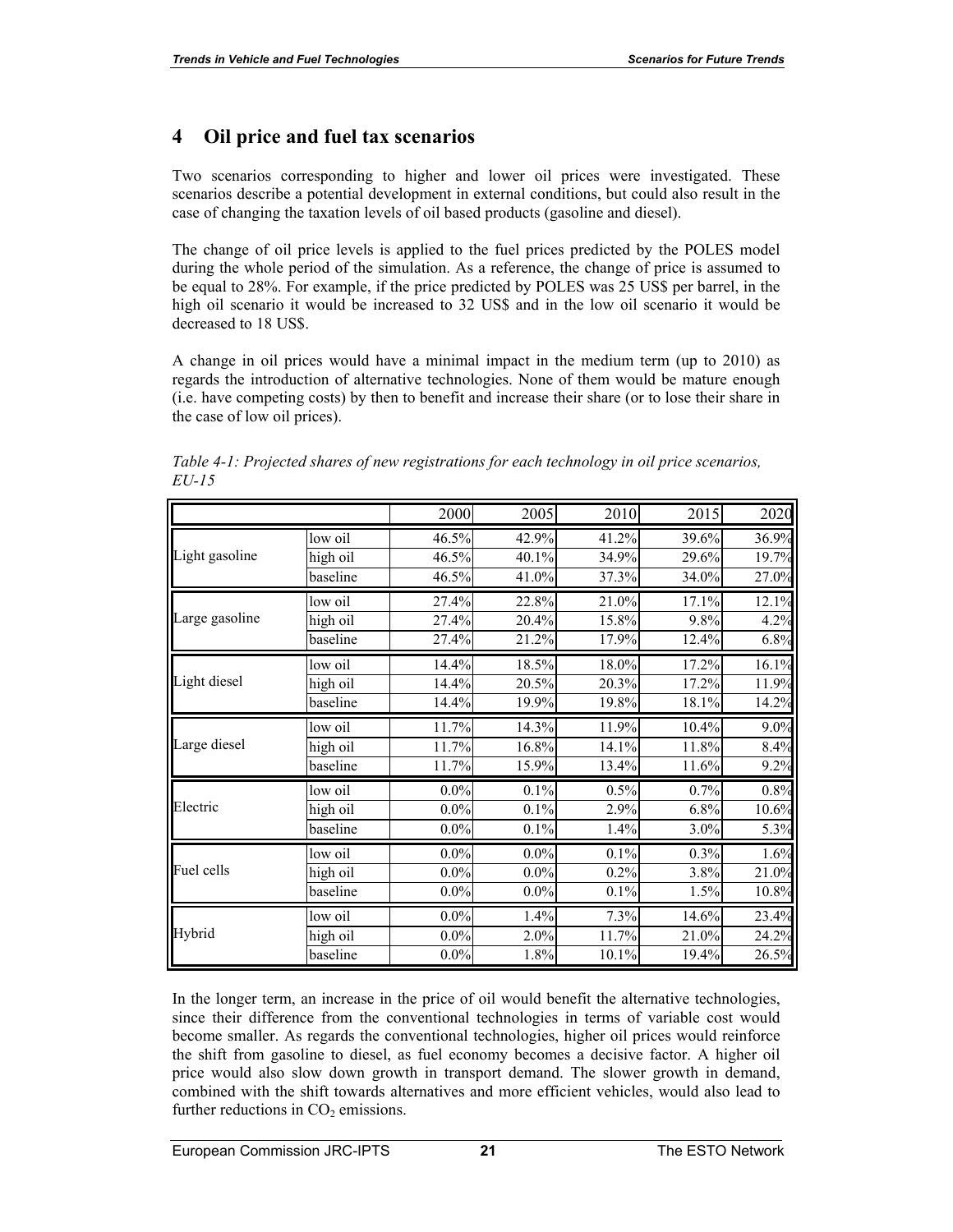# 4 Oil price and fuel tax scenarios

Two scenarios corresponding to higher and lower oil prices were investigated. These scenarios describe a potential development in external conditions, but could also result in the case of changing the taxation levels of oil based products (gasoline and diesel).

The change of oil price levels is applied to the fuel prices predicted by the POLES model during the whole period of the simulation. As a reference, the change of price is assumed to be equal to 28%. For example, if the price predicted by POLES was 25 US$ per barrel, in the high oil scenario it would be increased to 32 US$ and in the low oil scenario it would be decreased to 18 US$.

A change in oil prices would have a minimal impact in the medium term (up to 2010) as regards the introduction of alternative technologies. None of them would be mature enough (i.e. have competing costs) by then to benefit and increase their share (or to lose their share in the case of low oil prices).

*Table 4-1: Projected shares of new registrations for each technology in oil price scenarios, EU-15*

| | | 2000 | 2005 | 2010 | 2015 | 2020 |
|---|---|---|---|---|---|---|
| Light gasoline | low oil | 46.5% | 42.9% | 41.2% | 39.6% | 36.9% |
| | high oil | 46.5% | 40.1% | 34.9% | 29.6% | 19.7% |
| | baseline | 46.5% | 41.0% | 37.3% | 34.0% | 27.0% |
| Large gasoline | low oil | 27.4% | 22.8% | 21.0% | 17.1% | 12.1% |
| | high oil | 27.4% | 20.4% | 15.8% | 9.8% | 4.2% |
| | baseline | 27.4% | 21.2% | 17.9% | 12.4% | 6.8% |
| Light diesel | low oil | 14.4% | 18.5% | 18.0% | 17.2% | 16.1% |
| | high oil | 14.4% | 20.5% | 20.3% | 17.2% | 11.9% |
| | baseline | 14.4% | 19.9% | 19.8% | 18.1% | 14.2% |
| Large diesel | low oil | 11.7% | 14.3% | 11.9% | 10.4% | 9.0% |
| | high oil | 11.7% | 16.8% | 14.1% | 11.8% | 8.4% |
| | baseline | 11.7% | 15.9% | 13.4% | 11.6% | 9.2% |
| Electric | low oil | 0.0% | 0.1% | 0.5% | 0.7% | 0.8% |
| | high oil | 0.0% | 0.1% | 2.9% | 6.8% | 10.6% |
| | baseline | 0.0% | 0.1% | 1.4% | 3.0% | 5.3% |
| Fuel cells | low oil | 0.0% | 0.0% | 0.1% | 0.3% | 1.6% |
| | high oil | 0.0% | 0.0% | 0.2% | 3.8% | 21.0% |
| | baseline | 0.0% | 0.0% | 0.1% | 1.5% | 10.8% |
| Hybrid | low oil | 0.0% | 1.4% | 7.3% | 14.6% | 23.4% |
| | high oil | 0.0% | 2.0% | 11.7% | 21.0% | 24.2% |
| | baseline | 0.0% | 1.8% | 10.1% | 19.4% | 26.5% |

In the longer term, an increase in the price of oil would benefit the alternative technologies, since their difference from the conventional technologies in terms of variable cost would become smaller. As regards the conventional technologies, higher oil prices would reinforce the shift from gasoline to diesel, as fuel economy becomes a decisive factor. A higher oil price would also slow down growth in transport demand. The slower growth in demand, combined with the shift towards alternatives and more efficient vehicles, would also lead to further reductions in $CO_2$ emissions.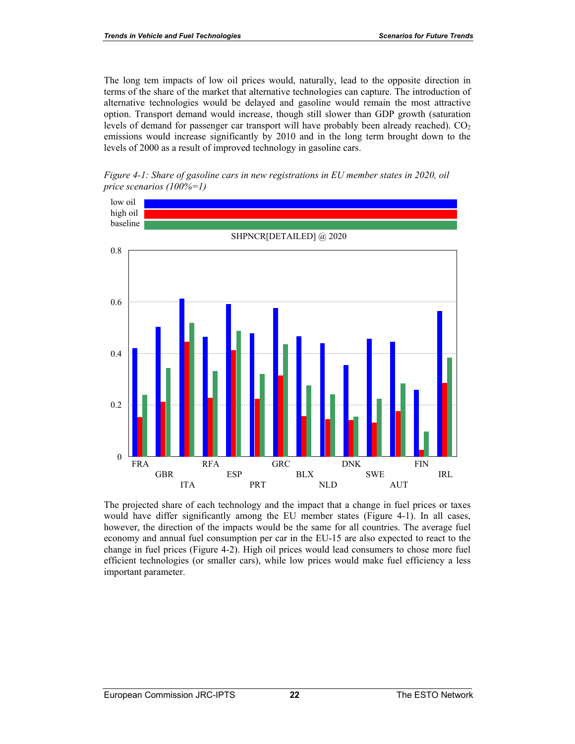The long tem impacts of low oil prices would, naturally, lead to the opposite direction in terms of the share of the market that alternative technologies can capture. The introduction of alternative technologies would be delayed and gasoline would remain the most attractive option. Transport demand would increase, though still slower than GDP growth (saturation levels of demand for passenger car transport will have probably been already reached). $CO_2$ emissions would increase significantly by 2010 and in the long term brought down to the levels of 2000 as a result of improved technology in gasoline cars.

*Figure 4-1: Share of gasoline cars in new registrations in EU member states in 2020, oil price scenarios (100%=1)*

The projected share of each technology and the impact that a change in fuel prices or taxes would have differ significantly among the EU member states (Figure 4-1). In all cases, however, the direction of the impacts would be the same for all countries. The average fuel economy and annual fuel consumption per car in the EU-15 are also expected to react to the change in fuel prices (Figure 4-2). High oil prices would lead consumers to chose more fuel efficient technologies (or smaller cars), while low prices would make fuel efficiency a less important parameter.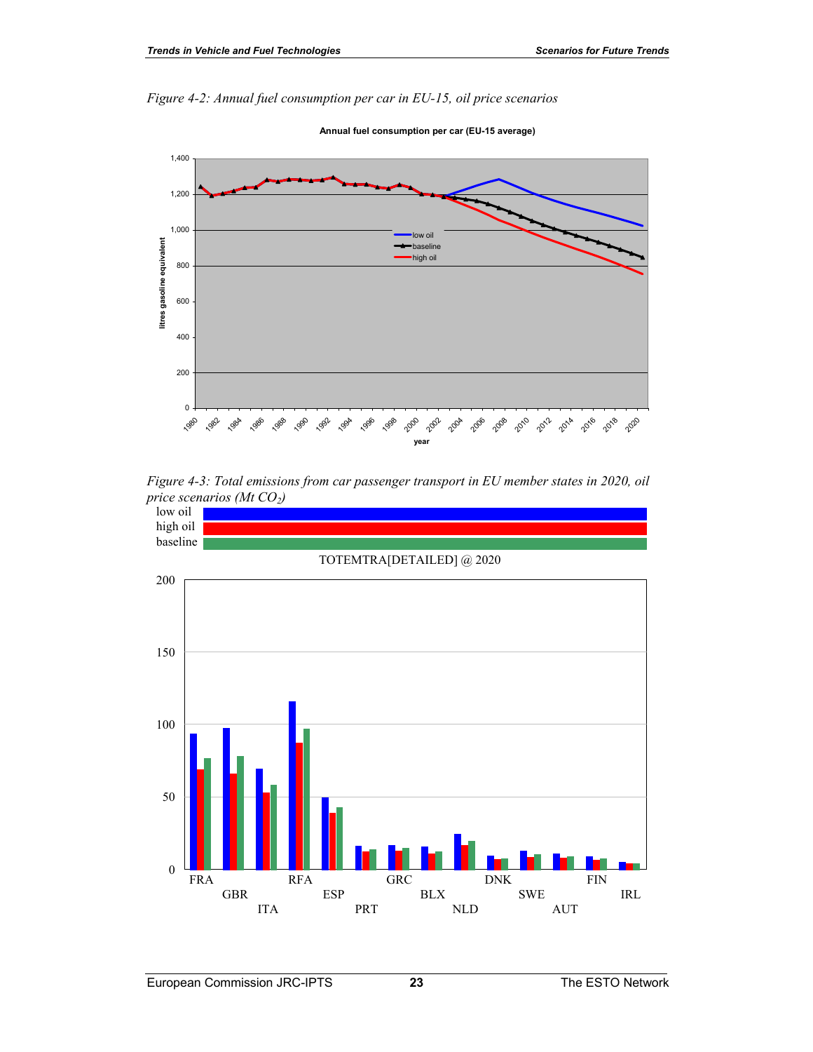*Figure 4-2: Annual fuel consumption per car in EU-15, oil price scenarios*

*Figure 4-3: Total emissions from car passenger transport in EU member states in 2020, oil price scenarios (Mt $CO_2$)*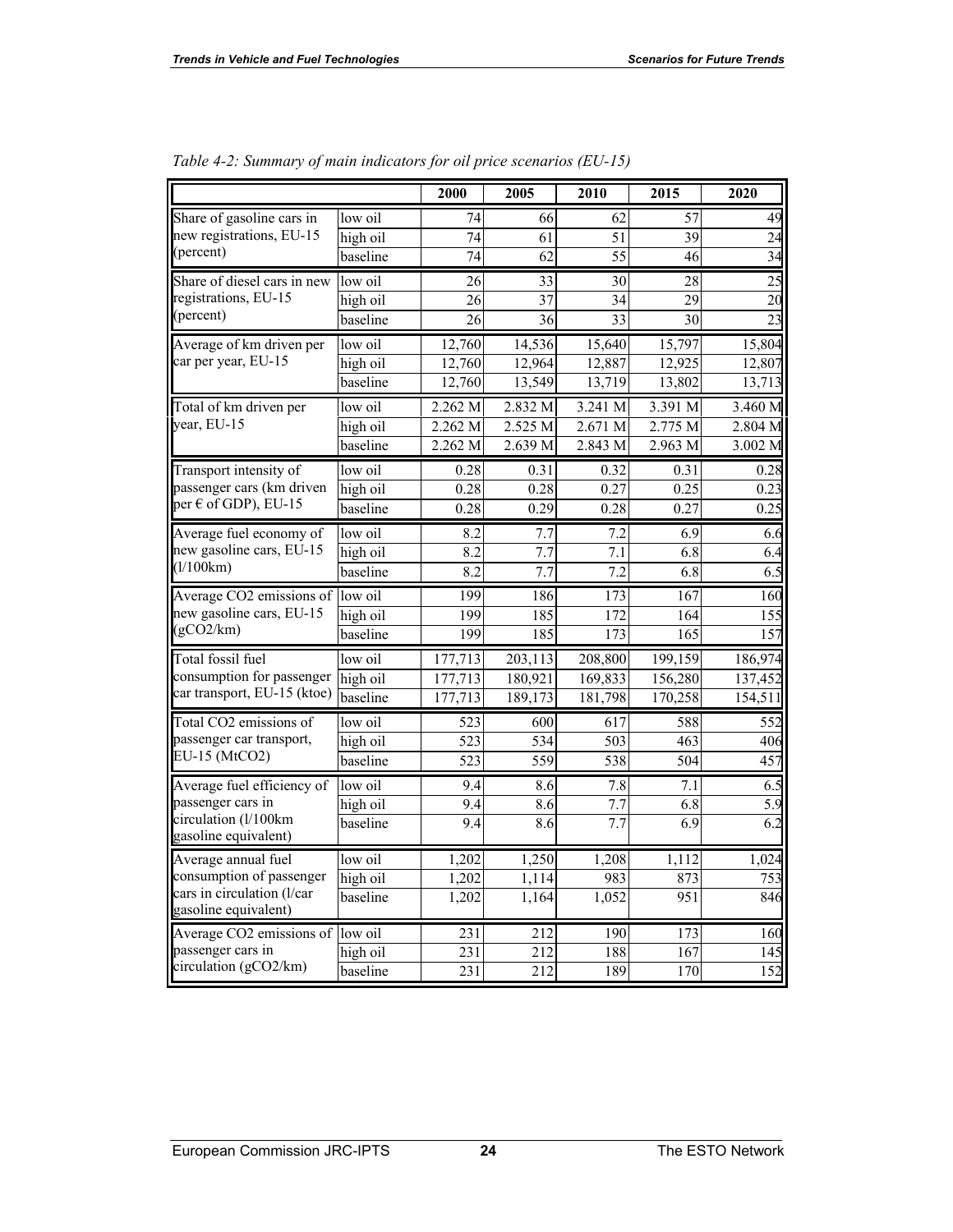*Table 4-2: Summary of main indicators for oil price scenarios (EU-15)*

| | | 2000 | 2005 | 2010 | 2015 | 2020 |
|---|---|---|---|---|---|---|
| Share of gasoline cars in new registrations, EU-15 (percent) | low oil | 74 | 66 | 62 | 57 | 49 |
| | high oil | 74 | 61 | 51 | 39 | 24 |
| | baseline | 74 | 62 | 55 | 46 | 34 |
| Share of diesel cars in new registrations, EU-15 (percent) | low oil | 26 | 33 | 30 | 28 | 25 |
| | high oil | 26 | 37 | 34 | 29 | 20 |
| | baseline | 26 | 36 | 33 | 30 | 23 |
| Average of km driven per car per year, EU-15 | low oil | 12,760 | 14,536 | 15,640 | 15,797 | 15,804 |
| | high oil | 12,760 | 12,964 | 12,887 | 12,925 | 12,807 |
| | baseline | 12,760 | 13,549 | 13,719 | 13,802 | 13,713 |
| Total of km driven per year, EU-15 | low oil | 2.262 M | 2.832 M | 3.241 M | 3.391 M | 3.460 M |
| | high oil | 2.262 M | 2.525 M | 2.671 M | 2.775 M | 2.804 M |
| | baseline | 2.262 M | 2.639 M | 2.843 M | 2.963 M | 3.002 M |
| Transport intensity of passenger cars (km driven per € of GDP), EU-15 | low oil | 0.28 | 0.31 | 0.32 | 0.31 | 0.28 |
| | high oil | 0.28 | 0.28 | 0.27 | 0.25 | 0.23 |
| | baseline | 0.28 | 0.29 | 0.28 | 0.27 | 0.25 |
| Average fuel economy of new gasoline cars, EU-15 (l/100km) | low oil | 8.2 | 7.7 | 7.2 | 6.9 | 6.6 |
| | high oil | 8.2 | 7.7 | 7.1 | 6.8 | 6.4 |
| | baseline | 8.2 | 7.7 | 7.2 | 6.8 | 6.5 |
| Average $CO_2$ emissions of new gasoline cars, EU-15 ($gCO_2$/km) | low oil | 199 | 186 | 173 | 167 | 160 |
| | high oil | 199 | 185 | 172 | 164 | 155 |
| | baseline | 199 | 185 | 173 | 165 | 157 |
| Total fossil fuel consumption for passenger car transport, EU-15 (ktoe) | low oil | 177,713 | 203,113 | 208,800 | 199,159 | 186,974 |
| | high oil | 177,713 | 180,921 | 169,833 | 156,280 | 137,452 |
| | baseline | 177,713 | 189,173 | 181,798 | 170,258 | 154,511 |
| Total $CO_2$ emissions of passenger car transport, EU-15 ($MtCO_2$) | low oil | 523 | 600 | 617 | 588 | 552 |
| | high oil | 523 | 534 | 503 | 463 | 406 |
| | baseline | 523 | 559 | 538 | 504 | 457 |
| Average fuel efficiency of passenger cars in circulation (l/100km gasoline equivalent) | low oil | 9.4 | 8.6 | 7.8 | 7.1 | 6.5 |
| | high oil | 9.4 | 8.6 | 7.7 | 6.8 | 5.9 |
| | baseline | 9.4 | 8.6 | 7.7 | 6.9 | 6.2 |
| Average annual fuel consumption of passenger cars in circulation (l/car gasoline equivalent) | low oil | 1,202 | 1,250 | 1,208 | 1,112 | 1,024 |
| | high oil | 1,202 | 1,114 | 983 | 873 | 753 |
| | baseline | 1,202 | 1,164 | 1,052 | 951 | 846 |
| Average $CO_2$ emissions of passenger cars in circulation ($gCO_2$/km) | low oil | 231 | 212 | 190 | 173 | 160 |
| | high oil | 231 | 212 | 188 | 167 | 145 |
| | baseline | 231 | 212 | 189 | 170 | 152 |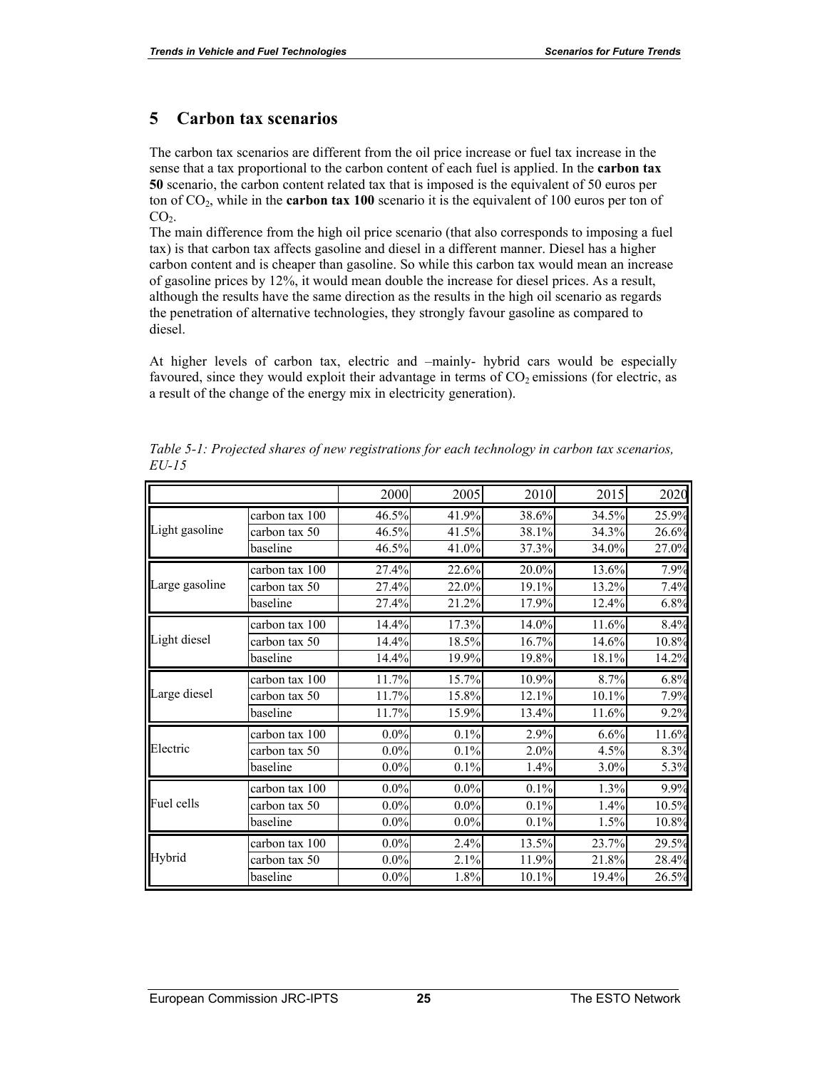## 5 Carbon tax scenarios

The carbon tax scenarios are different from the oil price increase or fuel tax increase in the sense that a tax proportional to the carbon content of each fuel is applied. In the **carbon tax 50** scenario, the carbon content related tax that is imposed is the equivalent of 50 euros per ton of $CO_2$, while in the **carbon tax 100** scenario it is the equivalent of 100 euros per ton of $CO_2$.

The main difference from the high oil price scenario (that also corresponds to imposing a fuel tax) is that carbon tax affects gasoline and diesel in a different manner. Diesel has a higher carbon content and is cheaper than gasoline. So while this carbon tax would mean an increase of gasoline prices by 12%, it would mean double the increase for diesel prices. As a result, although the results have the same direction as the results in the high oil scenario as regards the penetration of alternative technologies, they strongly favour gasoline as compared to diesel.

At higher levels of carbon tax, electric and –mainly- hybrid cars would be especially favoured, since they would exploit their advantage in terms of $CO_2$ emissions (for electric, as a result of the change of the energy mix in electricity generation).

*Table 5-1: Projected shares of new registrations for each technology in carbon tax scenarios, EU-15*

| | | 2000 | 2005 | 2010 | 2015 | 2020 |
|---|---|---|---|---|---|---|
| Light gasoline | carbon tax 100 | 46.5% | 41.9% | 38.6% | 34.5% | 25.9% |
| | carbon tax 50 | 46.5% | 41.5% | 38.1% | 34.3% | 26.6% |
| | baseline | 46.5% | 41.0% | 37.3% | 34.0% | 27.0% |
| Large gasoline | carbon tax 100 | 27.4% | 22.6% | 20.0% | 13.6% | 7.9% |
| | carbon tax 50 | 27.4% | 22.0% | 19.1% | 13.2% | 7.4% |
| | baseline | 27.4% | 21.2% | 17.9% | 12.4% | 6.8% |
| Light diesel | carbon tax 100 | 14.4% | 17.3% | 14.0% | 11.6% | 8.4% |
| | carbon tax 50 | 14.4% | 18.5% | 16.7% | 14.6% | 10.8% |
| | baseline | 14.4% | 19.9% | 19.8% | 18.1% | 14.2% |
| Large diesel | carbon tax 100 | 11.7% | 15.7% | 10.9% | 8.7% | 6.8% |
| | carbon tax 50 | 11.7% | 15.8% | 12.1% | 10.1% | 7.9% |
| | baseline | 11.7% | 15.9% | 13.4% | 11.6% | 9.2% |
| Electric | carbon tax 100 | 0.0% | 0.1% | 2.9% | 6.6% | 11.6% |
| | carbon tax 50 | 0.0% | 0.1% | 2.0% | 4.5% | 8.3% |
| | baseline | 0.0% | 0.1% | 1.4% | 3.0% | 5.3% |
| Fuel cells | carbon tax 100 | 0.0% | 0.0% | 0.1% | 1.3% | 9.9% |
| | carbon tax 50 | 0.0% | 0.0% | 0.1% | 1.4% | 10.5% |
| | baseline | 0.0% | 0.0% | 0.1% | 1.5% | 10.8% |
| Hybrid | carbon tax 100 | 0.0% | 2.4% | 13.5% | 23.7% | 29.5% |
| | carbon tax 50 | 0.0% | 2.1% | 11.9% | 21.8% | 28.4% |
| | baseline | 0.0% | 1.8% | 10.1% | 19.4% | 26.5% |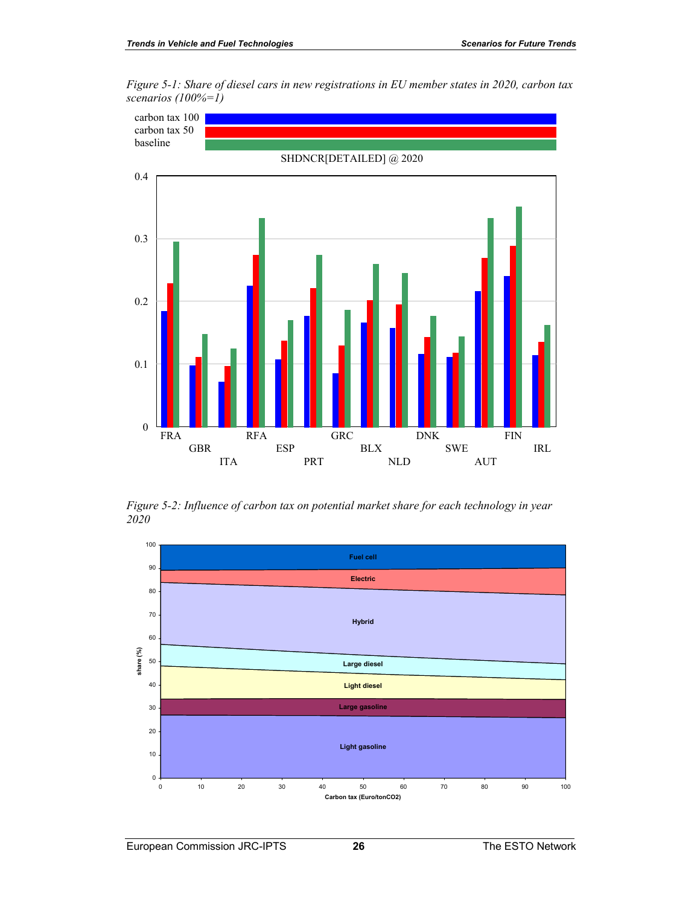*Figure 5-1: Share of diesel cars in new registrations in EU member states in 2020, carbon tax scenarios (100%=1)*

*Figure 5-2: Influence of carbon tax on potential market share for each technology in year 2020*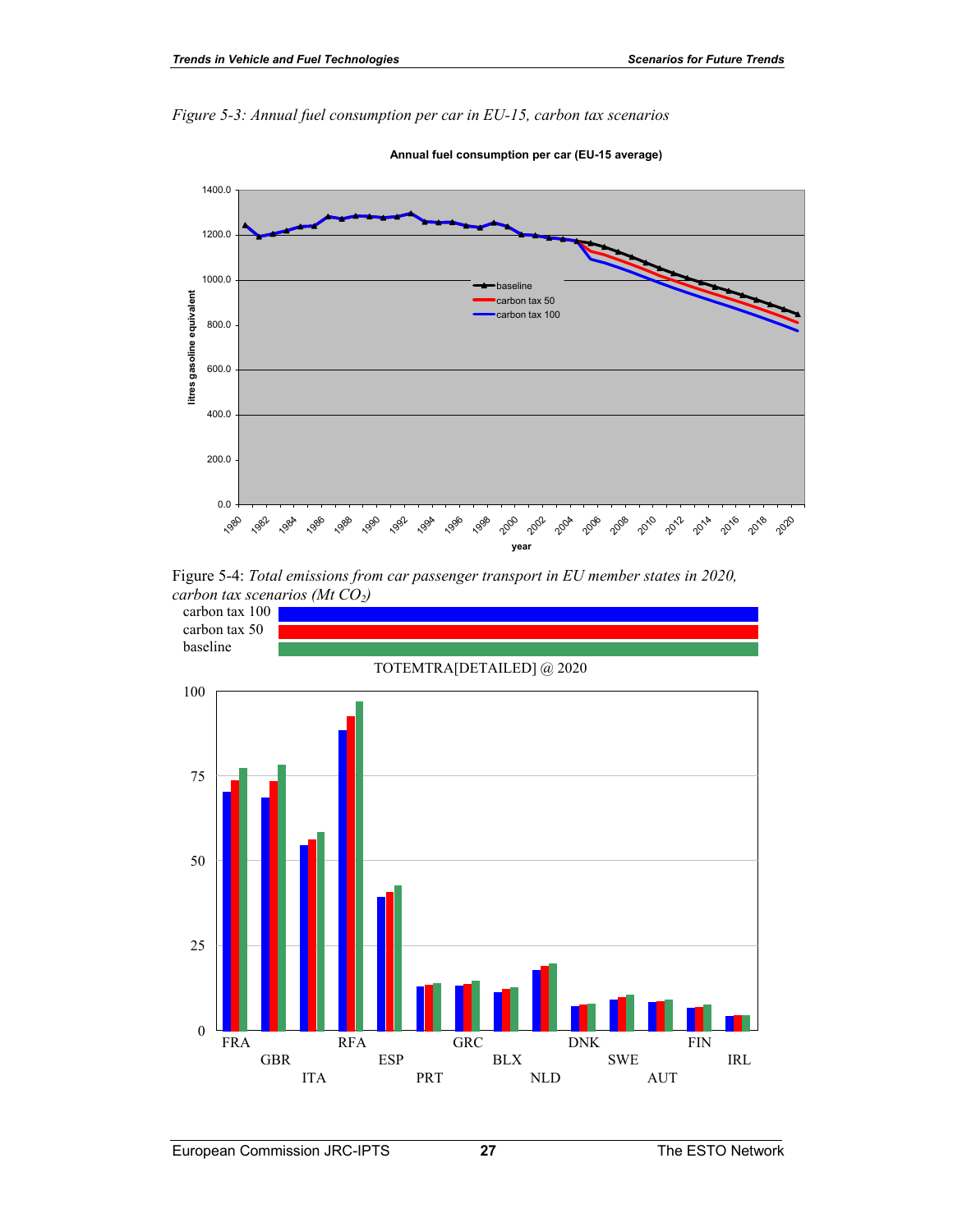*Figure 5-3: Annual fuel consumption per car in EU-15, carbon tax scenarios*

Figure 5-4: *Total emissions from car passenger transport in EU member states in 2020, carbon tax scenarios (Mt $CO_2$)*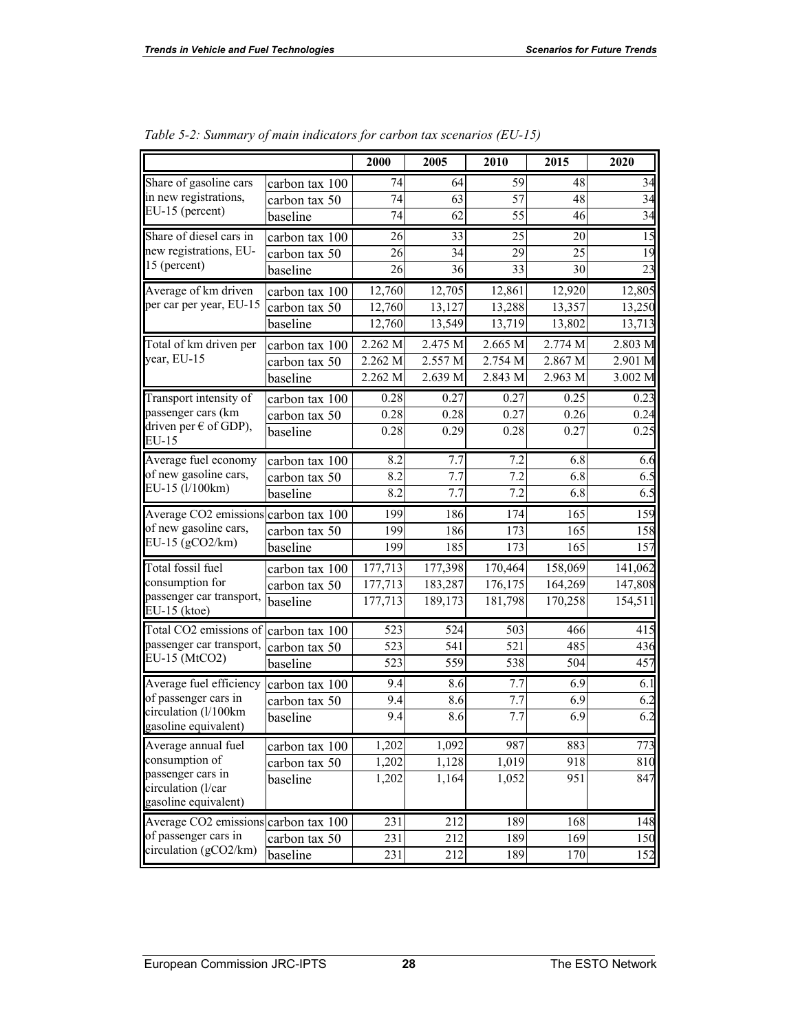*Table 5-2: Summary of main indicators for carbon tax scenarios (EU-15)*

| | | 2000 | 2005 | 2010 | 2015 | 2020 |
|---|---|---|---|---|---|---|
| Share of gasoline cars in new registrations, EU-15 (percent) | carbon tax 100 | 74 | 64 | 59 | 48 | 34 |
| | carbon tax 50 | 74 | 63 | 57 | 48 | 34 |
| | baseline | 74 | 62 | 55 | 46 | 34 |
| Share of diesel cars in new registrations, EU-15 (percent) | carbon tax 100 | 26 | 33 | 25 | 20 | 15 |
| | carbon tax 50 | 26 | 34 | 29 | 25 | 19 |
| | baseline | 26 | 36 | 33 | 30 | 23 |
| Average of km driven per car per year, EU-15 | carbon tax 100 | 12,760 | 12,705 | 12,861 | 12,920 | 12,805 |
| | carbon tax 50 | 12,760 | 13,127 | 13,288 | 13,357 | 13,250 |
| | baseline | 12,760 | 13,549 | 13,719 | 13,802 | 13,713 |
| Total of km driven per year, EU-15 | carbon tax 100 | 2.262 M | 2.475 M | 2.665 M | 2.774 M | 2.803 M |
| | carbon tax 50 | 2.262 M | 2.557 M | 2.754 M | 2.867 M | 2.901 M |
| | baseline | 2.262 M | 2.639 M | 2.843 M | 2.963 M | 3.002 M |
| Transport intensity of passenger cars (km driven per € of GDP), EU-15 | carbon tax 100 | 0.28 | 0.27 | 0.27 | 0.25 | 0.23 |
| | carbon tax 50 | 0.28 | 0.28 | 0.27 | 0.26 | 0.24 |
| | baseline | 0.28 | 0.29 | 0.28 | 0.27 | 0.25 |
| Average fuel economy of new gasoline cars, EU-15 (l/100km) | carbon tax 100 | 8.2 | 7.7 | 7.2 | 6.8 | 6.6 |
| | carbon tax 50 | 8.2 | 7.7 | 7.2 | 6.8 | 6.5 |
| | baseline | 8.2 | 7.7 | 7.2 | 6.8 | 6.5 |
| Average $CO_2$ emissions of new gasoline cars, EU-15 (g$CO_2$/km) | carbon tax 100 | 199 | 186 | 174 | 165 | 159 |
| | carbon tax 50 | 199 | 186 | 173 | 165 | 158 |
| | baseline | 199 | 185 | 173 | 165 | 157 |
| Total fossil fuel consumption for passenger car transport, EU-15 (ktoe) | carbon tax 100 | 177,713 | 177,398 | 170,464 | 158,069 | 141,062 |
| | carbon tax 50 | 177,713 | 183,287 | 176,175 | 164,269 | 147,808 |
| | baseline | 177,713 | 189,173 | 181,798 | 170,258 | 154,511 |
| Total $CO_2$ emissions of passenger car transport, EU-15 (Mt$CO_2$) | carbon tax 100 | 523 | 524 | 503 | 466 | 415 |
| | carbon tax 50 | 523 | 541 | 521 | 485 | 436 |
| | baseline | 523 | 559 | 538 | 504 | 457 |
| Average fuel efficiency of passenger cars in circulation (l/100km gasoline equivalent) | carbon tax 100 | 9.4 | 8.6 | 7.7 | 6.9 | 6.1 |
| | carbon tax 50 | 9.4 | 8.6 | 7.7 | 6.9 | 6.2 |
| | baseline | 9.4 | 8.6 | 7.7 | 6.9 | 6.2 |
| Average annual fuel consumption of passenger cars in circulation (l/car gasoline equivalent) | carbon tax 100 | 1,202 | 1,092 | 987 | 883 | 773 |
| | carbon tax 50 | 1,202 | 1,128 | 1,019 | 918 | 810 |
| | baseline | 1,202 | 1,164 | 1,052 | 951 | 847 |
| Average $CO_2$ emissions of passenger cars in circulation (g$CO_2$/km) | carbon tax 100 | 231 | 212 | 189 | 168 | 148 |
| | carbon tax 50 | 231 | 212 | 189 | 169 | 150 |
| | baseline | 231 | 212 | 189 | 170 | 152 |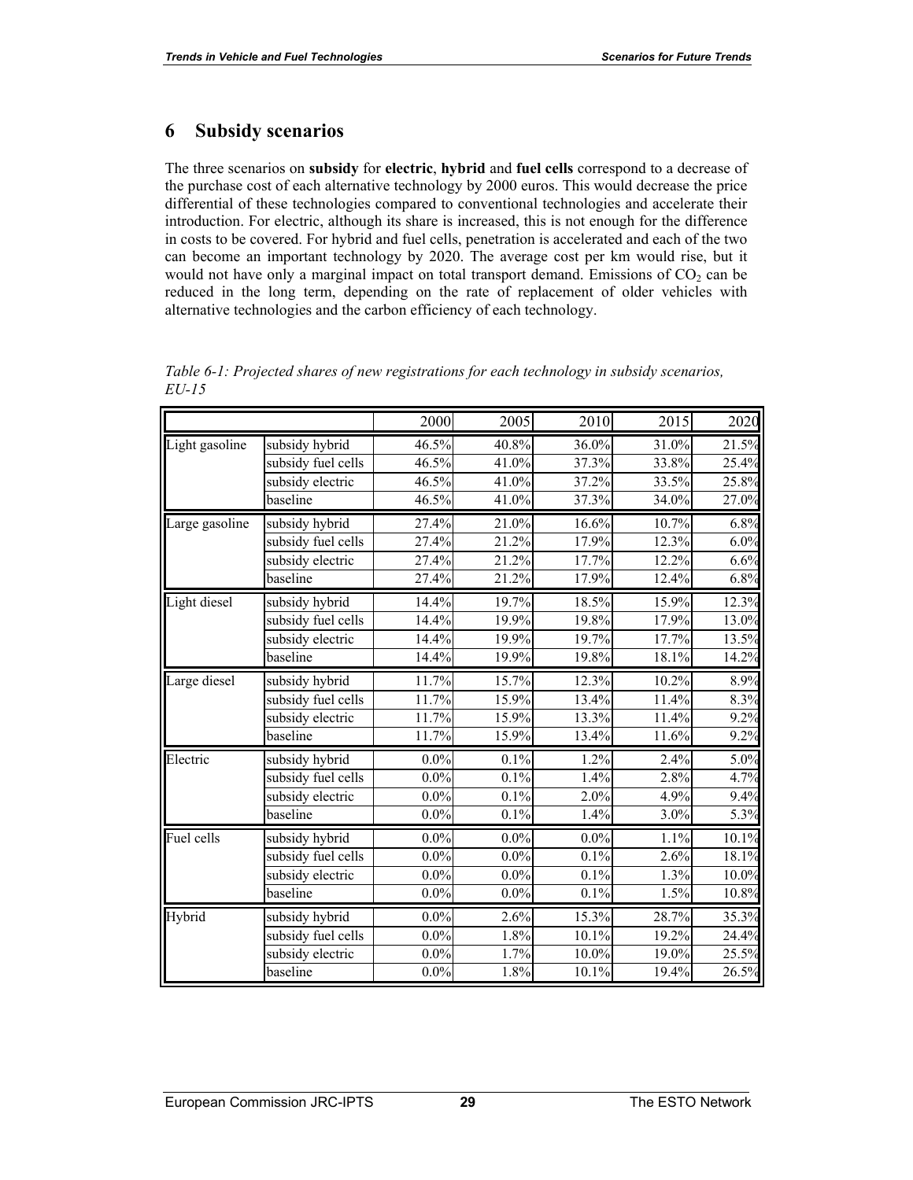# 6 Subsidy scenarios

The three scenarios on **subsidy** for **electric**, **hybrid** and **fuel cells** correspond to a decrease of the purchase cost of each alternative technology by 2000 euros. This would decrease the price differential of these technologies compared to conventional technologies and accelerate their introduction. For electric, although its share is increased, this is not enough for the difference in costs to be covered. For hybrid and fuel cells, penetration is accelerated and each of the two can become an important technology by 2020. The average cost per km would rise, but it would not have only a marginal impact on total transport demand. Emissions of $CO_2$ can be reduced in the long term, depending on the rate of replacement of older vehicles with alternative technologies and the carbon efficiency of each technology.

*Table 6-1: Projected shares of new registrations for each technology in subsidy scenarios, EU-15*

| | | 2000 | 2005 | 2010 | 2015 | 2020 |
|---|---|---|---|---|---|---|
| Light gasoline | subsidy hybrid | 46.5% | 40.8% | 36.0% | 31.0% | 21.5% |
| | subsidy fuel cells | 46.5% | 41.0% | 37.3% | 33.8% | 25.4% |
| | subsidy electric | 46.5% | 41.0% | 37.2% | 33.5% | 25.8% |
| | baseline | 46.5% | 41.0% | 37.3% | 34.0% | 27.0% |
| Large gasoline | subsidy hybrid | 27.4% | 21.0% | 16.6% | 10.7% | 6.8% |
| | subsidy fuel cells | 27.4% | 21.2% | 17.9% | 12.3% | 6.0% |
| | subsidy electric | 27.4% | 21.2% | 17.7% | 12.2% | 6.6% |
| | baseline | 27.4% | 21.2% | 17.9% | 12.4% | 6.8% |
| Light diesel | subsidy hybrid | 14.4% | 19.7% | 18.5% | 15.9% | 12.3% |
| | subsidy fuel cells | 14.4% | 19.9% | 19.8% | 17.9% | 13.0% |
| | subsidy electric | 14.4% | 19.9% | 19.7% | 17.7% | 13.5% |
| | baseline | 14.4% | 19.9% | 19.8% | 18.1% | 14.2% |
| Large diesel | subsidy hybrid | 11.7% | 15.7% | 12.3% | 10.2% | 8.9% |
| | subsidy fuel cells | 11.7% | 15.9% | 13.4% | 11.4% | 8.3% |
| | subsidy electric | 11.7% | 15.9% | 13.3% | 11.4% | 9.2% |
| | baseline | 11.7% | 15.9% | 13.4% | 11.6% | 9.2% |
| Electric | subsidy hybrid | 0.0% | 0.1% | 1.2% | 2.4% | 5.0% |
| | subsidy fuel cells | 0.0% | 0.1% | 1.4% | 2.8% | 4.7% |
| | subsidy electric | 0.0% | 0.1% | 2.0% | 4.9% | 9.4% |
| | baseline | 0.0% | 0.1% | 1.4% | 3.0% | 5.3% |
| Fuel cells | subsidy hybrid | 0.0% | 0.0% | 0.0% | 1.1% | 10.1% |
| | subsidy fuel cells | 0.0% | 0.0% | 0.1% | 2.6% | 18.1% |
| | subsidy electric | 0.0% | 0.0% | 0.1% | 1.3% | 10.0% |
| | baseline | 0.0% | 0.0% | 0.1% | 1.5% | 10.8% |
| Hybrid | subsidy hybrid | 0.0% | 2.6% | 15.3% | 28.7% | 35.3% |
| | subsidy fuel cells | 0.0% | 1.8% | 10.1% | 19.2% | 24.4% |
| | subsidy electric | 0.0% | 1.7% | 10.0% | 19.0% | 25.5% |
| | baseline | 0.0% | 1.8% | 10.1% | 19.4% | 26.5% |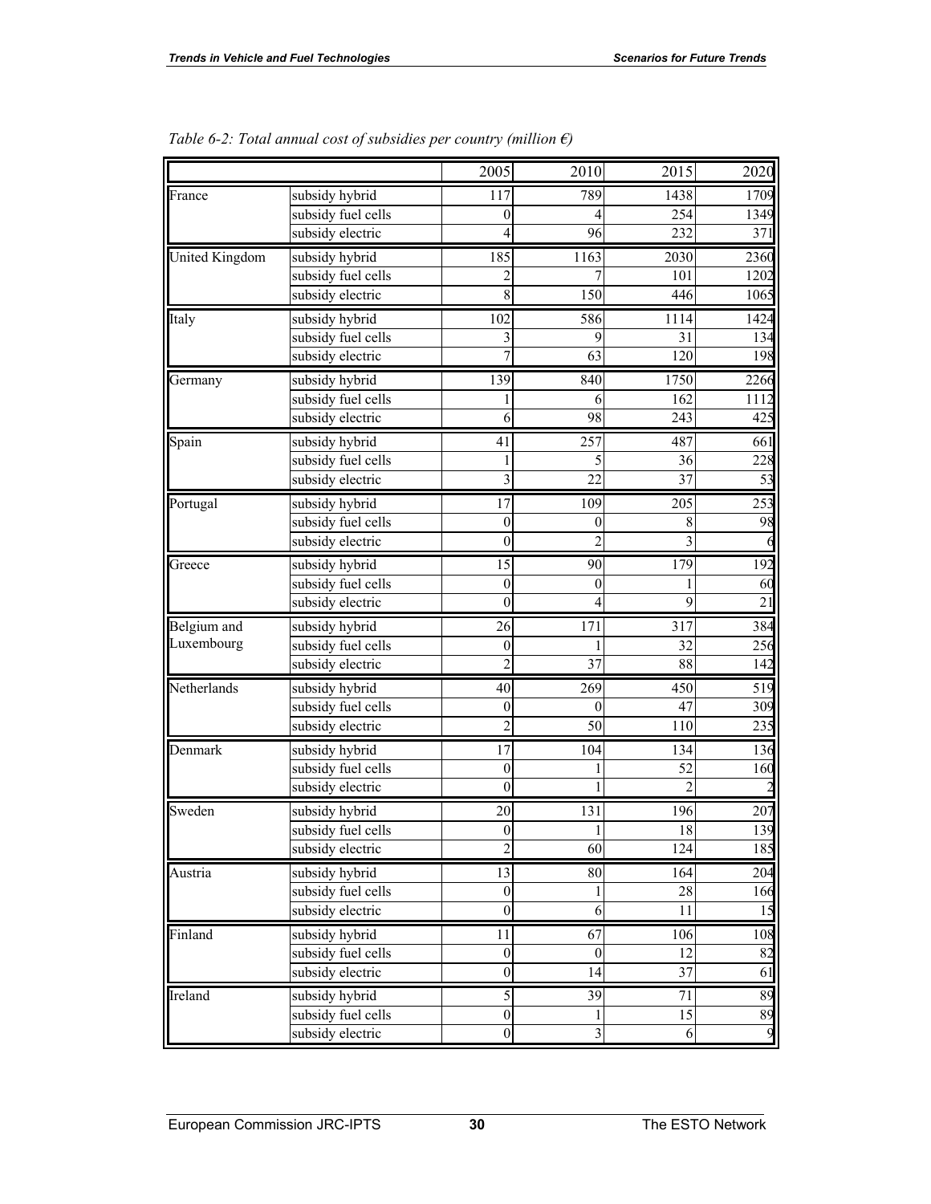*Table 6-2: Total annual cost of subsidies per country (million €)*

| | | 2005 | 2010 | 2015 | 2020 |
|---|---|---|---|---|---|
| France | subsidy hybrid | 117 | 789 | 1438 | 1709 |
| | subsidy fuel cells | 0 | 4 | 254 | 1349 |
| | subsidy electric | 4 | 96 | 232 | 371 |
| United Kingdom | subsidy hybrid | 185 | 1163 | 2030 | 2360 |
| | subsidy fuel cells | 2 | 7 | 101 | 1202 |
| | subsidy electric | 8 | 150 | 446 | 1065 |
| Italy | subsidy hybrid | 102 | 586 | 1114 | 1424 |
| | subsidy fuel cells | 3 | 9 | 31 | 134 |
| | subsidy electric | 7 | 63 | 120 | 198 |
| Germany | subsidy hybrid | 139 | 840 | 1750 | 2266 |
| | subsidy fuel cells | 1 | 6 | 162 | 1112 |
| | subsidy electric | 6 | 98 | 243 | 425 |
| Spain | subsidy hybrid | 41 | 257 | 487 | 661 |
| | subsidy fuel cells | 1 | 5 | 36 | 228 |
| | subsidy electric | 3 | 22 | 37 | 53 |
| Portugal | subsidy hybrid | 17 | 109 | 205 | 253 |
| | subsidy fuel cells | 0 | 0 | 8 | 98 |
| | subsidy electric | 0 | 2 | 3 | 6 |
| Greece | subsidy hybrid | 15 | 90 | 179 | 192 |
| | subsidy fuel cells | 0 | 0 | 1 | 60 |
| | subsidy electric | 0 | 4 | 9 | 21 |
| Belgium and Luxembourg | subsidy hybrid | 26 | 171 | 317 | 384 |
| | subsidy fuel cells | 0 | 1 | 32 | 256 |
| | subsidy electric | 2 | 37 | 88 | 142 |
| Netherlands | subsidy hybrid | 40 | 269 | 450 | 519 |
| | subsidy fuel cells | 0 | 0 | 47 | 309 |
| | subsidy electric | 2 | 50 | 110 | 235 |
| Denmark | subsidy hybrid | 17 | 104 | 134 | 136 |
| | subsidy fuel cells | 0 | 1 | 52 | 160 |
| | subsidy electric | 0 | 1 | 2 | 2 |
| Sweden | subsidy hybrid | 20 | 131 | 196 | 207 |
| | subsidy fuel cells | 0 | 1 | 18 | 139 |
| | subsidy electric | 2 | 60 | 124 | 185 |
| Austria | subsidy hybrid | 13 | 80 | 164 | 204 |
| | subsidy fuel cells | 0 | 1 | 28 | 166 |
| | subsidy electric | 0 | 6 | 11 | 15 |
| Finland | subsidy hybrid | 11 | 67 | 106 | 108 |
| | subsidy fuel cells | 0 | 0 | 12 | 82 |
| | subsidy electric | 0 | 14 | 37 | 61 |
| Ireland | subsidy hybrid | 5 | 39 | 71 | 89 |
| | subsidy fuel cells | 0 | 1 | 15 | 89 |
| | subsidy electric | 0 | 3 | 6 | 9 |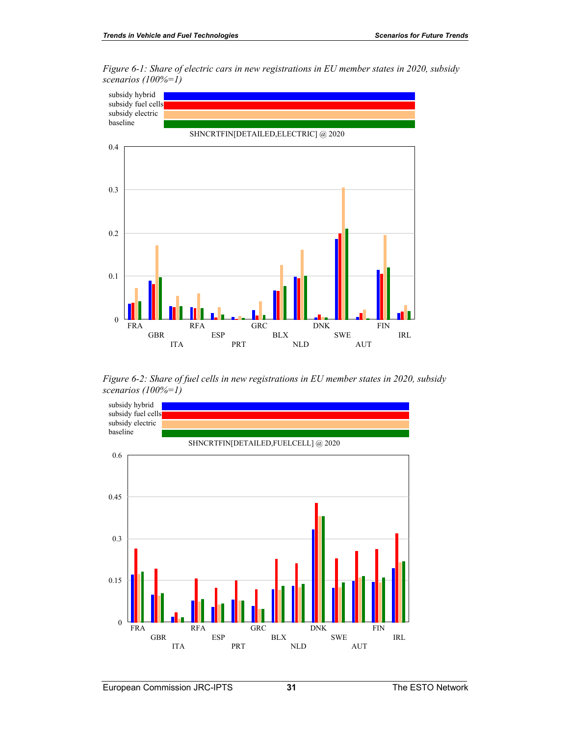*Figure 6-1: Share of electric cars in new registrations in EU member states in 2020, subsidy scenarios (100%=1)*

*Figure 6-2: Share of fuel cells in new registrations in EU member states in 2020, subsidy scenarios (100%=1)*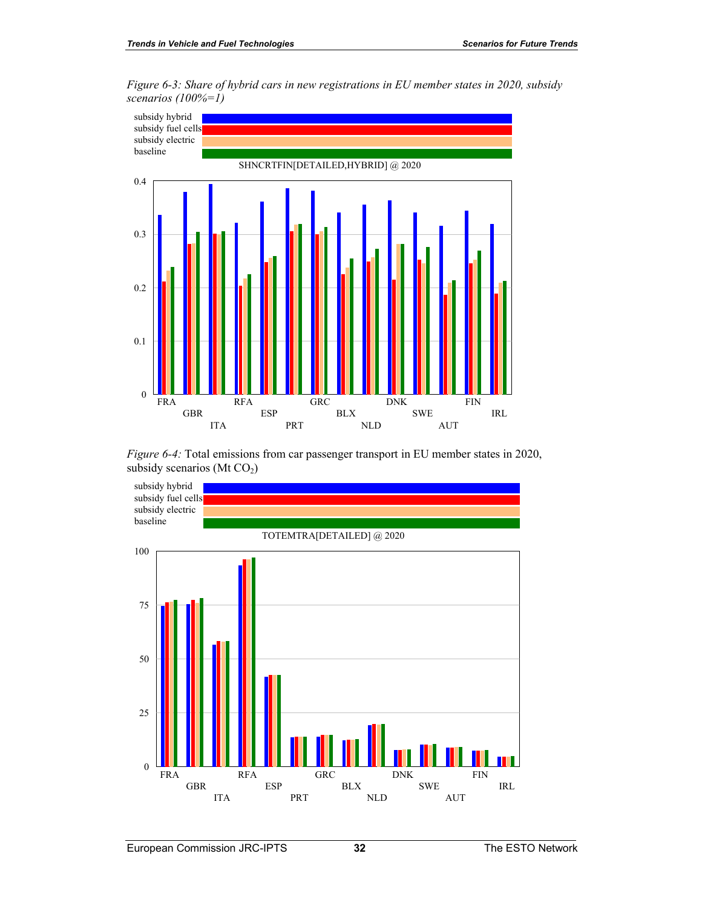*Figure 6-3: Share of hybrid cars in new registrations in EU member states in 2020, subsidy scenarios (100%=1)*

subsidy hybrid
subsidy fuel cells
subsidy electric
baseline

SHNCRTFIN[DETAILED,HYBRID] @ 2020

*Figure 6-4:* Total emissions from car passenger transport in EU member states in 2020, subsidy scenarios (Mt $CO_2$)

subsidy hybrid
subsidy fuel cells
subsidy electric
baseline

TOTEMTRA[DETAILED] @ 2020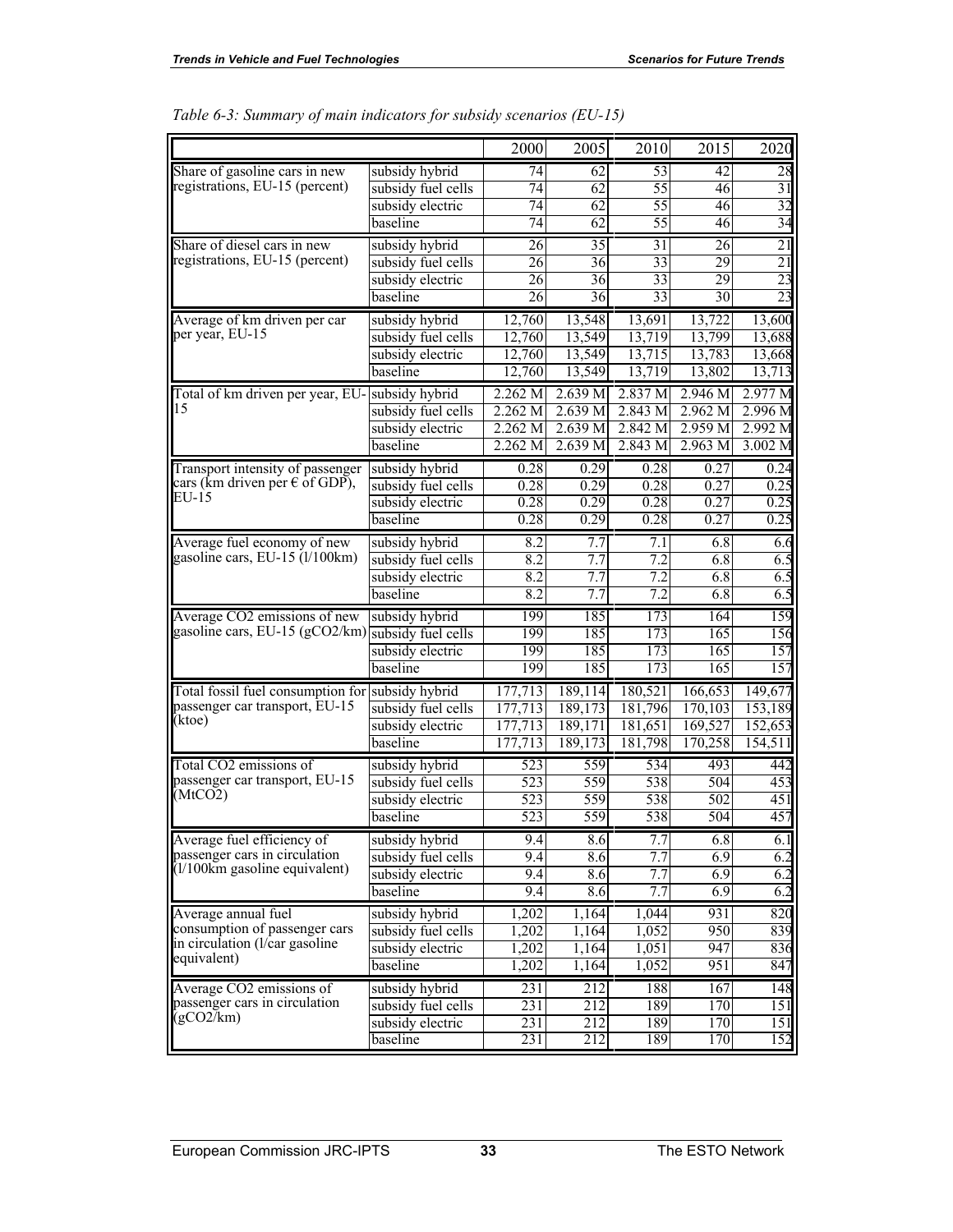*Table 6-3: Summary of main indicators for subsidy scenarios (EU-15)*

| | | 2000 | 2005 | 2010 | 2015 | 2020 |
|---|---|---|---|---|---|---|
| Share of gasoline cars in new registrations, EU-15 (percent) | subsidy hybrid | 74 | 62 | 53 | 42 | 28 |
| | subsidy fuel cells | 74 | 62 | 55 | 46 | 31 |
| | subsidy electric | 74 | 62 | 55 | 46 | 32 |
| | baseline | 74 | 62 | 55 | 46 | 34 |
| Share of diesel cars in new registrations, EU-15 (percent) | subsidy hybrid | 26 | 35 | 31 | 26 | 21 |
| | subsidy fuel cells | 26 | 36 | 33 | 29 | 21 |
| | subsidy electric | 26 | 36 | 33 | 29 | 23 |
| | baseline | 26 | 36 | 33 | 30 | 23 |
| Average of km driven per car per year, EU-15 | subsidy hybrid | 12,760 | 13,548 | 13,691 | 13,722 | 13,600 |
| | subsidy fuel cells | 12,760 | 13,549 | 13,719 | 13,799 | 13,688 |
| | subsidy electric | 12,760 | 13,549 | 13,715 | 13,783 | 13,668 |
| | baseline | 12,760 | 13,549 | 13,719 | 13,802 | 13,713 |
| Total of km driven per year, EU-15 | subsidy hybrid | 2.262 M | 2.639 M | 2.837 M | 2.946 M | 2.977 M |
| | subsidy fuel cells | 2.262 M | 2.639 M | 2.843 M | 2.962 M | 2.996 M |
| | subsidy electric | 2.262 M | 2.639 M | 2.842 M | 2.959 M | 2.992 M |
| | baseline | 2.262 M | 2.639 M | 2.843 M | 2.963 M | 3.002 M |
| Transport intensity of passenger cars (km driven per € of GDP), EU-15 | subsidy hybrid | 0.28 | 0.29 | 0.28 | 0.27 | 0.24 |
| | subsidy fuel cells | 0.28 | 0.29 | 0.28 | 0.27 | 0.25 |
| | subsidy electric | 0.28 | 0.29 | 0.28 | 0.27 | 0.25 |
| | baseline | 0.28 | 0.29 | 0.28 | 0.27 | 0.25 |
| Average fuel economy of new gasoline cars, EU-15 (l/100km) | subsidy hybrid | 8.2 | 7.7 | 7.1 | 6.8 | 6.6 |
| | subsidy fuel cells | 8.2 | 7.7 | 7.2 | 6.8 | 6.5 |
| | subsidy electric | 8.2 | 7.7 | 7.2 | 6.8 | 6.5 |
| | baseline | 8.2 | 7.7 | 7.2 | 6.8 | 6.5 |
| Average $CO_2$ emissions of new gasoline cars, EU-15 ($gCO_2$/km) | subsidy hybrid | 199 | 185 | 173 | 164 | 159 |
| | subsidy fuel cells | 199 | 185 | 173 | 165 | 156 |
| | subsidy electric | 199 | 185 | 173 | 165 | 157 |
| | baseline | 199 | 185 | 173 | 165 | 157 |
| Total fossil fuel consumption for passenger car transport, EU-15 (ktoe) | subsidy hybrid | 177,713 | 189,114 | 180,521 | 166,653 | 149,677 |
| | subsidy fuel cells | 177,713 | 189,173 | 181,796 | 170,103 | 153,189 |
| | subsidy electric | 177,713 | 189,171 | 181,651 | 169,527 | 152,653 |
| | baseline | 177,713 | 189,173 | 181,798 | 170,258 | 154,511 |
| Total $CO_2$ emissions of passenger car transport, EU-15 ($MtCO_2$) | subsidy hybrid | 523 | 559 | 534 | 493 | 442 |
| | subsidy fuel cells | 523 | 559 | 538 | 504 | 453 |
| | subsidy electric | 523 | 559 | 538 | 502 | 451 |
| | baseline | 523 | 559 | 538 | 504 | 457 |
| Average fuel efficiency of passenger cars in circulation (l/100km gasoline equivalent) | subsidy hybrid | 9.4 | 8.6 | 7.7 | 6.8 | 6.1 |
| | subsidy fuel cells | 9.4 | 8.6 | 7.7 | 6.9 | 6.2 |
| | subsidy electric | 9.4 | 8.6 | 7.7 | 6.9 | 6.2 |
| | baseline | 9.4 | 8.6 | 7.7 | 6.9 | 6.2 |
| Average annual fuel consumption of passenger cars in circulation (l/car gasoline equivalent) | subsidy hybrid | 1,202 | 1,164 | 1,044 | 931 | 820 |
| | subsidy fuel cells | 1,202 | 1,164 | 1,052 | 950 | 839 |
| | subsidy electric | 1,202 | 1,164 | 1,051 | 947 | 836 |
| | baseline | 1,202 | 1,164 | 1,052 | 951 | 847 |
| Average $CO_2$ emissions of passenger cars in circulation ($gCO_2$/km) | subsidy hybrid | 231 | 212 | 188 | 167 | 148 |
| | subsidy fuel cells | 231 | 212 | 189 | 170 | 151 |
| | subsidy electric | 231 | 212 | 189 | 170 | 151 |
| | baseline | 231 | 212 | 189 | 170 | 152 |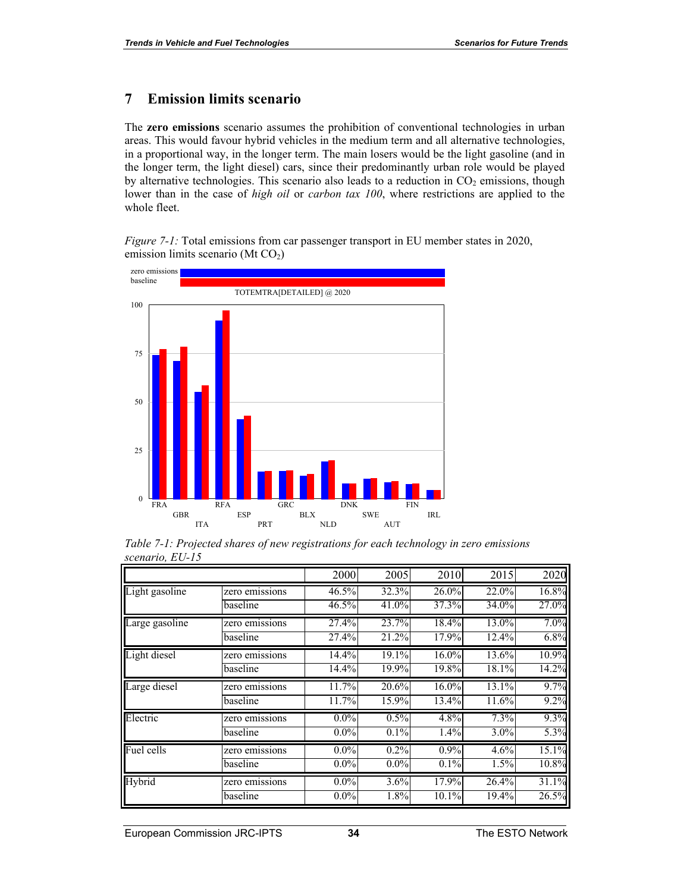# 7 Emission limits scenario

The **zero emissions** scenario assumes the prohibition of conventional technologies in urban areas. This would favour hybrid vehicles in the medium term and all alternative technologies, in a proportional way, in the longer term. The main losers would be the light gasoline (and in the longer term, the light diesel) cars, since their predominantly urban role would be played by alternative technologies. This scenario also leads to a reduction in $CO_2$ emissions, though lower than in the case of *high oil* or *carbon tax 100*, where restrictions are applied to the whole fleet.

*Figure 7-1:* Total emissions from car passenger transport in EU member states in 2020, emission limits scenario (Mt $CO_2$)

*Table 7-1: Projected shares of new registrations for each technology in zero emissions scenario, EU-15*

| | | 2000 | 2005 | 2010 | 2015 | 2020 |
|---|---|---|---|---|---|---|
| Light gasoline | zero emissions | 46.5% | 32.3% | 26.0% | 22.0% | 16.8% |
| | baseline | 46.5% | 41.0% | 37.3% | 34.0% | 27.0% |
| Large gasoline | zero emissions | 27.4% | 23.7% | 18.4% | 13.0% | 7.0% |
| | baseline | 27.4% | 21.2% | 17.9% | 12.4% | 6.8% |
| Light diesel | zero emissions | 14.4% | 19.1% | 16.0% | 13.6% | 10.9% |
| | baseline | 14.4% | 19.9% | 19.8% | 18.1% | 14.2% |
| Large diesel | zero emissions | 11.7% | 20.6% | 16.0% | 13.1% | 9.7% |
| | baseline | 11.7% | 15.9% | 13.4% | 11.6% | 9.2% |
| Electric | zero emissions | 0.0% | 0.5% | 4.8% | 7.3% | 9.3% |
| | baseline | 0.0% | 0.1% | 1.4% | 3.0% | 5.3% |
| Fuel cells | zero emissions | 0.0% | 0.2% | 0.9% | 4.6% | 15.1% |
| | baseline | 0.0% | 0.0% | 0.1% | 1.5% | 10.8% |
| Hybrid | zero emissions | 0.0% | 3.6% | 17.9% | 26.4% | 31.1% |
| | baseline | 0.0% | 1.8% | 10.1% | 19.4% | 26.5% |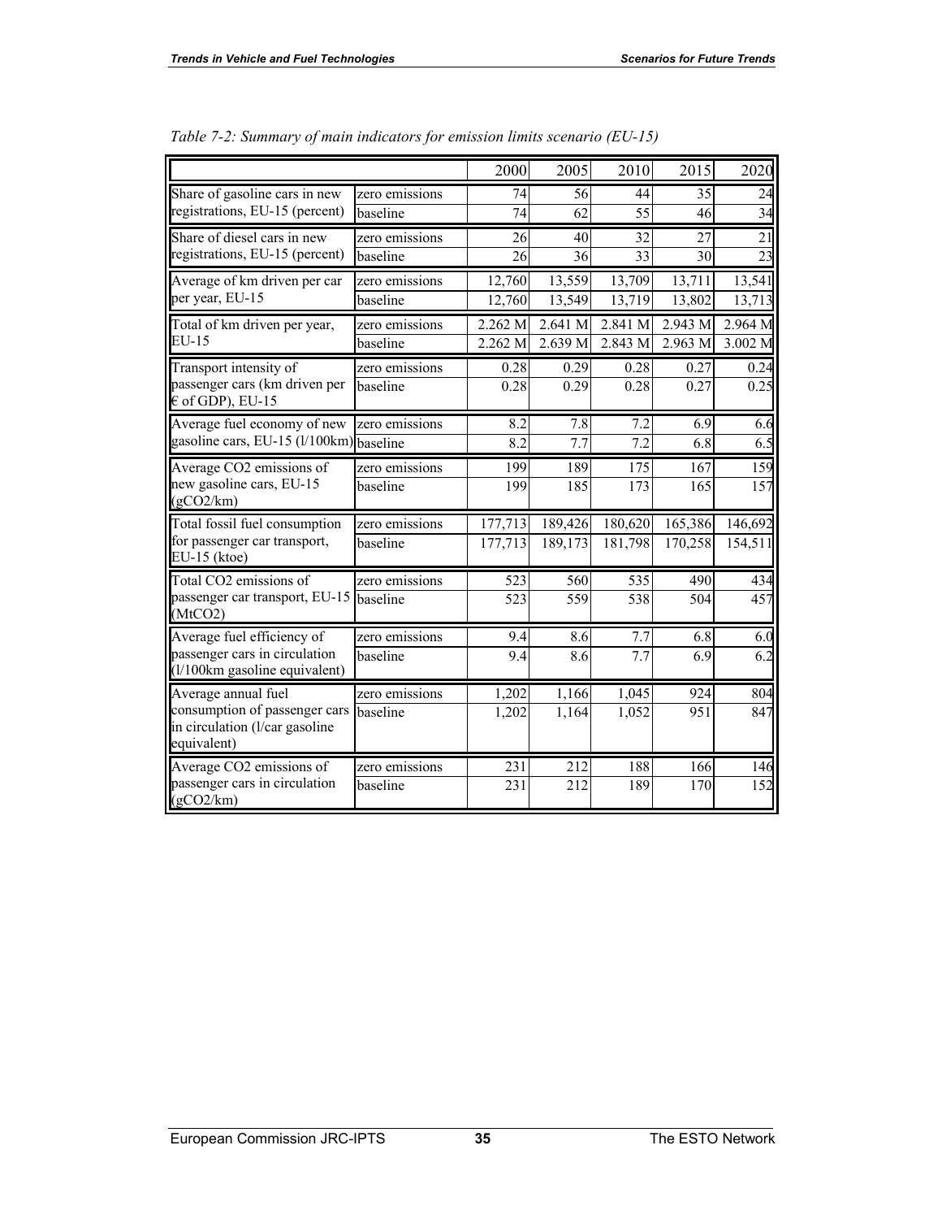*Table 7-2: Summary of main indicators for emission limits scenario (EU-15)*

| | | 2000 | 2005 | 2010 | 2015 | 2020 |
|---|---|---|---|---|---|---|
| Share of gasoline cars in new registrations, EU-15 (percent) | zero emissions | 74 | 56 | 44 | 35 | 24 |
| | baseline | 74 | 62 | 55 | 46 | 34 |
| Share of diesel cars in new registrations, EU-15 (percent) | zero emissions | 26 | 40 | 32 | 27 | 21 |
| | baseline | 26 | 36 | 33 | 30 | 23 |
| Average of km driven per car per year, EU-15 | zero emissions | 12,760 | 13,559 | 13,709 | 13,711 | 13,541 |
| | baseline | 12,760 | 13,549 | 13,719 | 13,802 | 13,713 |
| Total of km driven per year, EU-15 | zero emissions | 2.262 M | 2.641 M | 2.841 M | 2.943 M | 2.964 M |
| | baseline | 2.262 M | 2.639 M | 2.843 M | 2.963 M | 3.002 M |
| Transport intensity of passenger cars (km driven per € of GDP), EU-15 | zero emissions | 0.28 | 0.29 | 0.28 | 0.27 | 0.24 |
| | baseline | 0.28 | 0.29 | 0.28 | 0.27 | 0.25 |
| Average fuel economy of new gasoline cars, EU-15 (l/100km) | zero emissions | 8.2 | 7.8 | 7.2 | 6.9 | 6.6 |
| | baseline | 8.2 | 7.7 | 7.2 | 6.8 | 6.5 |
| Average $CO_2$ emissions of new gasoline cars, EU-15 ($gCO_2/km$) | zero emissions | 199 | 189 | 175 | 167 | 159 |
| | baseline | 199 | 185 | 173 | 165 | 157 |
| Total fossil fuel consumption for passenger car transport, EU-15 (ktoe) | zero emissions | 177,713 | 189,426 | 180,620 | 165,386 | 146,692 |
| | baseline | 177,713 | 189,173 | 181,798 | 170,258 | 154,511 |
| Total $CO_2$ emissions of passenger car transport, EU-15 ($MtCO_2$) | zero emissions | 523 | 560 | 535 | 490 | 434 |
| | baseline | 523 | 559 | 538 | 504 | 457 |
| Average fuel efficiency of passenger cars in circulation (l/100km gasoline equivalent) | zero emissions | 9.4 | 8.6 | 7.7 | 6.8 | 6.0 |
| | baseline | 9.4 | 8.6 | 7.7 | 6.9 | 6.2 |
| Average annual fuel consumption of passenger cars in circulation (l/car gasoline equivalent) | zero emissions | 1,202 | 1,166 | 1,045 | 924 | 804 |
| | baseline | 1,202 | 1,164 | 1,052 | 951 | 847 |
| Average $CO_2$ emissions of passenger cars in circulation ($gCO_2/km$) | zero emissions | 231 | 212 | 188 | 166 | 146 |
| | baseline | 231 | 212 | 189 | 170 | 152 |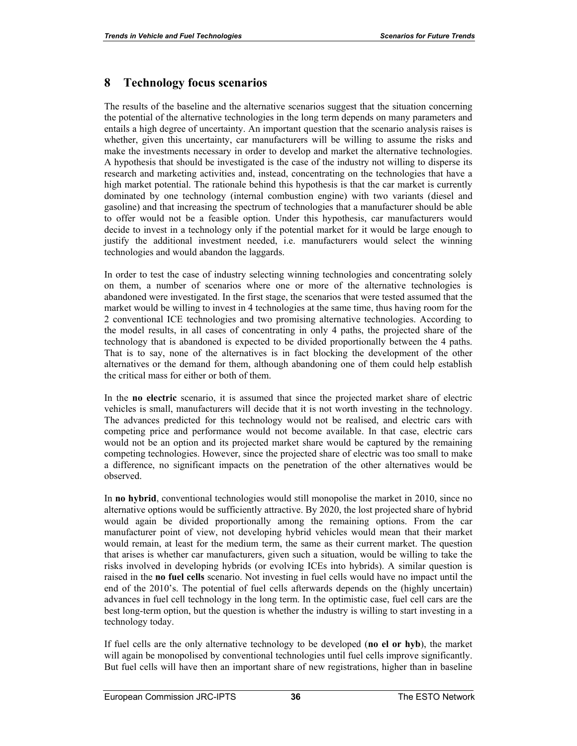# 8 Technology focus scenarios

The results of the baseline and the alternative scenarios suggest that the situation concerning the potential of the alternative technologies in the long term depends on many parameters and entails a high degree of uncertainty. An important question that the scenario analysis raises is whether, given this uncertainty, car manufacturers will be willing to assume the risks and make the investments necessary in order to develop and market the alternative technologies. A hypothesis that should be investigated is the case of the industry not willing to disperse its research and marketing activities and, instead, concentrating on the technologies that have a high market potential. The rationale behind this hypothesis is that the car market is currently dominated by one technology (internal combustion engine) with two variants (diesel and gasoline) and that increasing the spectrum of technologies that a manufacturer should be able to offer would not be a feasible option. Under this hypothesis, car manufacturers would decide to invest in a technology only if the potential market for it would be large enough to justify the additional investment needed, i.e. manufacturers would select the winning technologies and would abandon the laggards.

In order to test the case of industry selecting winning technologies and concentrating solely on them, a number of scenarios where one or more of the alternative technologies is abandoned were investigated. In the first stage, the scenarios that were tested assumed that the market would be willing to invest in 4 technologies at the same time, thus having room for the 2 conventional ICE technologies and two promising alternative technologies. According to the model results, in all cases of concentrating in only 4 paths, the projected share of the technology that is abandoned is expected to be divided proportionally between the 4 paths. That is to say, none of the alternatives is in fact blocking the development of the other alternatives or the demand for them, although abandoning one of them could help establish the critical mass for either or both of them.

In the **no electric** scenario, it is assumed that since the projected market share of electric vehicles is small, manufacturers will decide that it is not worth investing in the technology. The advances predicted for this technology would not be realised, and electric cars with competing price and performance would not become available. In that case, electric cars would not be an option and its projected market share would be captured by the remaining competing technologies. However, since the projected share of electric was too small to make a difference, no significant impacts on the penetration of the other alternatives would be observed.

In **no hybrid**, conventional technologies would still monopolise the market in 2010, since no alternative options would be sufficiently attractive. By 2020, the lost projected share of hybrid would again be divided proportionally among the remaining options. From the car manufacturer point of view, not developing hybrid vehicles would mean that their market would remain, at least for the medium term, the same as their current market. The question that arises is whether car manufacturers, given such a situation, would be willing to take the risks involved in developing hybrids (or evolving ICEs into hybrids). A similar question is raised in the **no fuel cells** scenario. Not investing in fuel cells would have no impact until the end of the 2010's. The potential of fuel cells afterwards depends on the (highly uncertain) advances in fuel cell technology in the long term. In the optimistic case, fuel cell cars are the best long-term option, but the question is whether the industry is willing to start investing in a technology today.

If fuel cells are the only alternative technology to be developed (**no el or hyb**), the market will again be monopolised by conventional technologies until fuel cells improve significantly. But fuel cells will have then an important share of new registrations, higher than in baseline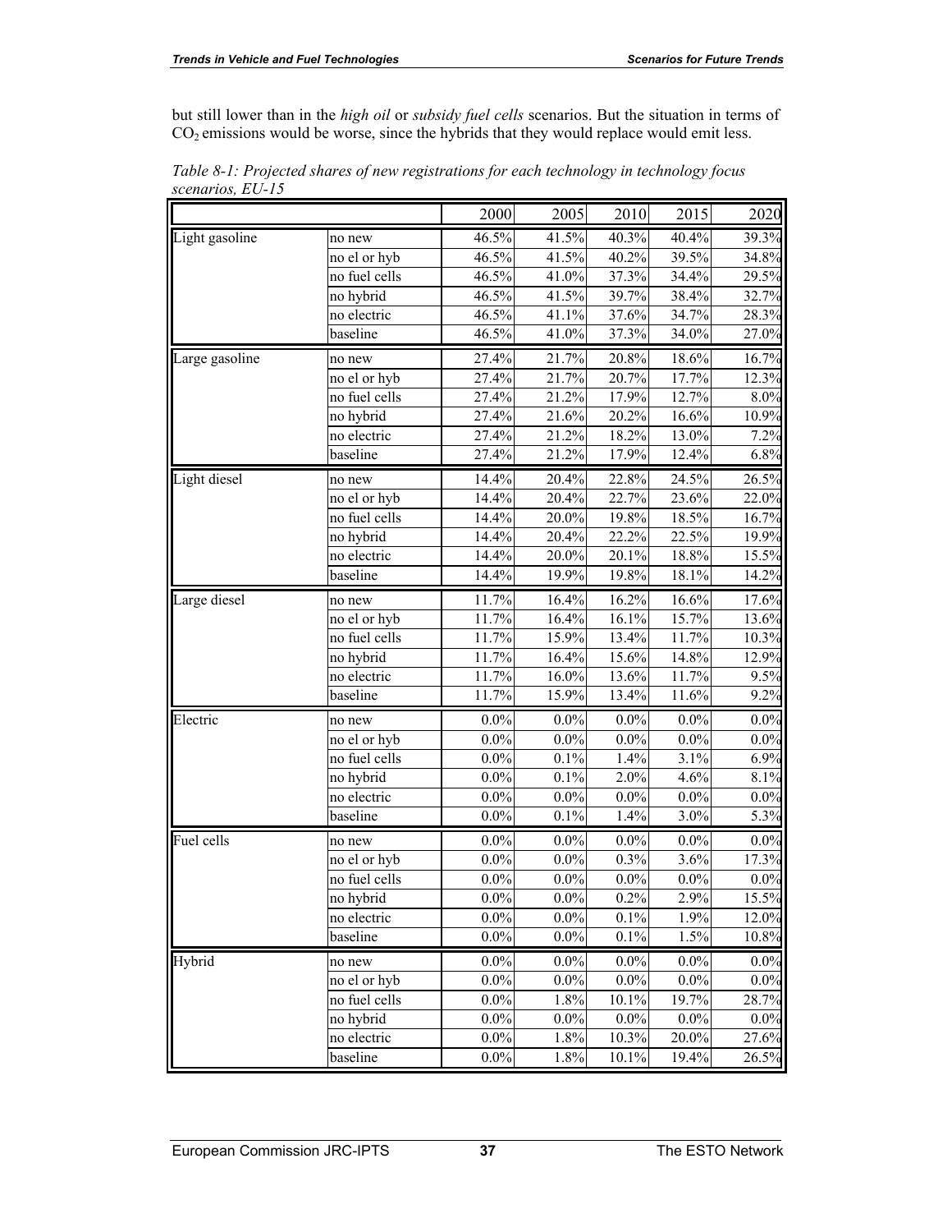but still lower than in the *high oil* or *subsidy fuel cells* scenarios. But the situation in terms of $CO_2$ emissions would be worse, since the hybrids that they would replace would emit less.

*Table 8-1: Projected shares of new registrations for each technology in technology focus scenarios, EU-15*

| | | 2000 | 2005 | 2010 | 2015 | 2020 |
|---|---|---|---|---|---|---|
| Light gasoline | no new | 46.5% | 41.5% | 40.3% | 40.4% | 39.3% |
| | no el or hyb | 46.5% | 41.5% | 40.2% | 39.5% | 34.8% |
| | no fuel cells | 46.5% | 41.0% | 37.3% | 34.4% | 29.5% |
| | no hybrid | 46.5% | 41.5% | 39.7% | 38.4% | 32.7% |
| | no electric | 46.5% | 41.1% | 37.6% | 34.7% | 28.3% |
| | baseline | 46.5% | 41.0% | 37.3% | 34.0% | 27.0% |
| Large gasoline | no new | 27.4% | 21.7% | 20.8% | 18.6% | 16.7% |
| | no el or hyb | 27.4% | 21.7% | 20.7% | 17.7% | 12.3% |
| | no fuel cells | 27.4% | 21.2% | 17.9% | 12.7% | 8.0% |
| | no hybrid | 27.4% | 21.6% | 20.2% | 16.6% | 10.9% |
| | no electric | 27.4% | 21.2% | 18.2% | 13.0% | 7.2% |
| | baseline | 27.4% | 21.2% | 17.9% | 12.4% | 6.8% |
| Light diesel | no new | 14.4% | 20.4% | 22.8% | 24.5% | 26.5% |
| | no el or hyb | 14.4% | 20.4% | 22.7% | 23.6% | 22.0% |
| | no fuel cells | 14.4% | 20.0% | 19.8% | 18.5% | 16.7% |
| | no hybrid | 14.4% | 20.4% | 22.2% | 22.5% | 19.9% |
| | no electric | 14.4% | 20.0% | 20.1% | 18.8% | 15.5% |
| | baseline | 14.4% | 19.9% | 19.8% | 18.1% | 14.2% |
| Large diesel | no new | 11.7% | 16.4% | 16.2% | 16.6% | 17.6% |
| | no el or hyb | 11.7% | 16.4% | 16.1% | 15.7% | 13.6% |
| | no fuel cells | 11.7% | 15.9% | 13.4% | 11.7% | 10.3% |
| | no hybrid | 11.7% | 16.4% | 15.6% | 14.8% | 12.9% |
| | no electric | 11.7% | 16.0% | 13.6% | 11.7% | 9.5% |
| | baseline | 11.7% | 15.9% | 13.4% | 11.6% | 9.2% |
| Electric | no new | 0.0% | 0.0% | 0.0% | 0.0% | 0.0% |
| | no el or hyb | 0.0% | 0.0% | 0.0% | 0.0% | 0.0% |
| | no fuel cells | 0.0% | 0.1% | 1.4% | 3.1% | 6.9% |
| | no hybrid | 0.0% | 0.1% | 2.0% | 4.6% | 8.1% |
| | no electric | 0.0% | 0.0% | 0.0% | 0.0% | 0.0% |
| | baseline | 0.0% | 0.1% | 1.4% | 3.0% | 5.3% |
| Fuel cells | no new | 0.0% | 0.0% | 0.0% | 0.0% | 0.0% |
| | no el or hyb | 0.0% | 0.0% | 0.3% | 3.6% | 17.3% |
| | no fuel cells | 0.0% | 0.0% | 0.0% | 0.0% | 0.0% |
| | no hybrid | 0.0% | 0.0% | 0.2% | 2.9% | 15.5% |
| | no electric | 0.0% | 0.0% | 0.1% | 1.9% | 12.0% |
| | baseline | 0.0% | 0.0% | 0.1% | 1.5% | 10.8% |
| Hybrid | no new | 0.0% | 0.0% | 0.0% | 0.0% | 0.0% |
| | no el or hyb | 0.0% | 0.0% | 0.0% | 0.0% | 0.0% |
| | no fuel cells | 0.0% | 1.8% | 10.1% | 19.7% | 28.7% |
| | no hybrid | 0.0% | 0.0% | 0.0% | 0.0% | 0.0% |
| | no electric | 0.0% | 1.8% | 10.3% | 20.0% | 27.6% |
| | baseline | 0.0% | 1.8% | 10.1% | 19.4% | 26.5% |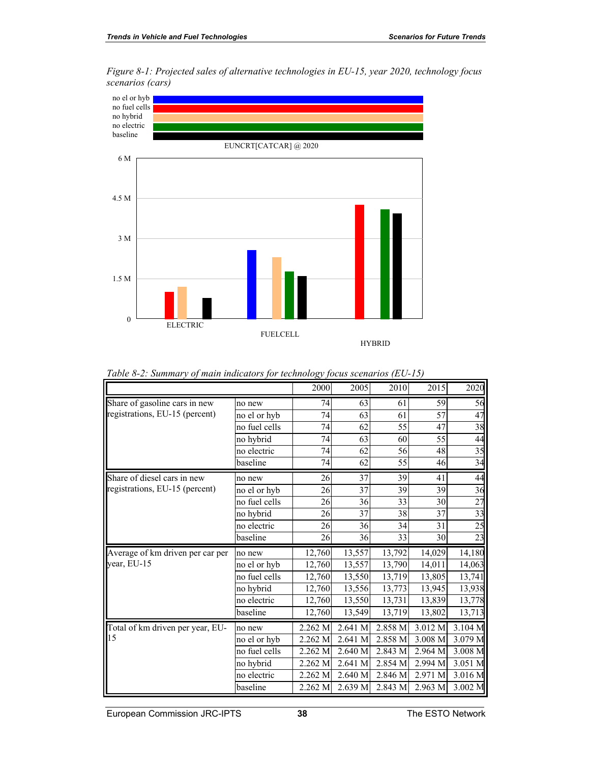*Figure 8-1: Projected sales of alternative technologies in EU-15, year 2020, technology focus scenarios (cars)*

*Table 8-2: Summary of main indicators for technology focus scenarios (EU-15)*

| | | 2000 | 2005 | 2010 | 2015 | 2020 |
|---|---|---|---|---|---|---|
| Share of gasoline cars in new registrations, EU-15 (percent) | no new | 74 | 63 | 61 | 59 | 56 |
| | no el or hyb | 74 | 63 | 61 | 57 | 47 |
| | no fuel cells | 74 | 62 | 55 | 47 | 38 |
| | no hybrid | 74 | 63 | 60 | 55 | 44 |
| | no electric | 74 | 62 | 56 | 48 | 35 |
| | baseline | 74 | 62 | 55 | 46 | 34 |
| Share of diesel cars in new registrations, EU-15 (percent) | no new | 26 | 37 | 39 | 41 | 44 |
| | no el or hyb | 26 | 37 | 39 | 39 | 36 |
| | no fuel cells | 26 | 36 | 33 | 30 | 27 |
| | no hybrid | 26 | 37 | 38 | 37 | 33 |
| | no electric | 26 | 36 | 34 | 31 | 25 |
| | baseline | 26 | 36 | 33 | 30 | 23 |
| Average of km driven per car per year, EU-15 | no new | 12,760 | 13,557 | 13,792 | 14,029 | 14,180 |
| | no el or hyb | 12,760 | 13,557 | 13,790 | 14,011 | 14,063 |
| | no fuel cells | 12,760 | 13,550 | 13,719 | 13,805 | 13,741 |
| | no hybrid | 12,760 | 13,556 | 13,773 | 13,945 | 13,938 |
| | no electric | 12,760 | 13,550 | 13,731 | 13,839 | 13,778 |
| | baseline | 12,760 | 13,549 | 13,719 | 13,802 | 13,713 |
| Total of km driven per year, EU-15 | no new | 2.262 M | 2.641 M | 2.858 M | 3.012 M | 3.104 M |
| | no el or hyb | 2.262 M | 2.641 M | 2.858 M | 3.008 M | 3.079 M |
| | no fuel cells | 2.262 M | 2.640 M | 2.843 M | 2.964 M | 3.008 M |
| | no hybrid | 2.262 M | 2.641 M | 2.854 M | 2.994 M | 3.051 M |
| | no electric | 2.262 M | 2.640 M | 2.846 M | 2.971 M | 3.016 M |
| | baseline | 2.262 M | 2.639 M | 2.843 M | 2.963 M | 3.002 M |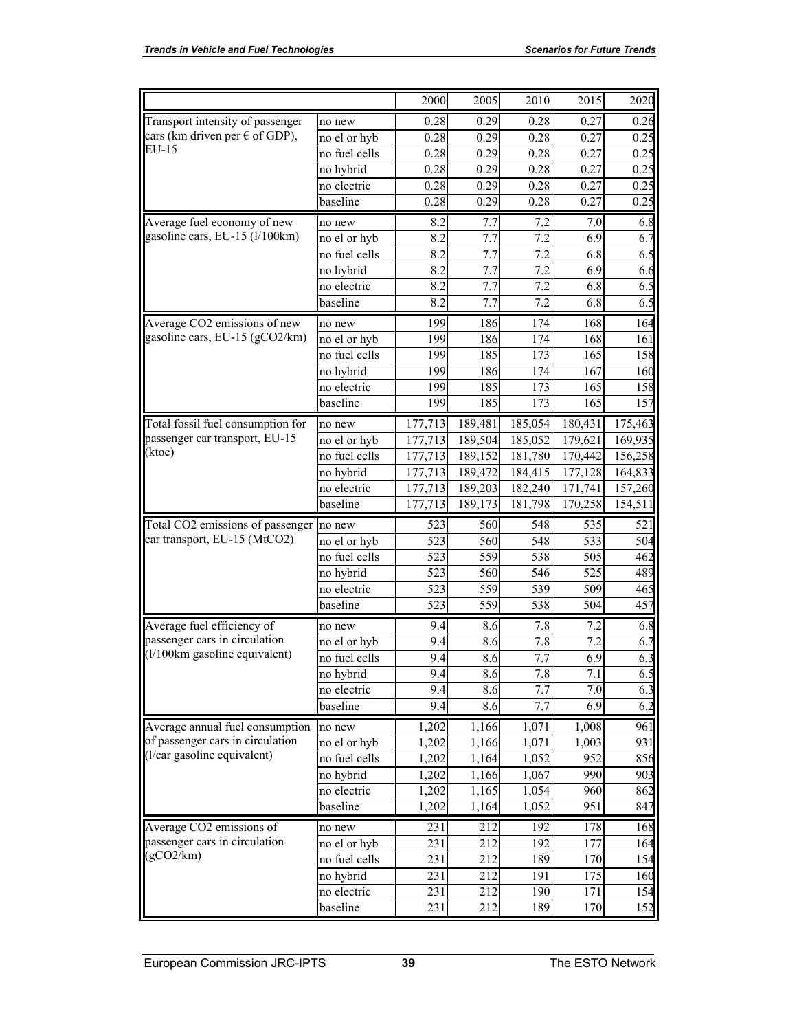| | | 2000 | 2005 | 2010 | 2015 | 2020 |
|---|---|---|---|---|---|---|
| Transport intensity of passenger cars (km driven per € of GDP), EU-15 | no new | 0.28 | 0.29 | 0.28 | 0.27 | 0.26 |
| | no el or hyb | 0.28 | 0.29 | 0.28 | 0.27 | 0.25 |
| | no fuel cells | 0.28 | 0.29 | 0.28 | 0.27 | 0.25 |
| | no hybrid | 0.28 | 0.29 | 0.28 | 0.27 | 0.25 |
| | no electric | 0.28 | 0.29 | 0.28 | 0.27 | 0.25 |
| | baseline | 0.28 | 0.29 | 0.28 | 0.27 | 0.25 |
| Average fuel economy of new gasoline cars, EU-15 (l/100km) | no new | 8.2 | 7.7 | 7.2 | 7.0 | 6.8 |
| | no el or hyb | 8.2 | 7.7 | 7.2 | 6.9 | 6.7 |
| | no fuel cells | 8.2 | 7.7 | 7.2 | 6.8 | 6.5 |
| | no hybrid | 8.2 | 7.7 | 7.2 | 6.9 | 6.6 |
| | no electric | 8.2 | 7.7 | 7.2 | 6.8 | 6.5 |
| | baseline | 8.2 | 7.7 | 7.2 | 6.8 | 6.5 |
| Average CO2 emissions of new gasoline cars, EU-15 (gCO2/km) | no new | 199 | 186 | 174 | 168 | 164 |
| | no el or hyb | 199 | 186 | 174 | 168 | 161 |
| | no fuel cells | 199 | 185 | 173 | 165 | 158 |
| | no hybrid | 199 | 186 | 174 | 167 | 160 |
| | no electric | 199 | 185 | 173 | 165 | 158 |
| | baseline | 199 | 185 | 173 | 165 | 157 |
| Total fossil fuel consumption for passenger car transport, EU-15 (ktoe) | no new | 177,713 | 189,481 | 185,054 | 180,431 | 175,463 |
| | no el or hyb | 177,713 | 189,504 | 185,052 | 179,621 | 169,935 |
| | no fuel cells | 177,713 | 189,152 | 181,780 | 170,442 | 156,258 |
| | no hybrid | 177,713 | 189,472 | 184,415 | 177,128 | 164,833 |
| | no electric | 177,713 | 189,203 | 182,240 | 171,741 | 157,260 |
| | baseline | 177,713 | 189,173 | 181,798 | 170,258 | 154,511 |
| Total CO2 emissions of passenger car transport, EU-15 (MtCO2) | no new | 523 | 560 | 548 | 535 | 521 |
| | no el or hyb | 523 | 560 | 548 | 533 | 504 |
| | no fuel cells | 523 | 559 | 538 | 505 | 462 |
| | no hybrid | 523 | 560 | 546 | 525 | 489 |
| | no electric | 523 | 559 | 539 | 509 | 465 |
| | baseline | 523 | 559 | 538 | 504 | 457 |
| Average fuel efficiency of passenger cars in circulation (l/100km gasoline equivalent) | no new | 9.4 | 8.6 | 7.8 | 7.2 | 6.8 |
| | no el or hyb | 9.4 | 8.6 | 7.8 | 7.2 | 6.7 |
| | no fuel cells | 9.4 | 8.6 | 7.7 | 6.9 | 6.3 |
| | no hybrid | 9.4 | 8.6 | 7.8 | 7.1 | 6.5 |
| | no electric | 9.4 | 8.6 | 7.7 | 7.0 | 6.3 |
| | baseline | 9.4 | 8.6 | 7.7 | 6.9 | 6.2 |
| Average annual fuel consumption of passenger cars in circulation (l/car gasoline equivalent) | no new | 1,202 | 1,166 | 1,071 | 1,008 | 961 |
| | no el or hyb | 1,202 | 1,166 | 1,071 | 1,003 | 931 |
| | no fuel cells | 1,202 | 1,164 | 1,052 | 952 | 856 |
| | no hybrid | 1,202 | 1,166 | 1,067 | 990 | 903 |
| | no electric | 1,202 | 1,165 | 1,054 | 960 | 862 |
| | baseline | 1,202 | 1,164 | 1,052 | 951 | 847 |
| Average CO2 emissions of passenger cars in circulation (gCO2/km) | no new | 231 | 212 | 192 | 178 | 168 |
| | no el or hyb | 231 | 212 | 192 | 177 | 164 |
| | no fuel cells | 231 | 212 | 189 | 170 | 154 |
| | no hybrid | 231 | 212 | 191 | 175 | 160 |
| | no electric | 231 | 212 | 190 | 171 | 154 |
| | baseline | 231 | 212 | 189 | 170 | 152 |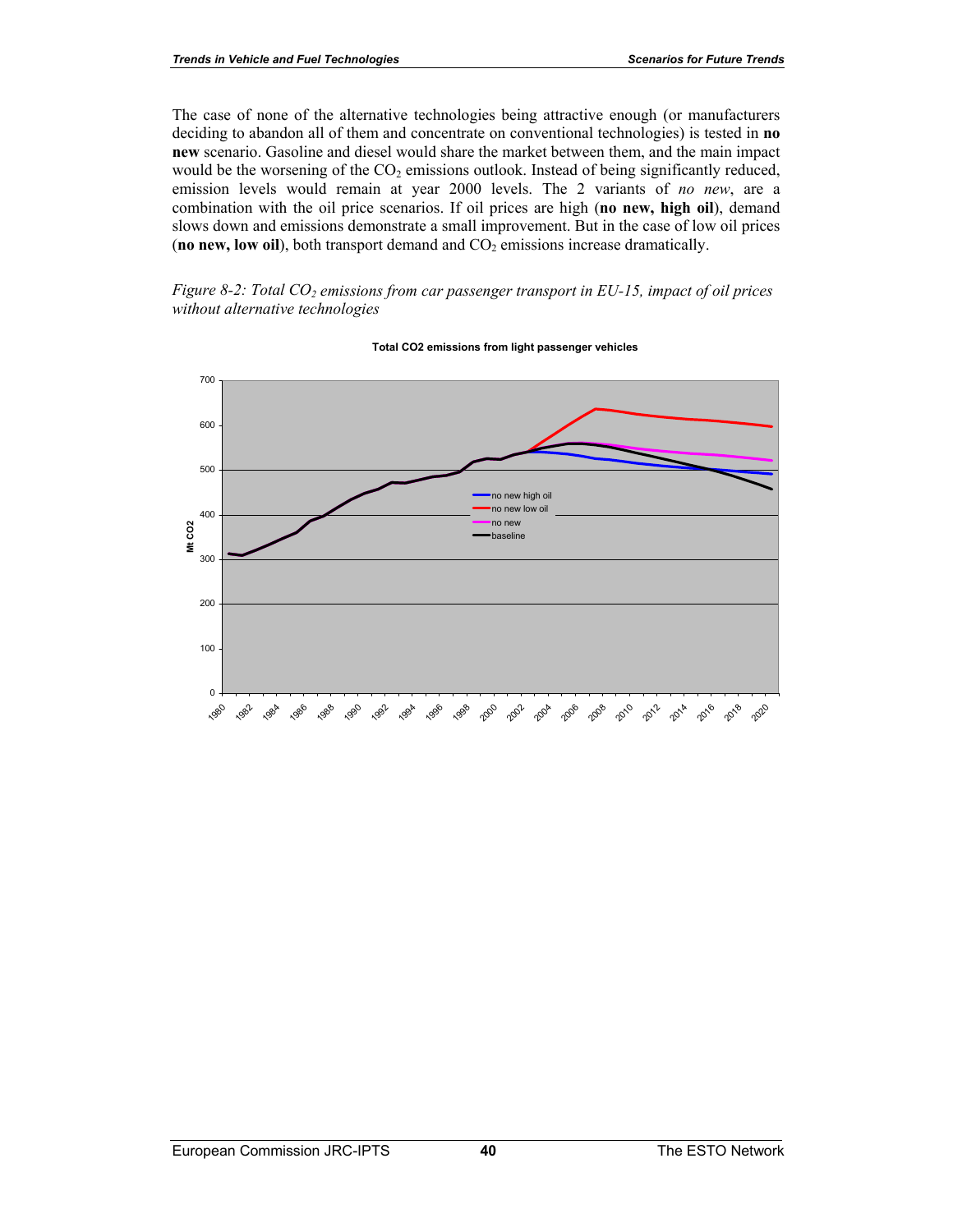The case of none of the alternative technologies being attractive enough (or manufacturers deciding to abandon all of them and concentrate on conventional technologies) is tested in **no new** scenario. Gasoline and diesel would share the market between them, and the main impact would be the worsening of the $CO_2$ emissions outlook. Instead of being significantly reduced, emission levels would remain at year 2000 levels. The 2 variants of *no new*, are a combination with the oil price scenarios. If oil prices are high (**no new, high oil**), demand slows down and emissions demonstrate a small improvement. But in the case of low oil prices (**no new, low oil**), both transport demand and $CO_2$ emissions increase dramatically.

*Figure 8-2: Total $CO_2$ emissions from car passenger transport in EU-15, impact of oil prices without alternative technologies*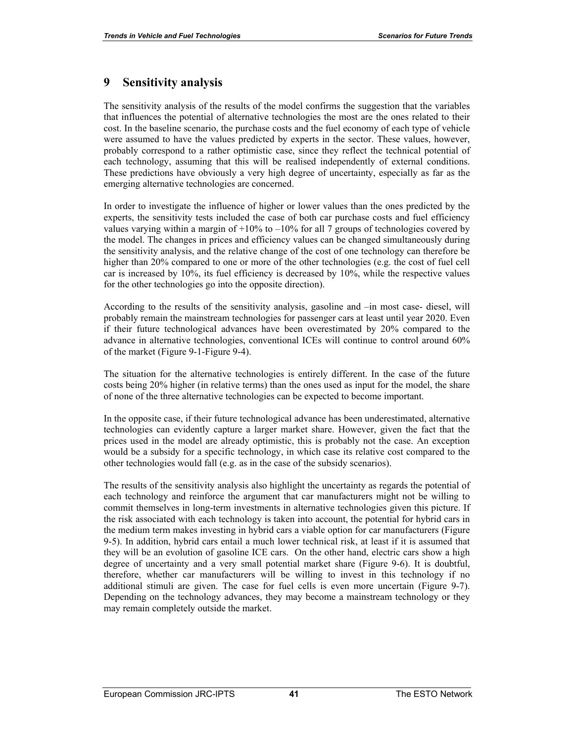# 9 Sensitivity analysis

The sensitivity analysis of the results of the model confirms the suggestion that the variables that influences the potential of alternative technologies the most are the ones related to their cost. In the baseline scenario, the purchase costs and the fuel economy of each type of vehicle were assumed to have the values predicted by experts in the sector. These values, however, probably correspond to a rather optimistic case, since they reflect the technical potential of each technology, assuming that this will be realised independently of external conditions. These predictions have obviously a very high degree of uncertainty, especially as far as the emerging alternative technologies are concerned.

In order to investigate the influence of higher or lower values than the ones predicted by the experts, the sensitivity tests included the case of both car purchase costs and fuel efficiency values varying within a margin of +10% to –10% for all 7 groups of technologies covered by the model. The changes in prices and efficiency values can be changed simultaneously during the sensitivity analysis, and the relative change of the cost of one technology can therefore be higher than 20% compared to one or more of the other technologies (e.g. the cost of fuel cell car is increased by 10%, its fuel efficiency is decreased by 10%, while the respective values for the other technologies go into the opposite direction).

According to the results of the sensitivity analysis, gasoline and –in most case- diesel, will probably remain the mainstream technologies for passenger cars at least until year 2020. Even if their future technological advances have been overestimated by 20% compared to the advance in alternative technologies, conventional ICEs will continue to control around 60% of the market (Figure 9-1-Figure 9-4).

The situation for the alternative technologies is entirely different. In the case of the future costs being 20% higher (in relative terms) than the ones used as input for the model, the share of none of the three alternative technologies can be expected to become important.

In the opposite case, if their future technological advance has been underestimated, alternative technologies can evidently capture a larger market share. However, given the fact that the prices used in the model are already optimistic, this is probably not the case. An exception would be a subsidy for a specific technology, in which case its relative cost compared to the other technologies would fall (e.g. as in the case of the subsidy scenarios).

The results of the sensitivity analysis also highlight the uncertainty as regards the potential of each technology and reinforce the argument that car manufacturers might not be willing to commit themselves in long-term investments in alternative technologies given this picture. If the risk associated with each technology is taken into account, the potential for hybrid cars in the medium term makes investing in hybrid cars a viable option for car manufacturers (Figure 9-5). In addition, hybrid cars entail a much lower technical risk, at least if it is assumed that they will be an evolution of gasoline ICE cars. On the other hand, electric cars show a high degree of uncertainty and a very small potential market share (Figure 9-6). It is doubtful, therefore, whether car manufacturers will be willing to invest in this technology if no additional stimuli are given. The case for fuel cells is even more uncertain (Figure 9-7). Depending on the technology advances, they may become a mainstream technology or they may remain completely outside the market.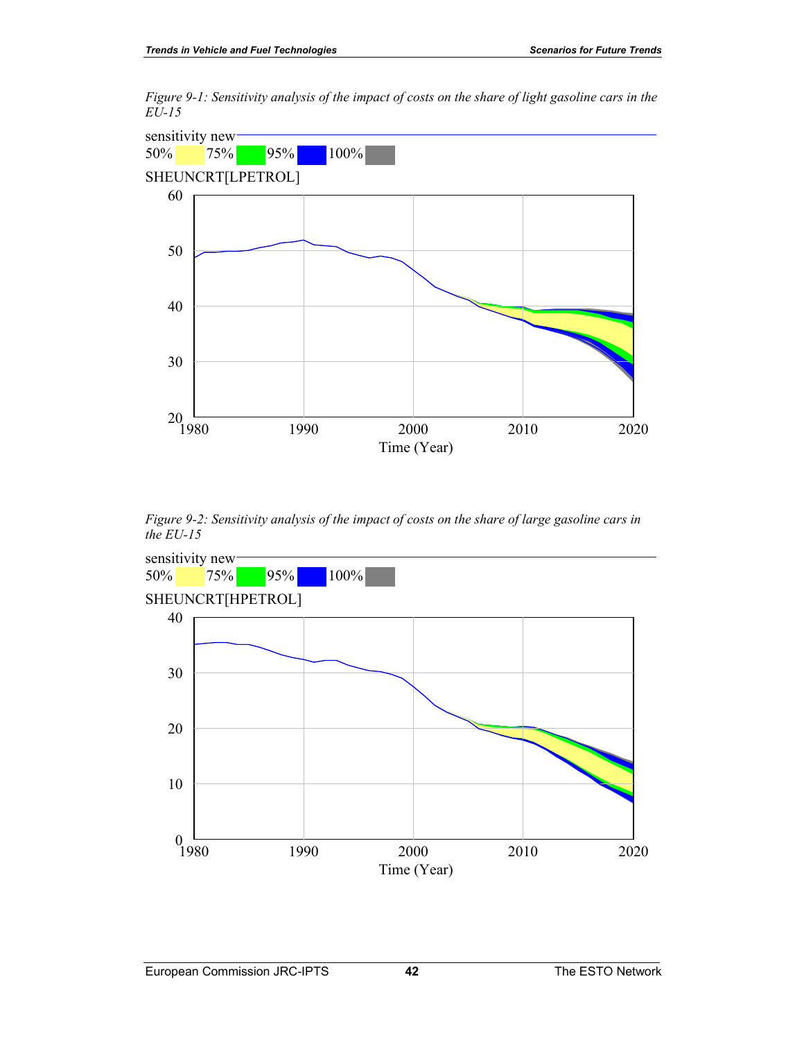*Figure 9-1: Sensitivity analysis of the impact of costs on the share of light gasoline cars in the EU-15*

sensitivity new
50% 75% 95% 100%
SHEUNCRT[LPETROL]

*Figure 9-2: Sensitivity analysis of the impact of costs on the share of large gasoline cars in the EU-15*

sensitivity new
50% 75% 95% 100%
SHEUNCRT[HPETROL]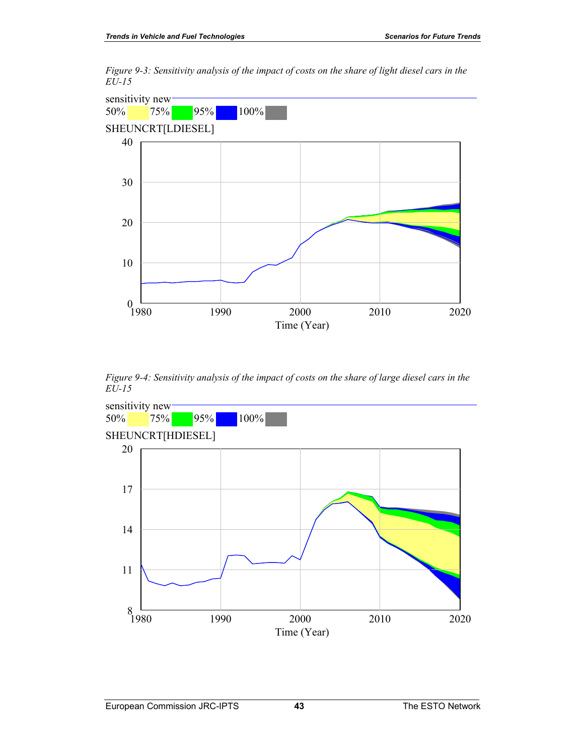*Figure 9-3: Sensitivity analysis of the impact of costs on the share of light diesel cars in the EU-15*

sensitivity new
50% 75% 95% 100%
SHEUNCRT[LDIESEL]

*Figure 9-4: Sensitivity analysis of the impact of costs on the share of large diesel cars in the EU-15*

sensitivity new
50% 75% 95% 100%
SHEUNCRT[HDIESEL]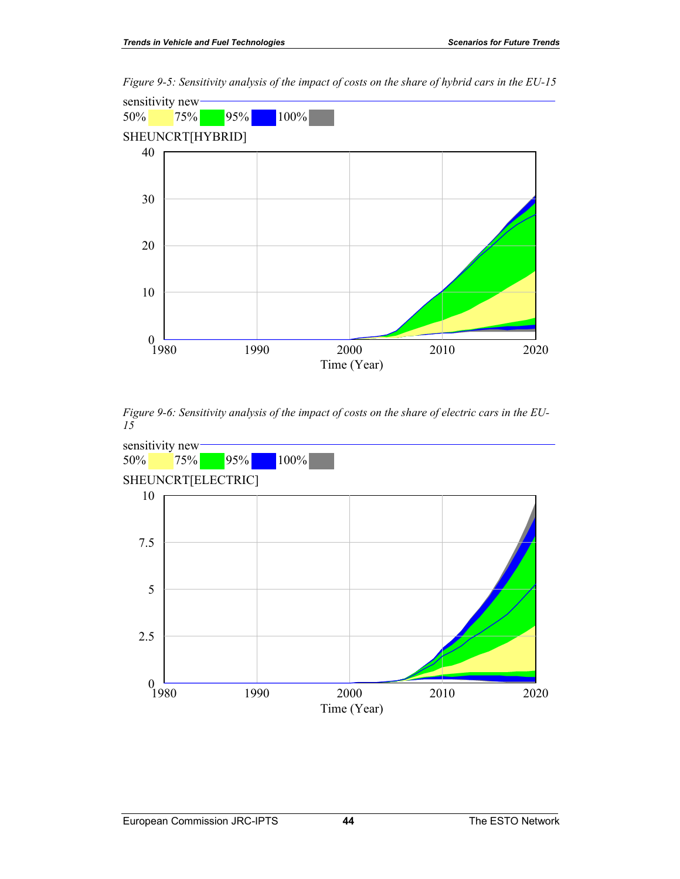*Figure 9-5: Sensitivity analysis of the impact of costs on the share of hybrid cars in the EU-15*

sensitivity new
50% 75% 95% 100%
SHEUNCRT[HYBRID]

*Figure 9-6: Sensitivity analysis of the impact of costs on the share of electric cars in the EU-15*

sensitivity new
50% 75% 95% 100%
SHEUNCRT[ELECTRIC]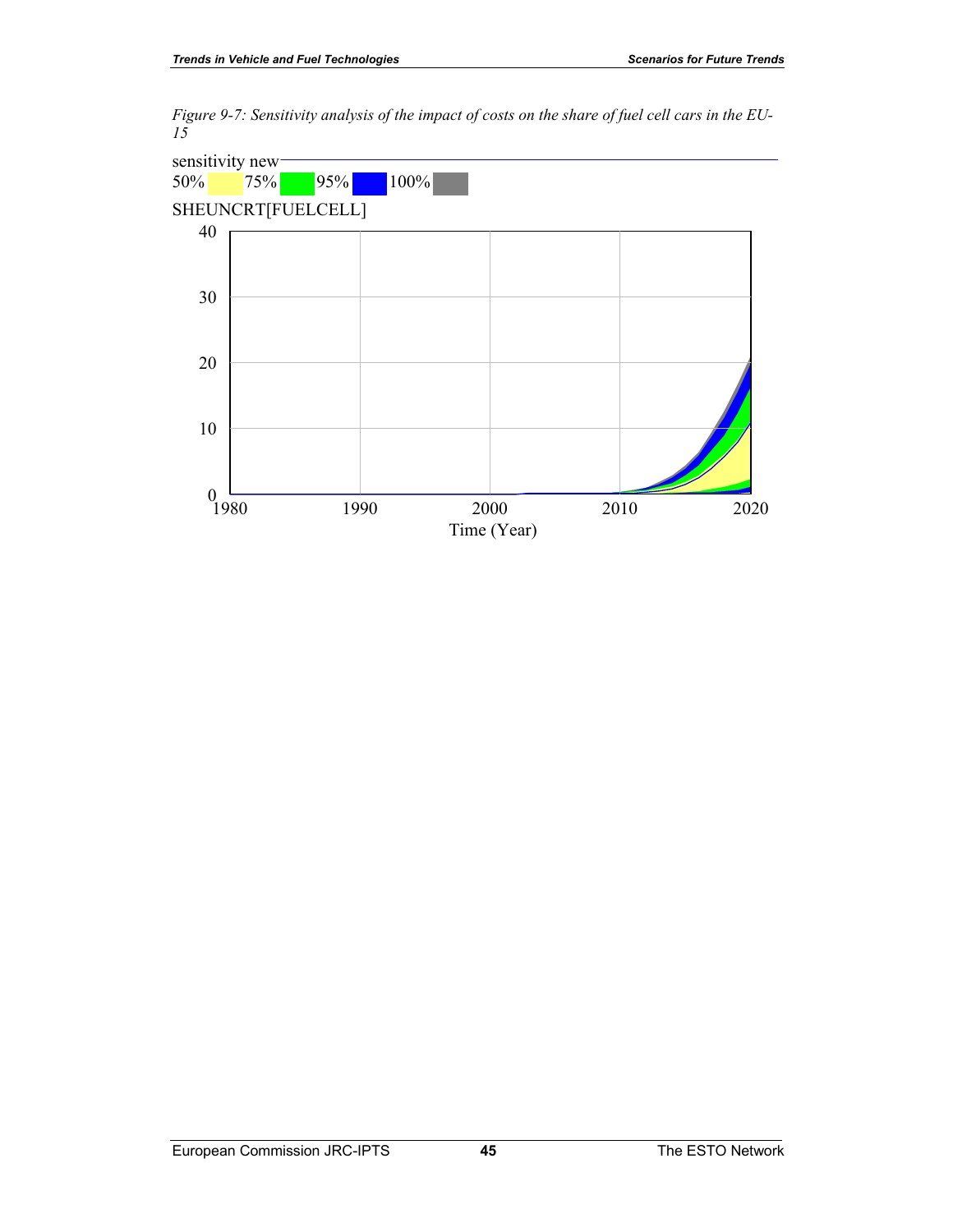*Figure 9-7: Sensitivity analysis of the impact of costs on the share of fuel cell cars in the EU-15*

sensitivity new
50% 75% 95% 100%
SHEUNCRT[FUELCELL]

Time (Year)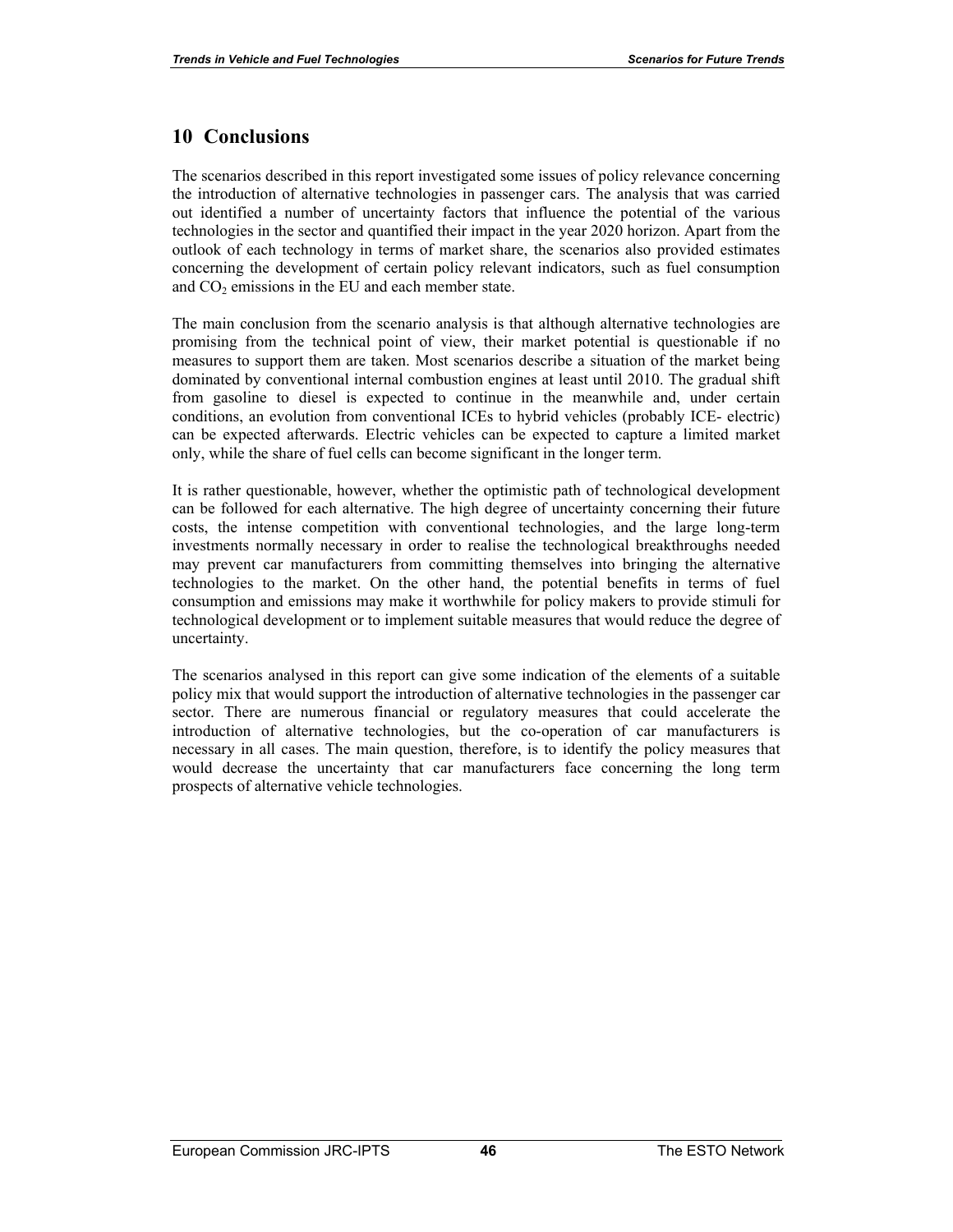# 10 Conclusions

The scenarios described in this report investigated some issues of policy relevance concerning the introduction of alternative technologies in passenger cars. The analysis that was carried out identified a number of uncertainty factors that influence the potential of the various technologies in the sector and quantified their impact in the year 2020 horizon. Apart from the outlook of each technology in terms of market share, the scenarios also provided estimates concerning the development of certain policy relevant indicators, such as fuel consumption and $CO_2$ emissions in the EU and each member state.

The main conclusion from the scenario analysis is that although alternative technologies are promising from the technical point of view, their market potential is questionable if no measures to support them are taken. Most scenarios describe a situation of the market being dominated by conventional internal combustion engines at least until 2010. The gradual shift from gasoline to diesel is expected to continue in the meanwhile and, under certain conditions, an evolution from conventional ICEs to hybrid vehicles (probably ICE- electric) can be expected afterwards. Electric vehicles can be expected to capture a limited market only, while the share of fuel cells can become significant in the longer term.

It is rather questionable, however, whether the optimistic path of technological development can be followed for each alternative. The high degree of uncertainty concerning their future costs, the intense competition with conventional technologies, and the large long-term investments normally necessary in order to realise the technological breakthroughs needed may prevent car manufacturers from committing themselves into bringing the alternative technologies to the market. On the other hand, the potential benefits in terms of fuel consumption and emissions may make it worthwhile for policy makers to provide stimuli for technological development or to implement suitable measures that would reduce the degree of uncertainty.

The scenarios analysed in this report can give some indication of the elements of a suitable policy mix that would support the introduction of alternative technologies in the passenger car sector. There are numerous financial or regulatory measures that could accelerate the introduction of alternative technologies, but the co-operation of car manufacturers is necessary in all cases. The main question, therefore, is to identify the policy measures that would decrease the uncertainty that car manufacturers face concerning the long term prospects of alternative vehicle technologies.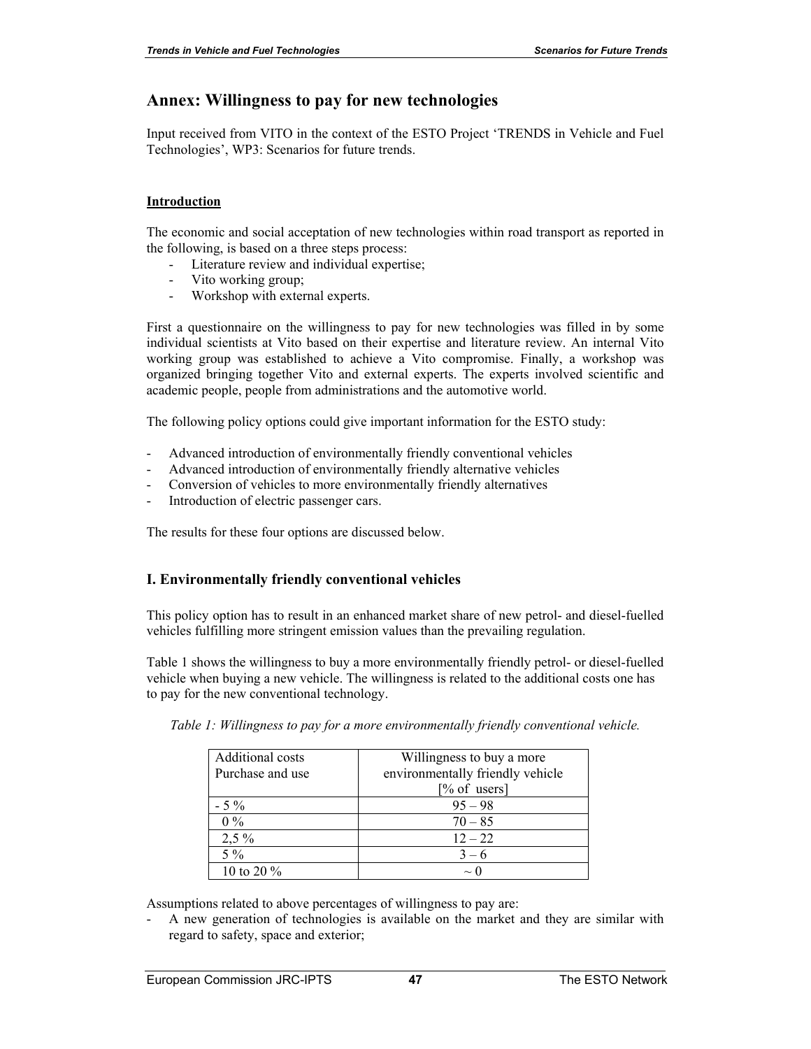# Annex: Willingness to pay for new technologies

Input received from VITO in the context of the ESTO Project 'TRENDS in Vehicle and Fuel Technologies', WP3: Scenarios for future trends.

## Introduction

The economic and social acceptation of new technologies within road transport as reported in the following, is based on a three steps process:

- Literature review and individual expertise;
- Vito working group;
- Workshop with external experts.

First a questionnaire on the willingness to pay for new technologies was filled in by some individual scientists at Vito based on their expertise and literature review. An internal Vito working group was established to achieve a Vito compromise. Finally, a workshop was organized bringing together Vito and external experts. The experts involved scientific and academic people, people from administrations and the automotive world.

The following policy options could give important information for the ESTO study:

- Advanced introduction of environmentally friendly conventional vehicles
- Advanced introduction of environmentally friendly alternative vehicles
- Conversion of vehicles to more environmentally friendly alternatives
- Introduction of electric passenger cars.

The results for these four options are discussed below.

## I. Environmentally friendly conventional vehicles

This policy option has to result in an enhanced market share of new petrol- and diesel-fuelled vehicles fulfilling more stringent emission values than the prevailing regulation.

Table 1 shows the willingness to buy a more environmentally friendly petrol- or diesel-fuelled vehicle when buying a new vehicle. The willingness is related to the additional costs one has to pay for the new conventional technology.

*Table 1: Willingness to pay for a more environmentally friendly conventional vehicle.*

| Additional costs Purchase and use | Willingness to buy a more environmentally friendly vehicle [% of users] |
|---|---|
| - 5 % | 95 – 98 |
| 0 % | 70 – 85 |
| 2,5 % | 12 – 22 |
| 5 % | 3 – 6 |
| 10 to 20 % | ~ 0 |

Assumptions related to above percentages of willingness to pay are:

- A new generation of technologies is available on the market and they are similar with regard to safety, space and exterior;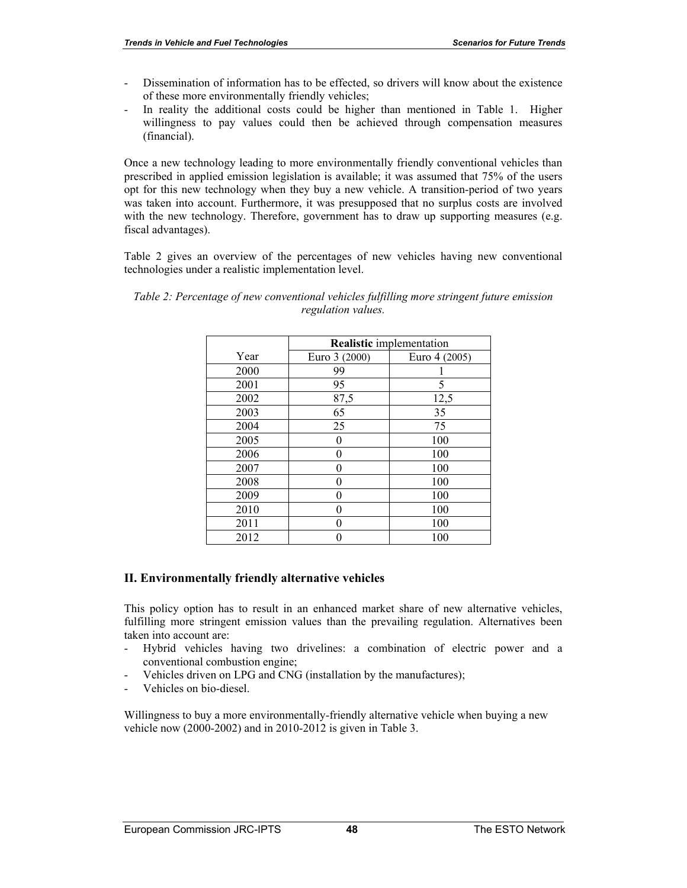- Dissemination of information has to be effected, so drivers will know about the existence of these more environmentally friendly vehicles;
- In reality the additional costs could be higher than mentioned in Table 1. Higher willingness to pay values could then be achieved through compensation measures (financial).

Once a new technology leading to more environmentally friendly conventional vehicles than prescribed in applied emission legislation is available; it was assumed that 75% of the users opt for this new technology when they buy a new vehicle. A transition-period of two years was taken into account. Furthermore, it was presupposed that no surplus costs are involved with the new technology. Therefore, government has to draw up supporting measures (e.g. fiscal advantages).

Table 2 gives an overview of the percentages of new vehicles having new conventional technologies under a realistic implementation level.

*Table 2: Percentage of new conventional vehicles fulfilling more stringent future emission regulation values.*

| | **Realistic** implementation | |
|---|---|---|
| Year | Euro 3 (2000) | Euro 4 (2005) |
| 2000 | 99 | 1 |
| 2001 | 95 | 5 |
| 2002 | 87,5 | 12,5 |
| 2003 | 65 | 35 |
| 2004 | 25 | 75 |
| 2005 | 0 | 100 |
| 2006 | 0 | 100 |
| 2007 | 0 | 100 |
| 2008 | 0 | 100 |
| 2009 | 0 | 100 |
| 2010 | 0 | 100 |
| 2011 | 0 | 100 |
| 2012 | 0 | 100 |

## II. Environmentally friendly alternative vehicles

This policy option has to result in an enhanced market share of new alternative vehicles, fulfilling more stringent emission values than the prevailing regulation. Alternatives been taken into account are:

- Hybrid vehicles having two drivelines: a combination of electric power and a conventional combustion engine;
- Vehicles driven on LPG and CNG (installation by the manufactures);
- Vehicles on bio-diesel.

Willingness to buy a more environmentally-friendly alternative vehicle when buying a new vehicle now (2000-2002) and in 2010-2012 is given in Table 3.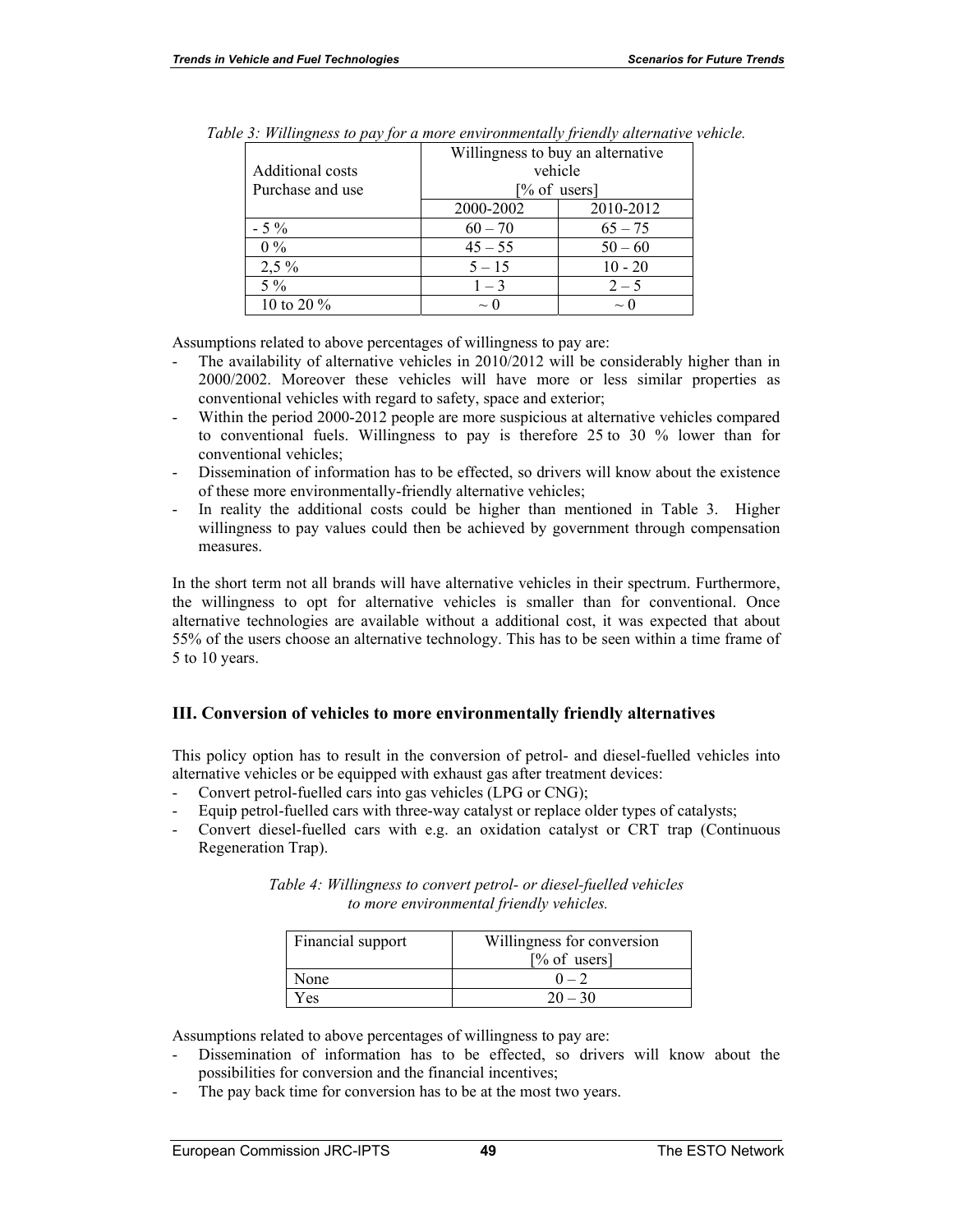*Table 3: Willingness to pay for a more environmentally friendly alternative vehicle.*

| Additional costs Purchase and use | Willingness to buy an alternative vehicle [% of users] | |
|---|---|---|
| | 2000-2002 | 2010-2012 |
| - 5 % | 60 – 70 | 65 – 75 |
| 0 % | 45 – 55 | 50 – 60 |
| 2,5 % | 5 – 15 | 10 - 20 |
| 5 % | 1 – 3 | 2 – 5 |
| 10 to 20 % | ~ 0 | ~ 0 |

Assumptions related to above percentages of willingness to pay are:

- The availability of alternative vehicles in 2010/2012 will be considerably higher than in 2000/2002. Moreover these vehicles will have more or less similar properties as conventional vehicles with regard to safety, space and exterior;
- Within the period 2000-2012 people are more suspicious at alternative vehicles compared to conventional fuels. Willingness to pay is therefore 25 to 30 % lower than for conventional vehicles;
- Dissemination of information has to be effected, so drivers will know about the existence of these more environmentally-friendly alternative vehicles;
- In reality the additional costs could be higher than mentioned in Table 3. Higher willingness to pay values could then be achieved by government through compensation measures.

In the short term not all brands will have alternative vehicles in their spectrum. Furthermore, the willingness to opt for alternative vehicles is smaller than for conventional. Once alternative technologies are available without a additional cost, it was expected that about 55% of the users choose an alternative technology. This has to be seen within a time frame of 5 to 10 years.

## III. Conversion of vehicles to more environmentally friendly alternatives

This policy option has to result in the conversion of petrol- and diesel-fuelled vehicles into alternative vehicles or be equipped with exhaust gas after treatment devices:

- Convert petrol-fuelled cars into gas vehicles (LPG or CNG);
- Equip petrol-fuelled cars with three-way catalyst or replace older types of catalysts;
- Convert diesel-fuelled cars with e.g. an oxidation catalyst or CRT trap (Continuous Regeneration Trap).

*Table 4: Willingness to convert petrol- or diesel-fuelled vehicles to more environmental friendly vehicles.*

| Financial support | Willingness for conversion [% of users] |
|---|---|
| None | 0 – 2 |
| Yes | 20 – 30 |

Assumptions related to above percentages of willingness to pay are:

- Dissemination of information has to be effected, so drivers will know about the possibilities for conversion and the financial incentives;
- The pay back time for conversion has to be at the most two years.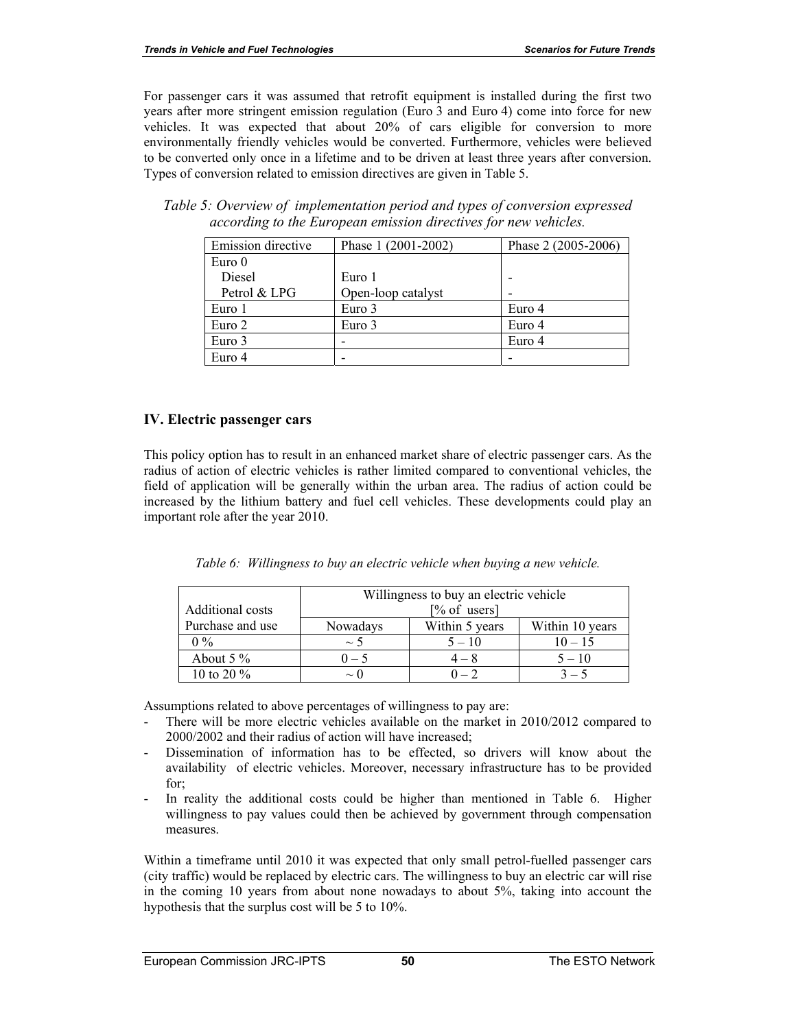For passenger cars it was assumed that retrofit equipment is installed during the first two years after more stringent emission regulation (Euro 3 and Euro 4) come into force for new vehicles. It was expected that about 20% of cars eligible for conversion to more environmentally friendly vehicles would be converted. Furthermore, vehicles were believed to be converted only once in a lifetime and to be driven at least three years after conversion. Types of conversion related to emission directives are given in Table 5.

*Table 5: Overview of implementation period and types of conversion expressed according to the European emission directives for new vehicles.*

| Emission directive | Phase 1 (2001-2002) | Phase 2 (2005-2006) |
|---|---|---|
| Euro 0 | | |
| Diesel | Euro 1 | - |
| Petrol & LPG | Open-loop catalyst | - |
| Euro 1 | Euro 3 | Euro 4 |
| Euro 2 | Euro 3 | Euro 4 |
| Euro 3 | - | Euro 4 |
| Euro 4 | - | - |

## IV. Electric passenger cars

This policy option has to result in an enhanced market share of electric passenger cars. As the radius of action of electric vehicles is rather limited compared to conventional vehicles, the field of application will be generally within the urban area. The radius of action could be increased by the lithium battery and fuel cell vehicles. These developments could play an important role after the year 2010.

*Table 6: Willingness to buy an electric vehicle when buying a new vehicle.*

| Additional costs | Willingness to buy an electric vehicle [% of users] | | |
|---|---|---|---|
| Purchase and use | Nowadays | Within 5 years | Within 10 years |
| 0 % | ~ 5 | 5 – 10 | 10 – 15 |
| About 5 % | 0 – 5 | 4 – 8 | 5 – 10 |
| 10 to 20 % | ~ 0 | 0 – 2 | 3 – 5 |

Assumptions related to above percentages of willingness to pay are:

- There will be more electric vehicles available on the market in 2010/2012 compared to 2000/2002 and their radius of action will have increased;
- Dissemination of information has to be effected, so drivers will know about the availability of electric vehicles. Moreover, necessary infrastructure has to be provided for;
- In reality the additional costs could be higher than mentioned in Table 6. Higher willingness to pay values could then be achieved by government through compensation measures.

Within a timeframe until 2010 it was expected that only small petrol-fuelled passenger cars (city traffic) would be replaced by electric cars. The willingness to buy an electric car will rise in the coming 10 years from about none nowadays to about 5%, taking into account the hypothesis that the surplus cost will be 5 to 10%.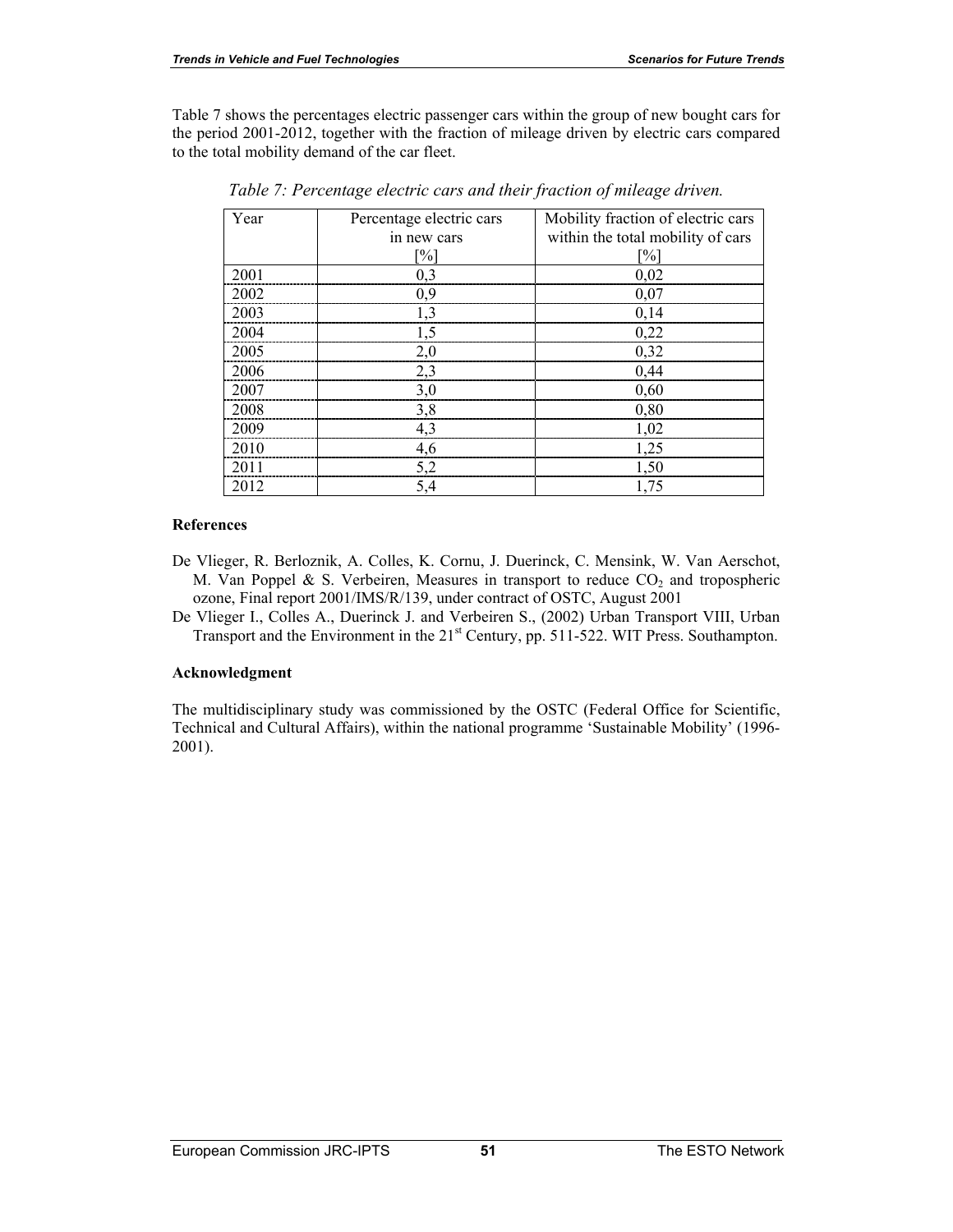Table 7 shows the percentages electric passenger cars within the group of new bought cars for the period 2001-2012, together with the fraction of mileage driven by electric cars compared to the total mobility demand of the car fleet.

*Table 7: Percentage electric cars and their fraction of mileage driven.*

| Year | Percentage electric cars in new cars [%] | Mobility fraction of electric cars within the total mobility of cars [%] |
|---|---|---|
| 2001 | 0,3 | 0,02 |
| 2002 | 0,9 | 0,07 |
| 2003 | 1,3 | 0,14 |
| 2004 | 1,5 | 0,22 |
| 2005 | 2,0 | 0,32 |
| 2006 | 2,3 | 0,44 |
| 2007 | 3,0 | 0,60 |
| 2008 | 3,8 | 0,80 |
| 2009 | 4,3 | 1,02 |
| 2010 | 4,6 | 1,25 |
| 2011 | 5,2 | 1,50 |
| 2012 | 5,4 | 1,75 |

**References**

De Vlieger, R. Berloznik, A. Colles, K. Cornu, J. Duerinck, C. Mensink, W. Van Aerschot, M. Van Poppel & S. Verbeiren, Measures in transport to reduce $CO_2$ and tropospheric ozone, Final report 2001/IMS/R/139, under contract of OSTC, August 2001

De Vlieger I., Colles A., Duerinck J. and Verbeiren S., (2002) Urban Transport VIII, Urban Transport and the Environment in the 21st Century, pp. 511-522. WIT Press. Southampton.

**Acknowledgment**

The multidisciplinary study was commissioned by the OSTC (Federal Office for Scientific, Technical and Cultural Affairs), within the national programme 'Sustainable Mobility' (1996-2001).